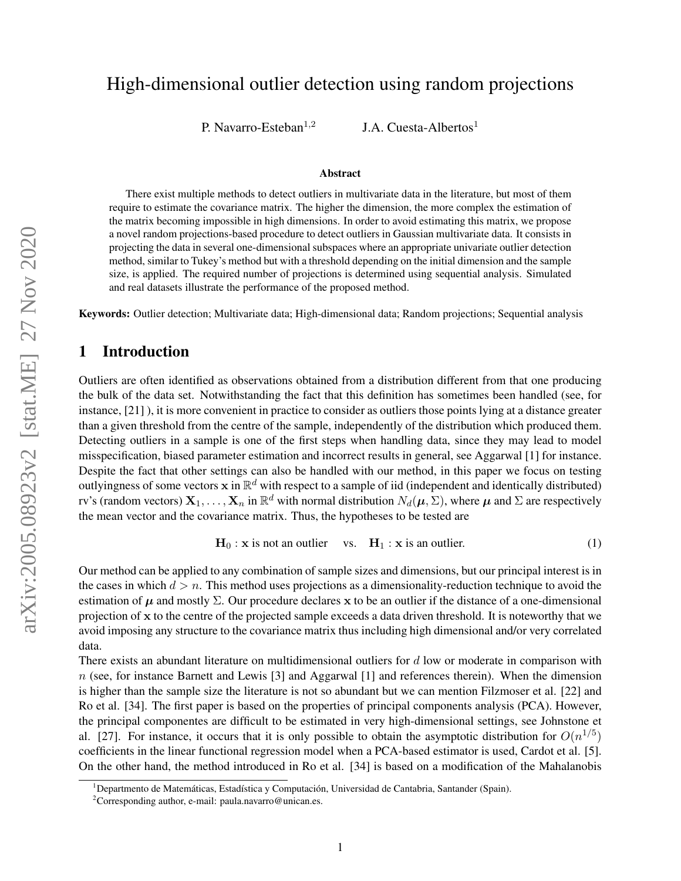# High-dimensional outlier detection using random projections

P. Navarro-Esteban[1,2] J.A. Cuesta-Albertos[1]

### Abstract

There exist multiple methods to detect outliers in multivariate data in the literature, but most of them require to estimate the covariance matrix. The higher the dimension, the more complex the estimation of the matrix becoming impossible in high dimensions. In order to avoid estimating this matrix, we propose a novel random projections-based procedure to detect outliers in Gaussian multivariate data. It consists in projecting the data in several one-dimensional subspaces where an appropriate univariate outlier detection method, similar to Tukey's method but with a threshold depending on the initial dimension and the sample size, is applied. The required number of projections is determined using sequential analysis. Simulated and real datasets illustrate the performance of the proposed method.

**Keywords:** Outlier detection; Multivariate data; High-dimensional data; Random projections; Sequential analysis

## 1 Introduction

Outliers are often identified as observations obtained from a distribution different from that one producing the bulk of the data set. Notwithstanding the fact that this definition has sometimes been handled (see, for instance, [21] ), it is more convenient in practice to consider as outliers those points lying at a distance greater than a given threshold from the centre of the sample, independently of the distribution which produced them. Detecting outliers in a sample is one of the first steps when handling data, since they may lead to model misspecification, biased parameter estimation and incorrect results in general, see Aggarwal [1] for instance. Despite the fact that other settings can also be handled with our method, in this paper we focus on testing outlyingness of some vectors $\mathbf{x}$ in $\mathbb{R}^d$ with respect to a sample of iid (independent and identically distributed) rv's (random vectors) $\mathbf{X}_1, \ldots, \mathbf{X}_n$ in $\mathbb{R}^d$ with normal distribution $N_d(\boldsymbol{\mu}, \Sigma)$, where $\boldsymbol{\mu}$ and $\Sigma$ are respectively the mean vector and the covariance matrix. Thus, the hypotheses to be tested are

$$\mathbf{H}_0 : \mathbf{x} \text{ is not an outlier} \quad \text{vs.} \quad \mathbf{H}_1 : \mathbf{x} \text{ is an outlier.} \tag{1}$$

Our method can be applied to any combination of sample sizes and dimensions, but our principal interest is in the cases in which $d > n$. This method uses projections as a dimensionality-reduction technique to avoid the estimation of $\boldsymbol{\mu}$ and mostly $\Sigma$. Our procedure declares $\mathbf{x}$ to be an outlier if the distance of a one-dimensional projection of $\mathbf{x}$ to the centre of the projected sample exceeds a data driven threshold. It is noteworthy that we avoid imposing any structure to the covariance matrix thus including high dimensional and/or very correlated data.

There exists an abundant literature on multidimensional outliers for $d$ low or moderate in comparison with $n$ (see, for instance Barnett and Lewis [3] and Aggarwal [1] and references therein). When the dimension is higher than the sample size the literature is not so abundant but we can mention Filzmoser et al. [22] and Ro et al. [34]. The first paper is based on the properties of principal components analysis (PCA). However, the principal componentes are difficult to be estimated in very high-dimensional settings, see Johnstone et al. [27]. For instance, it occurs that it is only possible to obtain the asymptotic distribution for $O(n^{1/5})$ coefficients in the linear functional regression model when a PCA-based estimator is used, Cardot et al. [5]. On the other hand, the method introduced in Ro et al. [34] is based on a modification of the Mahalanobis

[1]Departmento de Matemáticas, Estadística y Computación, Universidad de Cantabria, Santander (Spain).

[2]Corresponding author, e-mail: paula.navarro@unican.es.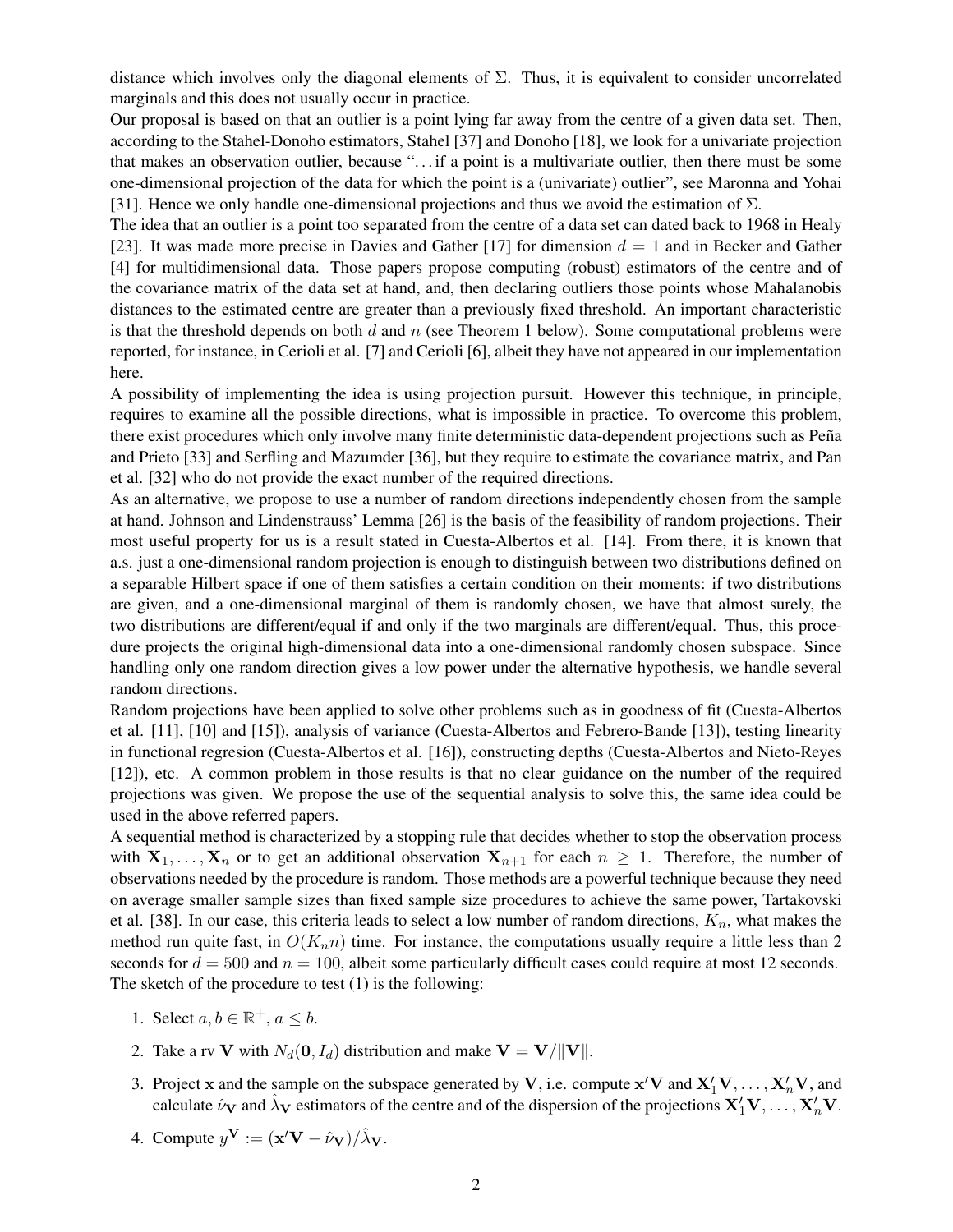distance which involves only the diagonal elements of $\Sigma$. Thus, it is equivalent to consider uncorrelated marginals and this does not usually occur in practice.

Our proposal is based on that an outlier is a point lying far away from the centre of a given data set. Then, according to the Stahel-Donoho estimators, Stahel [37] and Donoho [18], we look for a univariate projection that makes an observation outlier, because "…if a point is a multivariate outlier, then there must be some one-dimensional projection of the data for which the point is a (univariate) outlier", see Maronna and Yohai [31]. Hence we only handle one-dimensional projections and thus we avoid the estimation of $\Sigma$.

The idea that an outlier is a point too separated from the centre of a data set can dated back to 1968 in Healy [23]. It was made more precise in Davies and Gather [17] for dimension $d = 1$ and in Becker and Gather [4] for multidimensional data. Those papers propose computing (robust) estimators of the centre and of the covariance matrix of the data set at hand, and, then declaring outliers those points whose Mahalanobis distances to the estimated centre are greater than a previously fixed threshold. An important characteristic is that the threshold depends on both $d$ and $n$ (see Theorem 1 below). Some computational problems were reported, for instance, in Cerioli et al. [7] and Cerioli [6], albeit they have not appeared in our implementation here.

A possibility of implementing the idea is using projection pursuit. However this technique, in principle, requires to examine all the possible directions, what is impossible in practice. To overcome this problem, there exist procedures which only involve many finite deterministic data-dependent projections such as Peña and Prieto [33] and Serfling and Mazumder [36], but they require to estimate the covariance matrix, and Pan et al. [32] who do not provide the exact number of the required directions.

As an alternative, we propose to use a number of random directions independently chosen from the sample at hand. Johnson and Lindenstrauss' Lemma [26] is the basis of the feasibility of random projections. Their most useful property for us is a result stated in Cuesta-Albertos et al. [14]. From there, it is known that a.s. just a one-dimensional random projection is enough to distinguish between two distributions defined on a separable Hilbert space if one of them satisfies a certain condition on their moments: if two distributions are given, and a one-dimensional marginal of them is randomly chosen, we have that almost surely, the two distributions are different/equal if and only if the two marginals are different/equal. Thus, this procedure projects the original high-dimensional data into a one-dimensional randomly chosen subspace. Since handling only one random direction gives a low power under the alternative hypothesis, we handle several random directions.

Random projections have been applied to solve other problems such as in goodness of fit (Cuesta-Albertos et al. [11], [10] and [15]), analysis of variance (Cuesta-Albertos and Febrero-Bande [13]), testing linearity in functional regresion (Cuesta-Albertos et al. [16]), constructing depths (Cuesta-Albertos and Nieto-Reyes [12]), etc. A common problem in those results is that no clear guidance on the number of the required projections was given. We propose the use of the sequential analysis to solve this, the same idea could be used in the above referred papers.

A sequential method is characterized by a stopping rule that decides whether to stop the observation process with $\mathbf{X}_1, \ldots, \mathbf{X}_n$ or to get an additional observation $\mathbf{X}_{n+1}$ for each $n \geq 1$. Therefore, the number of observations needed by the procedure is random. Those methods are a powerful technique because they need on average smaller sample sizes than fixed sample size procedures to achieve the same power, Tartakovski et al. [38]. In our case, this criteria leads to select a low number of random directions, $K_n$, what makes the method run quite fast, in $O(K_n n)$ time. For instance, the computations usually require a little less than 2 seconds for $d = 500$ and $n = 100$, albeit some particularly difficult cases could require at most 12 seconds.

The sketch of the procedure to test (1) is the following:

1. Select $a, b \in \mathbb{R}^+$, $a \leq b$.
2. Take a rv $\mathbf{V}$ with $N_d(\mathbf{0}, I_d)$ distribution and make $\mathbf{V} = \mathbf{V}/\|\mathbf{V}\|$.
3. Project $\mathbf{x}$ and the sample on the subspace generated by $\mathbf{V}$, i.e. compute $\mathbf{x}'\mathbf{V}$ and $\mathbf{X}_1'\mathbf{V}, \ldots, \mathbf{X}_n'\mathbf{V}$, and calculate $\hat{\nu}_{\mathbf{V}}$ and $\hat{\lambda}_{\mathbf{V}}$ estimators of the centre and of the dispersion of the projections $\mathbf{X}_1'\mathbf{V}, \ldots, \mathbf{X}_n'\mathbf{V}$.
4. Compute $y^{\mathbf{V}} := (\mathbf{x}'\mathbf{V} - \hat{\nu}_{\mathbf{V}})/\hat{\lambda}_{\mathbf{V}}$.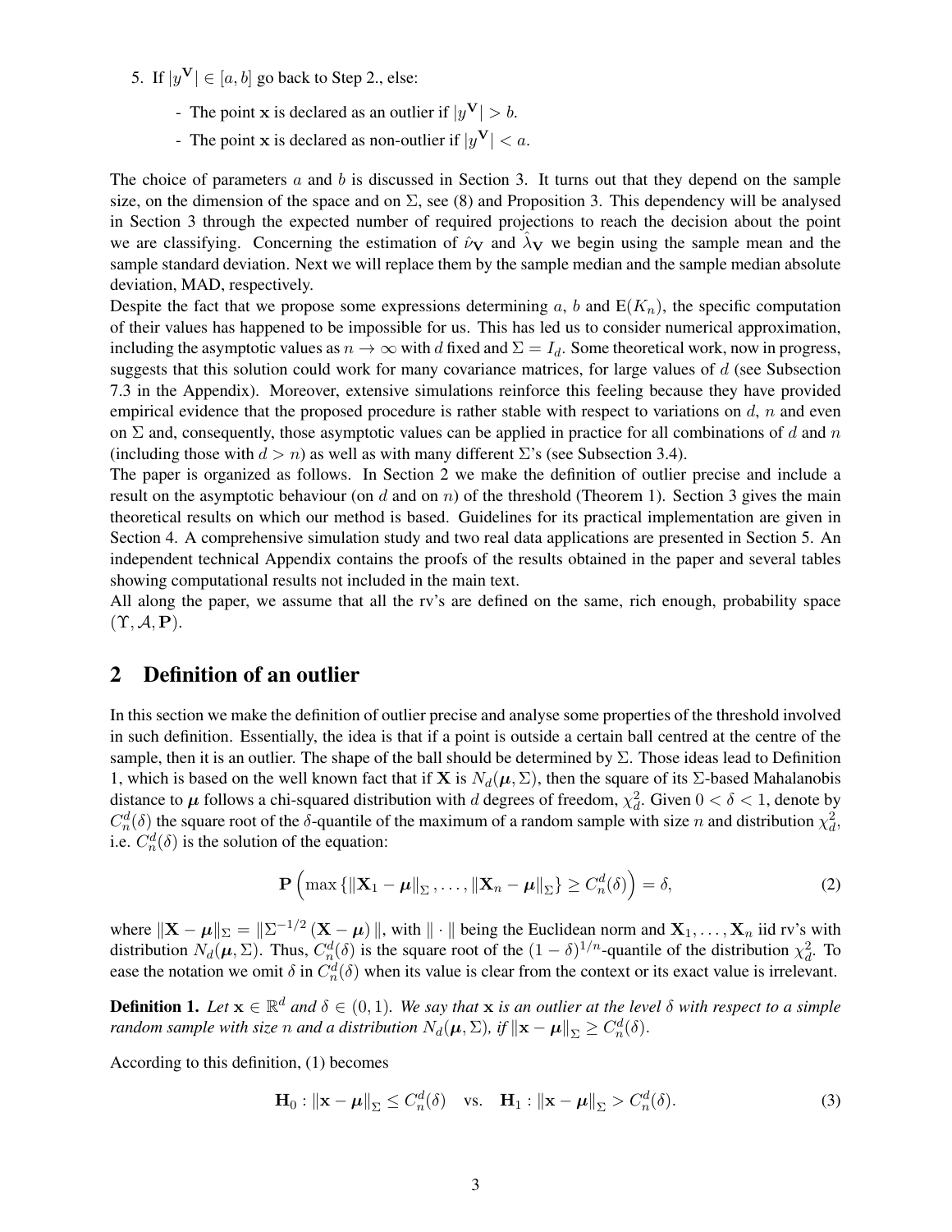5. If $|y^{\mathbf{V}}| \in [a,b]$ go back to Step 2., else:

   - The point $\mathbf{x}$ is declared as an outlier if $|y^{\mathbf{V}}| > b$.
   - The point $\mathbf{x}$ is declared as non-outlier if $|y^{\mathbf{V}}| < a$.

The choice of parameters $a$ and $b$ is discussed in Section 3. It turns out that they depend on the sample size, on the dimension of the space and on $\Sigma$, see (8) and Proposition 3. This dependency will be analysed in Section 3 through the expected number of required projections to reach the decision about the point we are classifying. Concerning the estimation of $\hat{\nu}_{\mathbf{V}}$ and $\hat{\lambda}_{\mathbf{V}}$ we begin using the sample mean and the sample standard deviation. Next we will replace them by the sample median and the sample median absolute deviation, MAD, respectively.

Despite the fact that we propose some expressions determining $a$, $b$ and $\mathrm{E}(K_n)$, the specific computation of their values has happened to be impossible for us. This has led us to consider numerical approximation, including the asymptotic values as $n \to \infty$ with $d$ fixed and $\Sigma = I_d$. Some theoretical work, now in progress, suggests that this solution could work for many covariance matrices, for large values of $d$ (see Subsection 7.3 in the Appendix). Moreover, extensive simulations reinforce this feeling because they have provided empirical evidence that the proposed procedure is rather stable with respect to variations on $d$, $n$ and even on $\Sigma$ and, consequently, those asymptotic values can be applied in practice for all combinations of $d$ and $n$ (including those with $d > n$) as well as with many different $\Sigma$'s (see Subsection 3.4).

The paper is organized as follows. In Section 2 we make the definition of outlier precise and include a result on the asymptotic behaviour (on $d$ and on $n$) of the threshold (Theorem 1). Section 3 gives the main theoretical results on which our method is based. Guidelines for its practical implementation are given in Section 4. A comprehensive simulation study and two real data applications are presented in Section 5. An independent technical Appendix contains the proofs of the results obtained in the paper and several tables showing computational results not included in the main text.

All along the paper, we assume that all the rv's are defined on the same, rich enough, probability space $(\Upsilon, \mathcal{A}, \mathbf{P})$.

## 2 Definition of an outlier

In this section we make the definition of outlier precise and analyse some properties of the threshold involved in such definition. Essentially, the idea is that if a point is outside a certain ball centred at the centre of the sample, then it is an outlier. The shape of the ball should be determined by $\Sigma$. Those ideas lead to Definition 1, which is based on the well known fact that if $\mathbf{X}$ is $N_d(\boldsymbol{\mu}, \Sigma)$, then the square of its $\Sigma$-based Mahalanobis distance to $\boldsymbol{\mu}$ follows a chi-squared distribution with $d$ degrees of freedom, $\chi^2_d$. Given $0 < \delta < 1$, denote by $C^d_n(\delta)$ the square root of the $\delta$-quantile of the maximum of a random sample with size $n$ and distribution $\chi^2_d$, i.e. $C^d_n(\delta)$ is the solution of the equation:

$$\mathbf{P}\left(\max\left\{\|\mathbf{X}_1 - \boldsymbol{\mu}\|_{\Sigma}, \ldots, \|\mathbf{X}_n - \boldsymbol{\mu}\|_{\Sigma}\right\} \geq C^d_n(\delta)\right) = \delta, \tag{2}$$

where $\|\mathbf{X} - \boldsymbol{\mu}\|_{\Sigma} = \|\Sigma^{-1/2}(\mathbf{X} - \boldsymbol{\mu})\|$, with $\|\cdot\|$ being the Euclidean norm and $\mathbf{X}_1, \ldots, \mathbf{X}_n$ iid rv's with distribution $N_d(\boldsymbol{\mu}, \Sigma)$. Thus, $C^d_n(\delta)$ is the square root of the $(1-\delta)^{1/n}$-quantile of the distribution $\chi^2_d$. To ease the notation we omit $\delta$ in $C^d_n(\delta)$ when its value is clear from the context or its exact value is irrelevant.

**Definition 1.** *Let $\mathbf{x} \in \mathbb{R}^d$ and $\delta \in (0,1)$. We say that $\mathbf{x}$ is an outlier at the level $\delta$ with respect to a simple random sample with size $n$ and a distribution $N_d(\boldsymbol{\mu}, \Sigma)$, if $\|\mathbf{x} - \boldsymbol{\mu}\|_{\Sigma} \geq C^d_n(\delta)$.*

According to this definition, (1) becomes

$$\mathbf{H}_0 : \|\mathbf{x} - \boldsymbol{\mu}\|_{\Sigma} \leq C^d_n(\delta) \quad \text{vs.} \quad \mathbf{H}_1 : \|\mathbf{x} - \boldsymbol{\mu}\|_{\Sigma} > C^d_n(\delta). \tag{3}$$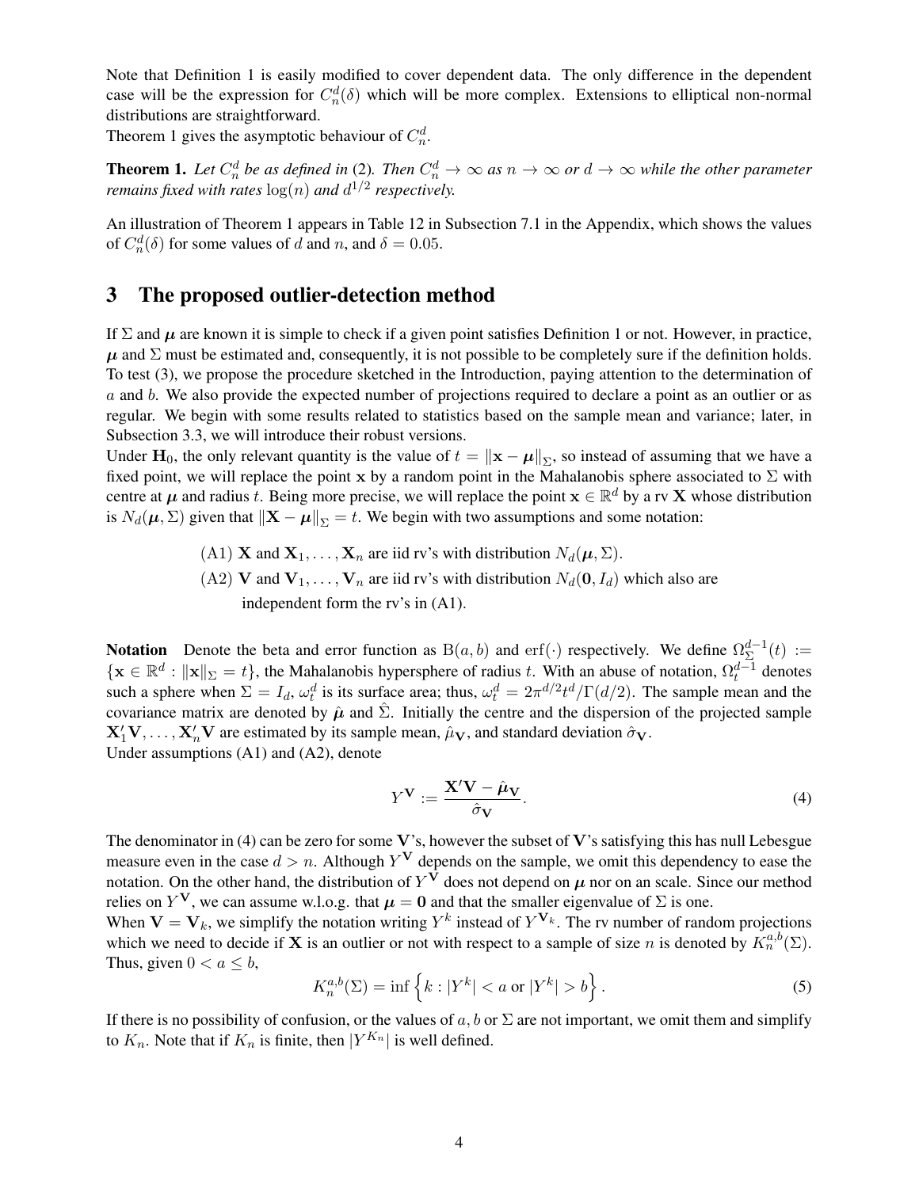Note that Definition 1 is easily modified to cover dependent data. The only difference in the dependent case will be the expression for $C_n^d(\delta)$ which will be more complex. Extensions to elliptical non-normal distributions are straightforward.
Theorem 1 gives the asymptotic behaviour of $C_n^d$.

**Theorem 1.** *Let $C_n^d$ be as defined in (2). Then $C_n^d \to \infty$ as $n \to \infty$ or $d \to \infty$ while the other parameter remains fixed with rates $\log(n)$ and $d^{1/2}$ respectively.*

An illustration of Theorem 1 appears in Table 12 in Subsection 7.1 in the Appendix, which shows the values of $C_n^d(\delta)$ for some values of $d$ and $n$, and $\delta = 0.05$.

## 3 The proposed outlier-detection method

If $\Sigma$ and $\boldsymbol{\mu}$ are known it is simple to check if a given point satisfies Definition 1 or not. However, in practice, $\boldsymbol{\mu}$ and $\Sigma$ must be estimated and, consequently, it is not possible to be completely sure if the definition holds. To test (3), we propose the procedure sketched in the Introduction, paying attention to the determination of $a$ and $b$. We also provide the expected number of projections required to declare a point as an outlier or as regular. We begin with some results related to statistics based on the sample mean and variance; later, in Subsection 3.3, we will introduce their robust versions.
Under $\mathbf{H}_0$, the only relevant quantity is the value of $t = \|\mathbf{x} - \boldsymbol{\mu}\|_\Sigma$, so instead of assuming that we have a fixed point, we will replace the point $\mathbf{x}$ by a random point in the Mahalanobis sphere associated to $\Sigma$ with centre at $\boldsymbol{\mu}$ and radius $t$. Being more precise, we will replace the point $\mathbf{x} \in \mathbb{R}^d$ by a rv $\mathbf{X}$ whose distribution is $N_d(\boldsymbol{\mu}, \Sigma)$ given that $\|\mathbf{X} - \boldsymbol{\mu}\|_\Sigma = t$. We begin with two assumptions and some notation:

(A1) $\mathbf{X}$ and $\mathbf{X}_1, \ldots, \mathbf{X}_n$ are iid rv's with distribution $N_d(\boldsymbol{\mu}, \Sigma)$.

(A2) $\mathbf{V}$ and $\mathbf{V}_1, \ldots, \mathbf{V}_n$ are iid rv's with distribution $N_d(\mathbf{0}, I_d)$ which also are independent form the rv's in (A1).

**Notation** Denote the beta and error function as $\mathrm{B}(a, b)$ and $\mathrm{erf}(\cdot)$ respectively. We define $\Omega_\Sigma^{d-1}(t) := \{\mathbf{x} \in \mathbb{R}^d : \|\mathbf{x}\|_\Sigma = t\}$, the Mahalanobis hypersphere of radius $t$. With an abuse of notation, $\Omega_t^{d-1}$ denotes such a sphere when $\Sigma = I_d$, $\omega_t^d$ is its surface area; thus, $\omega_t^d = 2\pi^{d/2} t^d / \Gamma(d/2)$. The sample mean and the covariance matrix are denoted by $\hat{\boldsymbol{\mu}}$ and $\hat{\Sigma}$. Initially the centre and the dispersion of the projected sample $\mathbf{X}_1'\mathbf{V}, \ldots, \mathbf{X}_n'\mathbf{V}$ are estimated by its sample mean, $\hat{\mu}_\mathbf{V}$, and standard deviation $\hat{\sigma}_\mathbf{V}$.
Under assumptions (A1) and (A2), denote

$$
Y^\mathbf{V} := \frac{\mathbf{X}'\mathbf{V} - \hat{\boldsymbol{\mu}}_\mathbf{V}}{\hat{\sigma}_\mathbf{V}}. \tag{4}
$$

The denominator in (4) can be zero for some $\mathbf{V}$'s, however the subset of $\mathbf{V}$'s satisfying this has null Lebesgue measure even in the case $d > n$. Although $Y^\mathbf{V}$ depends on the sample, we omit this dependency to ease the notation. On the other hand, the distribution of $Y^\mathbf{V}$ does not depend on $\boldsymbol{\mu}$ nor on an scale. Since our method relies on $Y^\mathbf{V}$, we can assume w.l.o.g. that $\boldsymbol{\mu} = \mathbf{0}$ and that the smaller eigenvalue of $\Sigma$ is one.
When $\mathbf{V} = \mathbf{V}_k$, we simplify the notation writing $Y^k$ instead of $Y^{\mathbf{V}_k}$. The rv number of random projections which we need to decide if $\mathbf{X}$ is an outlier or not with respect to a sample of size $n$ is denoted by $K_n^{a,b}(\Sigma)$. Thus, given $0 < a \leq b$,

$$
K_n^{a,b}(\Sigma) = \inf\left\{k : |Y^k| < a \text{ or } |Y^k| > b\right\}. \tag{5}
$$

If there is no possibility of confusion, or the values of $a, b$ or $\Sigma$ are not important, we omit them and simplify to $K_n$. Note that if $K_n$ is finite, then $|Y^{K_n}|$ is well defined.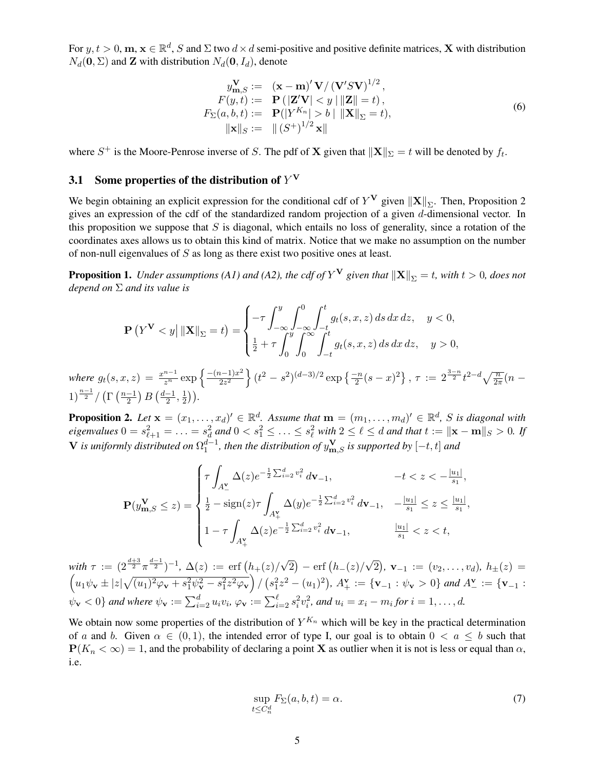For $y, t > 0$, $\mathbf{m}, \mathbf{x} \in \mathbb{R}^d$, $S$ and $\Sigma$ two $d \times d$ semi-positive and positive definite matrices, $\mathbf{X}$ with distribution $N_d(\mathbf{0}, \Sigma)$ and $\mathbf{Z}$ with distribution $N_d(\mathbf{0}, I_d)$, denote

$$
\begin{aligned}
y^{\mathbf{V}}_{\mathbf{m},S} &:= (\mathbf{x} - \mathbf{m})' \mathbf{V} / (\mathbf{V}' S \mathbf{V})^{1/2}, \\
F(y,t) &:= \mathbf{P}(|\mathbf{Z}'\mathbf{V}| < y \mid \|\mathbf{Z}\| = t), \\
F_\Sigma(a,b,t) &:= \mathbf{P}(|Y^{K_n}| > b \mid \|\mathbf{X}\|_\Sigma = t), \\
\|\mathbf{x}\|_S &:= \| (S^+)^{1/2} \mathbf{x} \|
\end{aligned}
\tag{6}
$$

where $S^+$ is the Moore-Penrose inverse of $S$. The pdf of $\mathbf{X}$ given that $\|\mathbf{X}\|_\Sigma = t$ will be denoted by $f_t$.

### 3.1 Some properties of the distribution of $Y^{\mathbf{V}}$

We begin obtaining an explicit expression for the conditional cdf of $Y^{\mathbf{V}}$ given $\|\mathbf{X}\|_\Sigma$. Then, Proposition 2 gives an expression of the cdf of the standardized random projection of a given $d$-dimensional vector. In this proposition we suppose that $S$ is diagonal, which entails no loss of generality, since a rotation of the coordinates axes allows us to obtain this kind of matrix. Notice that we make no assumption on the number of non-null eigenvalues of $S$ as long as there exist two positive ones at least.

**Proposition 1.** *Under assumptions (A1) and (A2), the cdf of $Y^{\mathbf{V}}$ given that $\|\mathbf{X}\|_\Sigma = t$, with $t > 0$, does not depend on $\Sigma$ and its value is*

$$
\mathbf{P}\left(Y^{\mathbf{V}} < y \middle| \|\mathbf{X}\|_\Sigma = t\right) =
\begin{cases}
-\tau \displaystyle\int_{-\infty}^{y} \int_{-\infty}^{0} \int_{-t}^{t} g_t(s,x,z)\, ds\, dx\, dz, & y < 0, \\
\frac{1}{2} + \tau \displaystyle\int_{0}^{y} \int_{0}^{\infty} \int_{-t}^{t} g_t(s,x,z)\, ds\, dx\, dz, & y > 0,
\end{cases}
$$

*where* $g_t(s,x,z) = \frac{x^{n-1}}{z^n} \exp\left\{\frac{-(n-1)x^2}{2z^2}\right\} (t^2 - s^2)^{(d-3)/2} \exp\left\{\frac{-n}{2}(s-x)^2\right\}$, $\tau := 2^{\frac{3-n}{2}} t^{2-d} \sqrt{\frac{n}{2\pi}} (n-1)^{\frac{n-1}{2}} / \left(\Gamma\left(\frac{n-1}{2}\right) B\left(\frac{d-1}{2}, \frac{1}{2}\right)\right)$.

**Proposition 2.** *Let $\mathbf{x} = (x_1, \ldots, x_d)' \in \mathbb{R}^d$. Assume that $\mathbf{m} = (m_1, \ldots, m_d)' \in \mathbb{R}^d$, $S$ is diagonal with eigenvalues $0 = s^2_{\ell+1} = \ldots = s^2_d$ and $0 < s^2_1 \leq \ldots \leq s^2_\ell$ with $2 \leq \ell \leq d$ and that $t := \|\mathbf{x} - \mathbf{m}\|_S > 0$. If $\mathbf{V}$ is uniformly distributed on $\Omega^{d-1}_1$, then the distribution of $y^{\mathbf{V}}_{\mathbf{m},S}$ is supported by $[-t, t]$ and*

$$
\mathbf{P}(y^{\mathbf{V}}_{\mathbf{m},S} \leq z) =
\begin{cases}
\tau \displaystyle\int_{A^{\mathbf{v}}_-} \Delta(z) e^{-\frac{1}{2}\sum_{i=2}^d v_i^2}\, d\mathbf{v}_{-1}, & -t < z < -\frac{|u_1|}{s_1}, \\
\frac{1}{2} - \operatorname{sign}(z) \tau \displaystyle\int_{A^{\mathbf{v}}_+} \Delta(y) e^{-\frac{1}{2}\sum_{i=2}^d v_i^2}\, d\mathbf{v}_{-1}, & -\frac{|u_1|}{s_1} \leq z \leq \frac{|u_1|}{s_1}, \\
1 - \tau \displaystyle\int_{A^{\mathbf{v}}_+} \Delta(z) e^{-\frac{1}{2}\sum_{i=2}^d v_i^2}\, d\mathbf{v}_{-1}, & \frac{|u_1|}{s_1} < z < t,
\end{cases}
$$

*with* $\tau := (2^{\frac{d+3}{2}} \pi^{\frac{d-1}{2}})^{-1}$, $\Delta(z) := \operatorname{erf}\left(h_+(z)/\sqrt{2}\right) - \operatorname{erf}\left(h_-(z)/\sqrt{2}\right)$, $\mathbf{v}_{-1} := (v_2, \ldots, v_d)$, $h_\pm(z) = \left(u_1 \psi_{\mathbf{v}} \pm |z| \sqrt{(u_1)^2 \varphi_{\mathbf{v}} + s_1^2 \psi_{\mathbf{v}}^2 - s_1^2 z^2 \varphi_{\mathbf{v}}}\right) / \left(s_1^2 z^2 - (u_1)^2\right)$, $A^{\mathbf{v}}_+ := \{\mathbf{v}_{-1} : \psi_{\mathbf{v}} > 0\}$ *and* $A^{\mathbf{v}}_- := \{\mathbf{v}_{-1} : \psi_{\mathbf{v}} < 0\}$ *and where* $\psi_{\mathbf{v}} := \sum_{i=2}^d u_i v_i$, $\varphi_{\mathbf{v}} := \sum_{i=2}^\ell s_i^2 v_i^2$, *and* $u_i = x_i - m_i$ *for* $i = 1, \ldots, d$.

We obtain now some properties of the distribution of $Y^{K_n}$ which will be key in the practical determination of $a$ and $b$. Given $\alpha \in (0,1)$, the intended error of type I, our goal is to obtain $0 < a \leq b$ such that $\mathbf{P}(K_n < \infty) = 1$, and the probability of declaring a point $\mathbf{X}$ as outlier when it is not is less or equal than $\alpha$, i.e.

$$
\sup_{t \leq C^d_n} F_\Sigma(a,b,t) = \alpha. \tag{7}
$$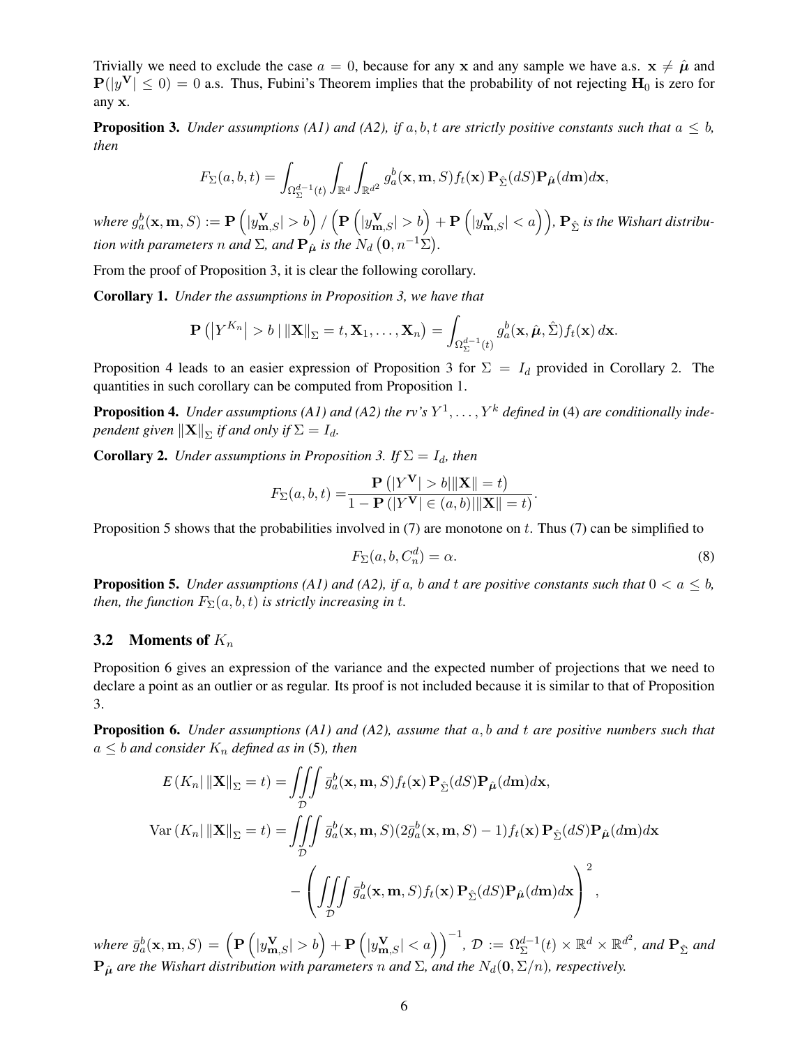Trivially we need to exclude the case $a = 0$, because for any $\mathbf{x}$ and any sample we have a.s. $\mathbf{x} \neq \hat{\boldsymbol{\mu}}$ and $\mathbf{P}(|y^{\mathbf{V}}| \leq 0) = 0$ a.s. Thus, Fubini's Theorem implies that the probability of not rejecting $\mathbf{H}_0$ is zero for any $\mathbf{x}$.

**Proposition 3.** *Under assumptions (A1) and (A2), if $a, b, t$ are strictly positive constants such that $a \leq b$, then*

$$F_\Sigma(a, b, t) = \int_{\Omega_\Sigma^{d-1}(t)} \int_{\mathbb{R}^d} \int_{\mathbb{R}^{d^2}} g_a^b(\mathbf{x}, \mathbf{m}, S) f_t(\mathbf{x})\, \mathbf{P}_{\hat{\Sigma}}(dS) \mathbf{P}_{\hat{\boldsymbol{\mu}}}(d\mathbf{m}) d\mathbf{x},$$

*where $g_a^b(\mathbf{x}, \mathbf{m}, S) := \mathbf{P}\left(|y_{\mathbf{m},S}^{\mathbf{V}}| > b\right) / \left(\mathbf{P}\left(|y_{\mathbf{m},S}^{\mathbf{V}}| > b\right) + \mathbf{P}\left(|y_{\mathbf{m},S}^{\mathbf{V}}| < a\right)\right)$, $\mathbf{P}_{\hat{\Sigma}}$ is the Wishart distribution with parameters $n$ and $\Sigma$, and $\mathbf{P}_{\hat{\boldsymbol{\mu}}}$ is the $N_d\left(\mathbf{0}, n^{-1}\Sigma\right)$.*

From the proof of Proposition 3, it is clear the following corollary.

**Corollary 1.** *Under the assumptions in Proposition 3, we have that*

$$\mathbf{P}\left(\left|Y^{K_n}\right| > b \mid \|\mathbf{X}\|_\Sigma = t, \mathbf{X}_1, \ldots, \mathbf{X}_n\right) = \int_{\Omega_\Sigma^{d-1}(t)} g_a^b(\mathbf{x}, \hat{\boldsymbol{\mu}}, \hat{\Sigma}) f_t(\mathbf{x})\, d\mathbf{x}.$$

Proposition 4 leads to an easier expression of Proposition 3 for $\Sigma = I_d$ provided in Corollary 2. The quantities in such corollary can be computed from Proposition 1.

**Proposition 4.** *Under assumptions (A1) and (A2) the rv's $Y^1, \ldots, Y^k$ defined in* (4) *are conditionally independent given $\|\mathbf{X}\|_\Sigma$ if and only if $\Sigma = I_d$.*

**Corollary 2.** *Under assumptions in Proposition 3. If $\Sigma = I_d$, then*

$$F_\Sigma(a, b, t) = \frac{\mathbf{P}\left(|Y^{\mathbf{V}}| > b \,|\, \|\mathbf{X}\| = t\right)}{1 - \mathbf{P}\left(|Y^{\mathbf{V}}| \in (a, b) \,|\, \|\mathbf{X}\| = t\right)}.$$

Proposition 5 shows that the probabilities involved in (7) are monotone on $t$. Thus (7) can be simplified to

$$F_\Sigma(a, b, C_n^d) = \alpha. \tag{8}$$

**Proposition 5.** *Under assumptions (A1) and (A2), if $a$, $b$ and $t$ are positive constants such that $0 < a \leq b$, then, the function $F_\Sigma(a, b, t)$ is strictly increasing in $t$.*

### 3.2 Moments of $K_n$

Proposition 6 gives an expression of the variance and the expected number of projections that we need to declare a point as an outlier or as regular. Its proof is not included because it is similar to that of Proposition 3.

**Proposition 6.** *Under assumptions (A1) and (A2), assume that $a, b$ and $t$ are positive numbers such that $a \leq b$ and consider $K_n$ defined as in* (5)*, then*

$$E\left(K_n \,|\, \|\mathbf{X}\|_\Sigma = t\right) = \iiint\limits_{\mathcal{D}} \bar{g}_a^b(\mathbf{x}, \mathbf{m}, S) f_t(\mathbf{x})\, \mathbf{P}_{\hat{\Sigma}}(dS) \mathbf{P}_{\hat{\boldsymbol{\mu}}}(d\mathbf{m}) d\mathbf{x},$$

$$\operatorname{Var}\left(K_n \,|\, \|\mathbf{X}\|_\Sigma = t\right) = \iiint\limits_{\mathcal{D}} \bar{g}_a^b(\mathbf{x}, \mathbf{m}, S)(2\bar{g}_a^b(\mathbf{x}, \mathbf{m}, S) - 1) f_t(\mathbf{x})\, \mathbf{P}_{\hat{\Sigma}}(dS) \mathbf{P}_{\hat{\boldsymbol{\mu}}}(d\mathbf{m}) d\mathbf{x}$$
$$- \left(\iiint\limits_{\mathcal{D}} \bar{g}_a^b(\mathbf{x}, \mathbf{m}, S) f_t(\mathbf{x})\, \mathbf{P}_{\hat{\Sigma}}(dS) \mathbf{P}_{\hat{\boldsymbol{\mu}}}(d\mathbf{m}) d\mathbf{x}\right)^2,$$

*where $\bar{g}_a^b(\mathbf{x}, \mathbf{m}, S) = \left(\mathbf{P}\left(|y_{\mathbf{m},S}^{\mathbf{V}}| > b\right) + \mathbf{P}\left(|y_{\mathbf{m},S}^{\mathbf{V}}| < a\right)\right)^{-1}$, $\mathcal{D} := \Omega_\Sigma^{d-1}(t) \times \mathbb{R}^d \times \mathbb{R}^{d^2}$, and $\mathbf{P}_{\hat{\Sigma}}$ and $\mathbf{P}_{\hat{\boldsymbol{\mu}}}$ are the Wishart distribution with parameters $n$ and $\Sigma$, and the $N_d(\mathbf{0}, \Sigma/n)$, respectively.*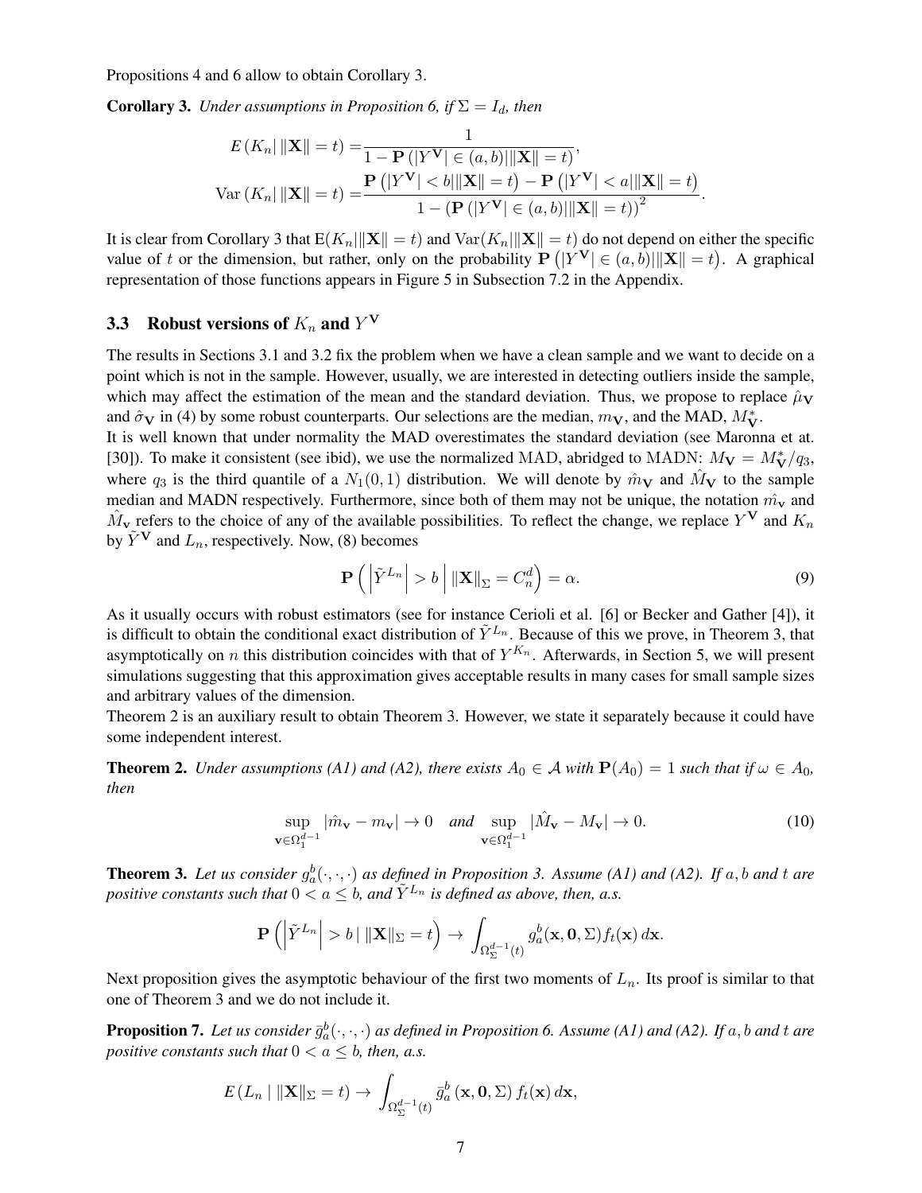Propositions 4 and 6 allow to obtain Corollary 3.

**Corollary 3.** *Under assumptions in Proposition 6, if $\Sigma = I_d$, then*

$$
\begin{aligned}
E\left(K_n \middle| \, \|\mathbf{X}\| = t\right) =& \frac{1}{1 - \mathbf{P}\left(|Y^{\mathbf{V}}| \in (a,b) | \|\mathbf{X}\| = t\right)}, \\
\operatorname{Var}\left(K_n \middle| \, \|\mathbf{X}\| = t\right) =& \frac{\mathbf{P}\left(|Y^{\mathbf{V}}| < b | \|\mathbf{X}\| = t\right) - \mathbf{P}\left(|Y^{\mathbf{V}}| < a | \|\mathbf{X}\| = t\right)}{1 - \left(\mathbf{P}\left(|Y^{\mathbf{V}}| \in (a,b) | \|\mathbf{X}\| = t\right)\right)^2}.
\end{aligned}
$$

It is clear from Corollary 3 that $\mathrm{E}(K_n | \|\mathbf{X}\| = t)$ and $\mathrm{Var}(K_n | \|\mathbf{X}\| = t)$ do not depend on either the specific value of $t$ or the dimension, but rather, only on the probability $\mathbf{P}\left(|Y^{\mathbf{V}}| \in (a,b) | \|\mathbf{X}\| = t\right)$. A graphical representation of those functions appears in Figure 5 in Subsection 7.2 in the Appendix.

### 3.3 Robust versions of $K_n$ and $Y^{\mathbf{V}}$

The results in Sections 3.1 and 3.2 fix the problem when we have a clean sample and we want to decide on a point which is not in the sample. However, usually, we are interested in detecting outliers inside the sample, which may affect the estimation of the mean and the standard deviation. Thus, we propose to replace $\hat{\mu}_{\mathbf{V}}$ and $\hat{\sigma}_{\mathbf{V}}$ in (4) by some robust counterparts. Our selections are the median, $m_{\mathbf{V}}$, and the MAD, $M^*_{\mathbf{V}}$.
It is well known that under normality the MAD overestimates the standard deviation (see Maronna et at. [30]). To make it consistent (see ibid), we use the normalized MAD, abridged to MADN: $M_{\mathbf{V}} = M^*_{\mathbf{V}}/q_3$, where $q_3$ is the third quantile of a $N_1(0,1)$ distribution. We will denote by $\hat{m}_{\mathbf{V}}$ and $\hat{M}_{\mathbf{V}}$ to the sample median and MADN respectively. Furthermore, since both of them may not be unique, the notation $\hat{m}_{\mathbf{v}}$ and $\hat{M}_{\mathbf{v}}$ refers to the choice of any of the available possibilities. To reflect the change, we replace $Y^{\mathbf{V}}$ and $K_n$ by $\tilde{Y}^{\mathbf{V}}$ and $L_n$, respectively. Now, (8) becomes

$$
\mathbf{P}\left( \left| \tilde{Y}^{L_n} \right| > b \; \middle| \; \|\mathbf{X}\|_{\Sigma} = C_n^d \right) = \alpha. \tag{9}
$$

As it usually occurs with robust estimators (see for instance Cerioli et al. [6] or Becker and Gather [4]), it is difficult to obtain the conditional exact distribution of $\tilde{Y}^{L_n}$. Because of this we prove, in Theorem 3, that asymptotically on $n$ this distribution coincides with that of $Y^{K_n}$. Afterwards, in Section 5, we will present simulations suggesting that this approximation gives acceptable results in many cases for small sample sizes and arbitrary values of the dimension.
Theorem 2 is an auxiliary result to obtain Theorem 3. However, we state it separately because it could have some independent interest.

**Theorem 2.** *Under assumptions (A1) and (A2), there exists $A_0 \in \mathcal{A}$ with $\mathbf{P}(A_0) = 1$ such that if $\omega \in A_0$, then*

$$
\sup_{\mathbf{v} \in \Omega_1^{d-1}} |\hat{m}_{\mathbf{v}} - m_{\mathbf{v}}| \to 0 \quad \text{and} \quad \sup_{\mathbf{v} \in \Omega_1^{d-1}} |\hat{M}_{\mathbf{v}} - M_{\mathbf{v}}| \to 0. \tag{10}
$$

**Theorem 3.** *Let us consider $g_a^b(\cdot,\cdot,\cdot)$ as defined in Proposition 3. Assume (A1) and (A2). If $a, b$ and $t$ are positive constants such that $0 < a \leq b$, and $\tilde{Y}^{L_n}$ is defined as above, then, a.s.*

$$
\mathbf{P}\left( \left| \tilde{Y}^{L_n} \right| > b \mid \|\mathbf{X}\|_{\Sigma} = t \right) \to \int_{\Omega_{\Sigma}^{d-1}(t)} g_a^b(\mathbf{x}, \mathbf{0}, \Sigma) f_t(\mathbf{x}) \, d\mathbf{x}.
$$

Next proposition gives the asymptotic behaviour of the first two moments of $L_n$. Its proof is similar to that one of Theorem 3 and we do not include it.

**Proposition 7.** *Let us consider $\bar{g}_a^b(\cdot,\cdot,\cdot)$ as defined in Proposition 6. Assume (A1) and (A2). If $a, b$ and $t$ are positive constants such that $0 < a \leq b$, then, a.s.*

$$
E\left(L_n \mid \|\mathbf{X}\|_{\Sigma} = t\right) \to \int_{\Omega_{\Sigma}^{d-1}(t)} \bar{g}_a^b\left(\mathbf{x}, \mathbf{0}, \Sigma\right) f_t(\mathbf{x}) \, d\mathbf{x},
$$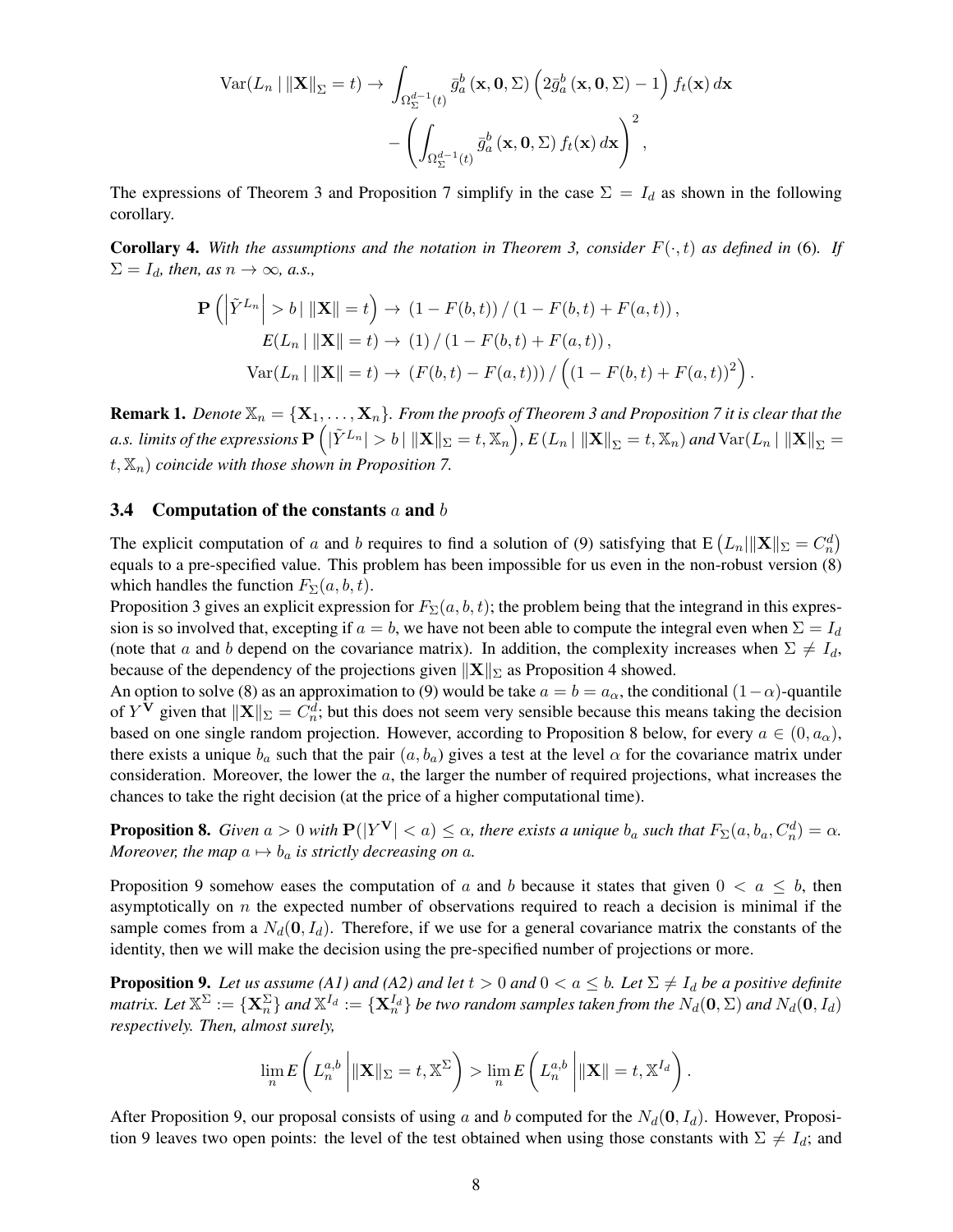$$
\mathrm{Var}(L_n \mid \|\mathbf{X}\|_\Sigma = t) \to \int_{\Omega_\Sigma^{d-1}(t)} \bar{g}_a^b\left(\mathbf{x}, \mathbf{0}, \Sigma\right)\left(2\bar{g}_a^b\left(\mathbf{x}, \mathbf{0}, \Sigma\right) - 1\right) f_t(\mathbf{x})\, d\mathbf{x} - \left(\int_{\Omega_\Sigma^{d-1}(t)} \bar{g}_a^b\left(\mathbf{x}, \mathbf{0}, \Sigma\right) f_t(\mathbf{x})\, d\mathbf{x}\right)^2,
$$

The expressions of Theorem 3 and Proposition 7 simplify in the case $\Sigma = I_d$ as shown in the following corollary.

**Corollary 4.** *With the assumptions and the notation in Theorem 3, consider $F(\cdot, t)$ as defined in* (6)*. If $\Sigma = I_d$, then, as $n \to \infty$, a.s.,*

$$
\mathbf{P}\left(\left|\tilde{Y}^{L_n}\right| > b \mid \|\mathbf{X}\| = t\right) \to \left(1 - F(b,t)\right) / \left(1 - F(b,t) + F(a,t)\right),
$$

$$
E(L_n \mid \|\mathbf{X}\| = t) \to (1) / \left(1 - F(b,t) + F(a,t)\right),
$$

$$
\mathrm{Var}(L_n \mid \|\mathbf{X}\| = t) \to \left(F(b,t) - F(a,t)\right) / \left(\left(1 - F(b,t) + F(a,t)\right)^2\right).
$$

**Remark 1.** *Denote $\mathbb{X}_n = \{\mathbf{X}_1, \ldots, \mathbf{X}_n\}$. From the proofs of Theorem 3 and Proposition 7 it is clear that the a.s. limits of the expressions $\mathbf{P}\left(|\tilde{Y}^{L_n}| > b \mid \|\mathbf{X}\|_\Sigma = t, \mathbb{X}_n\right)$, $E\left(L_n \mid \|\mathbf{X}\|_\Sigma = t, \mathbb{X}_n\right)$ and $\mathrm{Var}(L_n \mid \|\mathbf{X}\|_\Sigma = t, \mathbb{X}_n)$ coincide with those shown in Proposition 7.*

### 3.4 Computation of the constants $a$ and $b$

The explicit computation of $a$ and $b$ requires to find a solution of (9) satisfying that $\mathrm{E}\left(L_n \| \|\mathbf{X}\|_\Sigma = C_n^d\right)$ equals to a pre-specified value. This problem has been impossible for us even in the non-robust version (8) which handles the function $F_\Sigma(a, b, t)$.

Proposition 3 gives an explicit expression for $F_\Sigma(a, b, t)$; the problem being that the integrand in this expression is so involved that, excepting if $a = b$, we have not been able to compute the integral even when $\Sigma = I_d$ (note that $a$ and $b$ depend on the covariance matrix). In addition, the complexity increases when $\Sigma \neq I_d$, because of the dependency of the projections given $\|\mathbf{X}\|_\Sigma$ as Proposition 4 showed.

An option to solve (8) as an approximation to (9) would be take $a = b = a_\alpha$, the conditional $(1-\alpha)$-quantile of $Y^{\mathbf{V}}$ given that $\|\mathbf{X}\|_\Sigma = C_n^d$; but this does not seem very sensible because this means taking the decision based on one single random projection. However, according to Proposition 8 below, for every $a \in (0, a_\alpha)$, there exists a unique $b_a$ such that the pair $(a, b_a)$ gives a test at the level $\alpha$ for the covariance matrix under consideration. Moreover, the lower the $a$, the larger the number of required projections, what increases the chances to take the right decision (at the price of a higher computational time).

**Proposition 8.** *Given $a > 0$ with $\mathbf{P}(|Y^{\mathbf{V}}| < a) \leq \alpha$, there exists a unique $b_a$ such that $F_\Sigma(a, b_a, C_n^d) = \alpha$. Moreover, the map $a \mapsto b_a$ is strictly decreasing on $a$.*

Proposition 9 somehow eases the computation of $a$ and $b$ because it states that given $0 < a \leq b$, then asymptotically on $n$ the expected number of observations required to reach a decision is minimal if the sample comes from a $N_d(\mathbf{0}, I_d)$. Therefore, if we use for a general covariance matrix the constants of the identity, then we will make the decision using the pre-specified number of projections or more.

**Proposition 9.** *Let us assume (A1) and (A2) and let $t > 0$ and $0 < a \leq b$. Let $\Sigma \neq I_d$ be a positive definite matrix. Let $\mathbb{X}^\Sigma := \{\mathbf{X}_n^\Sigma\}$ and $\mathbb{X}^{I_d} := \{\mathbf{X}_n^{I_d}\}$ be two random samples taken from the $N_d(\mathbf{0}, \Sigma)$ and $N_d(\mathbf{0}, I_d)$ respectively. Then, almost surely,*

$$
\lim_n E\left(L_n^{a,b} \,\middle|\, \|\mathbf{X}\|_\Sigma = t, \mathbb{X}^\Sigma\right) > \lim_n E\left(L_n^{a,b} \,\middle|\, \|\mathbf{X}\| = t, \mathbb{X}^{I_d}\right).
$$

After Proposition 9, our proposal consists of using $a$ and $b$ computed for the $N_d(\mathbf{0}, I_d)$. However, Proposition 9 leaves two open points: the level of the test obtained when using those constants with $\Sigma \neq I_d$; and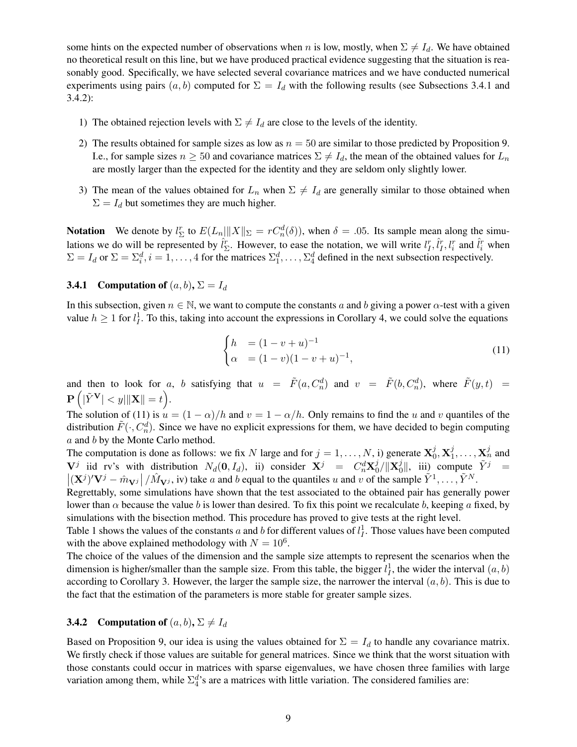some hints on the expected number of observations when $n$ is low, mostly, when $\Sigma \neq I_d$. We have obtained no theoretical result on this line, but we have produced practical evidence suggesting that the situation is reasonably good. Specifically, we have selected several covariance matrices and we have conducted numerical experiments using pairs $(a, b)$ computed for $\Sigma = I_d$ with the following results (see Subsections 3.4.1 and 3.4.2):

1) The obtained rejection levels with $\Sigma \neq I_d$ are close to the levels of the identity.

2) The results obtained for sample sizes as low as $n = 50$ are similar to those predicted by Proposition 9. I.e., for sample sizes $n \geq 50$ and covariance matrices $\Sigma \neq I_d$, the mean of the obtained values for $L_n$ are mostly larger than the expected for the identity and they are seldom only slightly lower.

3) The mean of the values obtained for $L_n$ when $\Sigma \neq I_d$ are generally similar to those obtained when $\Sigma = I_d$ but sometimes they are much higher.

**Notation** We denote by $l_\Sigma^r$ to $E(L_n \| \|X\|_\Sigma = rC_n^d(\delta))$, when $\delta = .05$. Its sample mean along the simulations we do will be represented by $\hat{l}_\Sigma^r$. However, to ease the notation, we will write $l_I^r, \hat{l}_I^r, l_i^r$ and $\hat{l}_i^r$ when $\Sigma = I_d$ or $\Sigma = \Sigma_i^d, i = 1, \ldots, 4$ for the matrices $\Sigma_1^d, \ldots, \Sigma_4^d$ defined in the next subsection respectively.

### 3.4.1 Computation of $(a, b)$, $\Sigma = I_d$

In this subsection, given $n \in \mathbb{N}$, we want to compute the constants $a$ and $b$ giving a power $\alpha$-test with a given value $h \geq 1$ for $l_I^1$. To this, taking into account the expressions in Corollary 4, we could solve the equations

$$
\begin{cases} h &= (1 - v + u)^{-1} \\ \alpha &= (1 - v)(1 - v + u)^{-1}, \end{cases} \tag{11}
$$

and then to look for $a$, $b$ satisfying that $u = \tilde{F}(a, C_n^d)$ and $v = \tilde{F}(b, C_n^d)$, where $\tilde{F}(y, t) = \mathbf{P}\left(|\tilde{Y}^{\mathbf{V}}| < y \| \|\mathbf{X}\| = t\right)$.

The solution of (11) is $u = (1 - \alpha)/h$ and $v = 1 - \alpha/h$. Only remains to find the $u$ and $v$ quantiles of the distribution $\tilde{F}(\cdot, C_n^d)$. Since we have no explicit expressions for them, we have decided to begin computing $a$ and $b$ by the Monte Carlo method.

The computation is done as follows: we fix $N$ large and for $j = 1, \ldots, N$, i) generate $\mathbf{X}_0^j, \mathbf{X}_1^j, \ldots, \mathbf{X}_n^j$ and $\mathbf{V}^j$ iid rv's with distribution $N_d(\mathbf{0}, I_d)$, ii) consider $\mathbf{X}^j = C_n^d \mathbf{X}_0^j / \|\mathbf{X}_0^j\|$, iii) compute $\tilde{Y}^j = \left|(\mathbf{X}^j)'\mathbf{V}^j - \hat{m}_{\mathbf{V}^j}\right| / \hat{M}_{\mathbf{V}^j}$, iv) take $a$ and $b$ equal to the quantiles $u$ and $v$ of the sample $\tilde{Y}^1, \ldots, \tilde{Y}^N$.

Regrettably, some simulations have shown that the test associated to the obtained pair has generally power lower than $\alpha$ because the value $b$ is lower than desired. To fix this point we recalculate $b$, keeping $a$ fixed, by simulations with the bisection method. This procedure has proved to give tests at the right level.

Table 1 shows the values of the constants $a$ and $b$ for different values of $l_I^1$. Those values have been computed with the above explained methodology with $N = 10^6$.

The choice of the values of the dimension and the sample size attempts to represent the scenarios when the dimension is higher/smaller than the sample size. From this table, the bigger $l_I^1$, the wider the interval $(a, b)$ according to Corollary 3. However, the larger the sample size, the narrower the interval $(a, b)$. This is due to the fact that the estimation of the parameters is more stable for greater sample sizes.

### 3.4.2 Computation of $(a, b)$, $\Sigma \neq I_d$

Based on Proposition 9, our idea is using the values obtained for $\Sigma = I_d$ to handle any covariance matrix. We firstly check if those values are suitable for general matrices. Since we think that the worst situation with those constants could occur in matrices with sparse eigenvalues, we have chosen three families with large variation among them, while $\Sigma_4^d$'s are a matrices with little variation. The considered families are: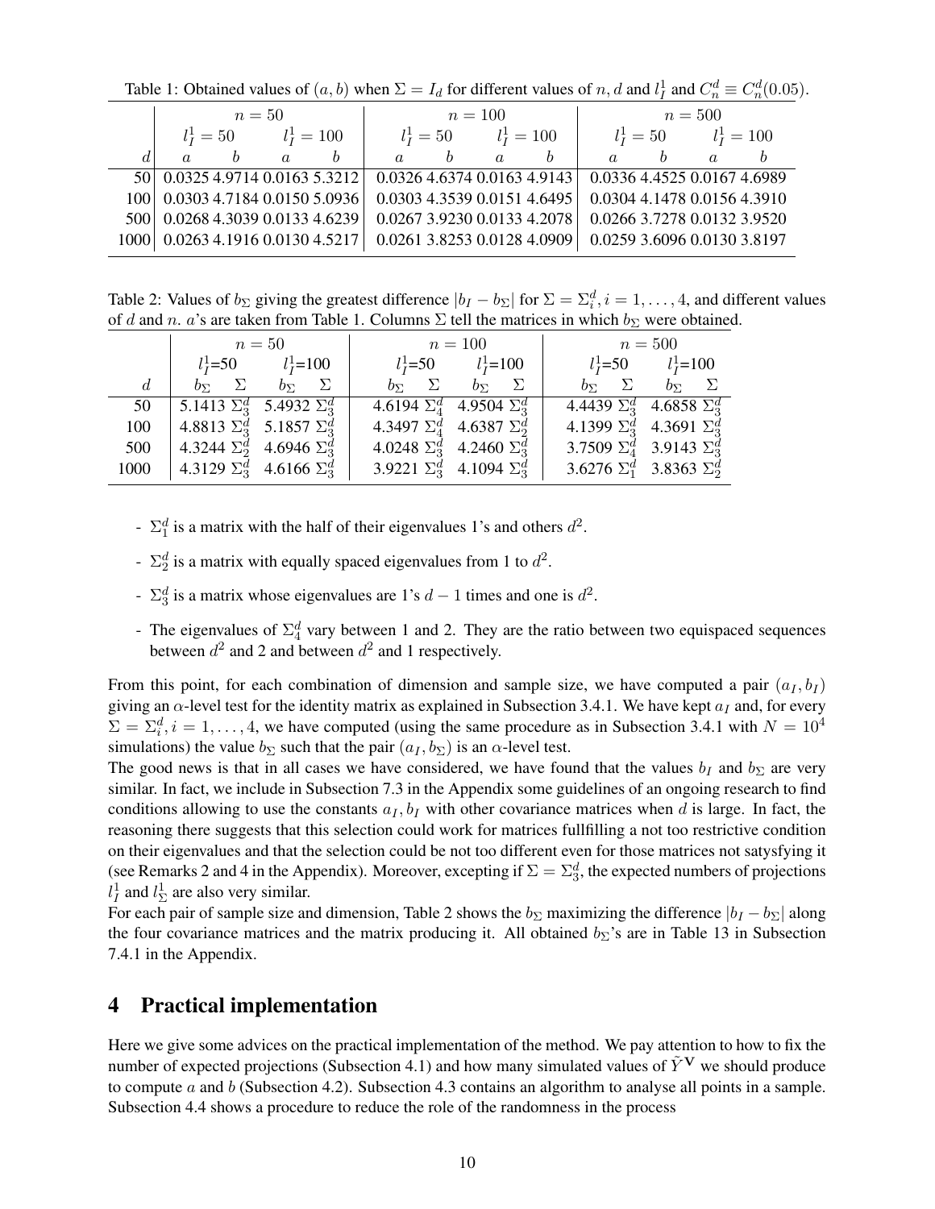Table 1: Obtained values of $(a,b)$ when $\Sigma = I_d$ for different values of $n$, $d$ and $l_I^1$ and $C_n^d \equiv C_n^d(0.05)$.

| | $n=50$ | | | | $n=100$ | | | | $n=500$ | | | |
|---|---|---|---|---|---|---|---|---|---|---|---|---|
| | $l_I^1=50$ | | $l_I^1=100$ | | $l_I^1=50$ | | $l_I^1=100$ | | $l_I^1=50$ | | $l_I^1=100$ | |
| $d$ | $a$ | $b$ | $a$ | $b$ | $a$ | $b$ | $a$ | $b$ | $a$ | $b$ | $a$ | $b$ |
| 50 | 0.0325 | 4.9714 | 0.0163 | 5.3212 | 0.0326 | 4.6374 | 0.0163 | 4.9143 | 0.0336 | 4.4525 | 0.0167 | 4.6989 |
| 100 | 0.0303 | 4.7184 | 0.0150 | 5.0936 | 0.0303 | 4.3539 | 0.0151 | 4.6495 | 0.0304 | 4.1478 | 0.0156 | 4.3910 |
| 500 | 0.0268 | 4.3039 | 0.0133 | 4.6239 | 0.0267 | 3.9230 | 0.0133 | 4.2078 | 0.0266 | 3.7278 | 0.0132 | 3.9520 |
| 1000 | 0.0263 | 4.1916 | 0.0130 | 4.5217 | 0.0261 | 3.8253 | 0.0128 | 4.0909 | 0.0259 | 3.6096 | 0.0130 | 3.8197 |

Table 2: Values of $b_\Sigma$ giving the greatest difference $|b_I - b_\Sigma|$ for $\Sigma = \Sigma_i^d, i = 1, \ldots, 4$, and different values of $d$ and $n$. $a$'s are taken from Table 1. Columns $\Sigma$ tell the matrices in which $b_\Sigma$ were obtained.

| | $n=50$ | | | | $n=100$ | | | | $n=500$ | | | |
|---|---|---|---|---|---|---|---|---|---|---|---|---|
| | $l_I^1$=50 | | $l_I^1$=100 | | $l_I^1$=50 | | $l_I^1$=100 | | $l_I^1$=50 | | $l_I^1$=100 | |
| $d$ | $b_\Sigma$ | $\Sigma$ | $b_\Sigma$ | $\Sigma$ | $b_\Sigma$ | $\Sigma$ | $b_\Sigma$ | $\Sigma$ | $b_\Sigma$ | $\Sigma$ | $b_\Sigma$ | $\Sigma$ |
| 50 | 5.1413 | $\Sigma_3^d$ | 5.4932 | $\Sigma_3^d$ | 4.6194 | $\Sigma_4^d$ | 4.9504 | $\Sigma_3^d$ | 4.4439 | $\Sigma_3^d$ | 4.6858 | $\Sigma_3^d$ |
| 100 | 4.8813 | $\Sigma_3^d$ | 5.1857 | $\Sigma_3^d$ | 4.3497 | $\Sigma_4^d$ | 4.6387 | $\Sigma_2^d$ | 4.1399 | $\Sigma_3^d$ | 4.3691 | $\Sigma_3^d$ |
| 500 | 4.3244 | $\Sigma_2^d$ | 4.6946 | $\Sigma_3^d$ | 4.0248 | $\Sigma_3^d$ | 4.2460 | $\Sigma_3^d$ | 3.7509 | $\Sigma_4^d$ | 3.9143 | $\Sigma_3^d$ |
| 1000 | 4.3129 | $\Sigma_3^d$ | 4.6166 | $\Sigma_3^d$ | 3.9221 | $\Sigma_3^d$ | 4.1094 | $\Sigma_3^d$ | 3.6276 | $\Sigma_1^d$ | 3.8363 | $\Sigma_2^d$ |

- $\Sigma_1^d$ is a matrix with the half of their eigenvalues 1's and others $d^2$.
- $\Sigma_2^d$ is a matrix with equally spaced eigenvalues from 1 to $d^2$.
- $\Sigma_3^d$ is a matrix whose eigenvalues are 1's $d-1$ times and one is $d^2$.
- The eigenvalues of $\Sigma_4^d$ vary between 1 and 2. They are the ratio between two equispaced sequences between $d^2$ and 2 and between $d^2$ and 1 respectively.

From this point, for each combination of dimension and sample size, we have computed a pair $(a_I, b_I)$ giving an $\alpha$-level test for the identity matrix as explained in Subsection 3.4.1. We have kept $a_I$ and, for every $\Sigma = \Sigma_i^d, i = 1, \ldots, 4$, we have computed (using the same procedure as in Subsection 3.4.1 with $N = 10^4$ simulations) the value $b_\Sigma$ such that the pair $(a_I, b_\Sigma)$ is an $\alpha$-level test.
The good news is that in all cases we have considered, we have found that the values $b_I$ and $b_\Sigma$ are very similar. In fact, we include in Subsection 7.3 in the Appendix some guidelines of an ongoing research to find conditions allowing to use the constants $a_I, b_I$ with other covariance matrices when $d$ is large. In fact, the reasoning there suggests that this selection could work for matrices fullfilling a not too restrictive condition on their eigenvalues and that the selection could be not too different even for those matrices not satysfying it (see Remarks 2 and 4 in the Appendix). Moreover, excepting if $\Sigma = \Sigma_3^d$, the expected numbers of projections $l_I^1$ and $l_\Sigma^1$ are also very similar.
For each pair of sample size and dimension, Table 2 shows the $b_\Sigma$ maximizing the difference $|b_I - b_\Sigma|$ along the four covariance matrices and the matrix producing it. All obtained $b_\Sigma$'s are in Table 13 in Subsection 7.4.1 in the Appendix.

# 4 Practical implementation

Here we give some advices on the practical implementation of the method. We pay attention to how to fix the number of expected projections (Subsection 4.1) and how many simulated values of $\tilde{Y}^{\mathbf{V}}$ we should produce to compute $a$ and $b$ (Subsection 4.2). Subsection 4.3 contains an algorithm to analyse all points in a sample. Subsection 4.4 shows a procedure to reduce the role of the randomness in the process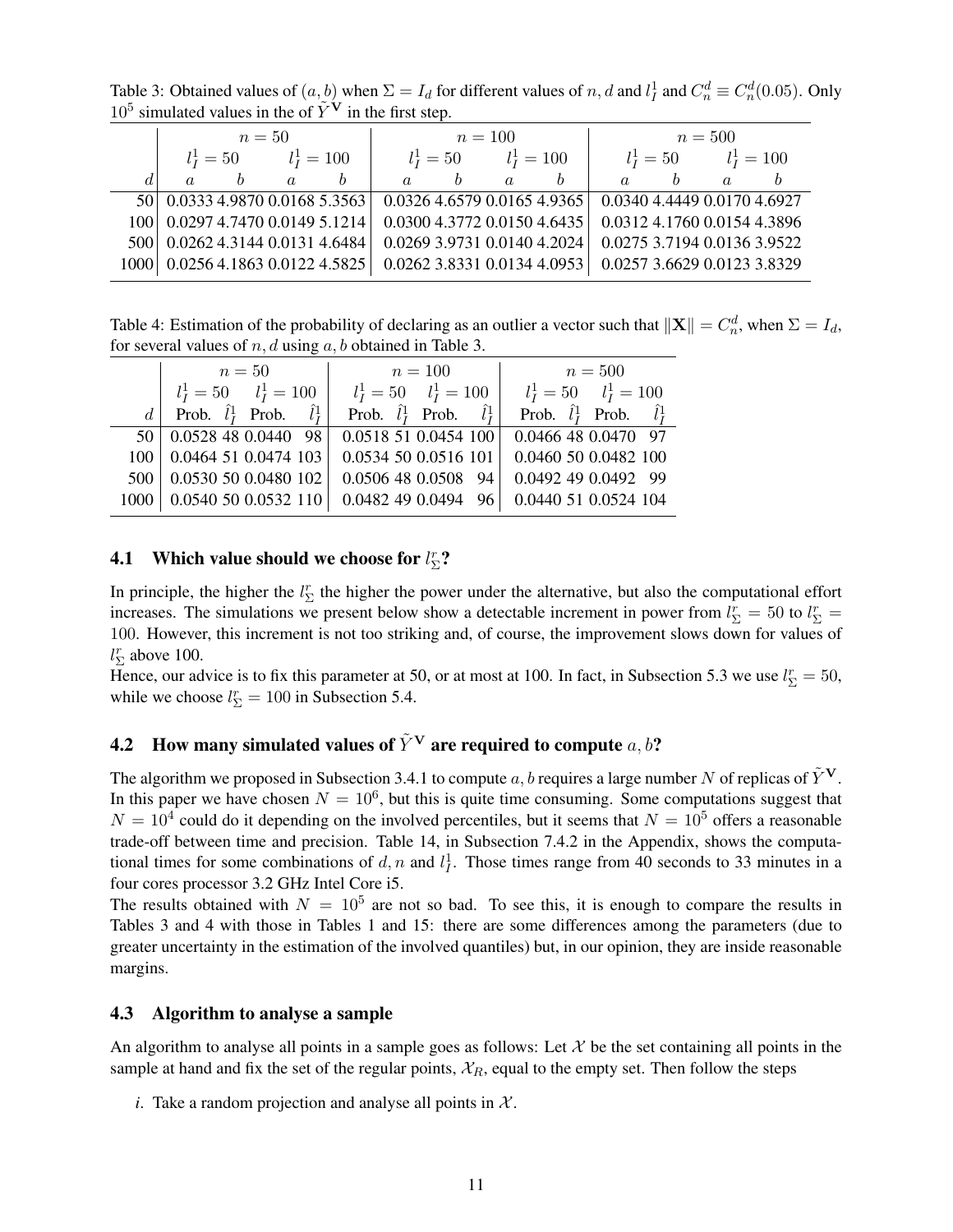Table 3: Obtained values of $(a, b)$ when $\Sigma = I_d$ for different values of $n, d$ and $l_I^1$ and $C_n^d \equiv C_n^d(0.05)$. Only $10^5$ simulated values in the of $\tilde{Y}^{\mathbf{V}}$ in the first step.

| | $n = 50$ | | | | $n = 100$ | | | | $n = 500$ | | | |
|---|---|---|---|---|---|---|---|---|---|---|---|---|
| | $l_I^1 = 50$ | | $l_I^1 = 100$ | | $l_I^1 = 50$ | | $l_I^1 = 100$ | | $l_I^1 = 50$ | | $l_I^1 = 100$ | |
| $d$ | $a$ | $b$ | $a$ | $b$ | $a$ | $b$ | $a$ | $b$ | $a$ | $b$ | $a$ | $b$ |
| 50 | 0.0333 | 4.9870 | 0.0168 | 5.3563 | 0.0326 | 4.6579 | 0.0165 | 4.9365 | 0.0340 | 4.4449 | 0.0170 | 4.6927 |
| 100 | 0.0297 | 4.7470 | 0.0149 | 5.1214 | 0.0300 | 4.3772 | 0.0150 | 4.6435 | 0.0312 | 4.1760 | 0.0154 | 4.3896 |
| 500 | 0.0262 | 4.3144 | 0.0131 | 4.6484 | 0.0269 | 3.9731 | 0.0140 | 4.2024 | 0.0275 | 3.7194 | 0.0136 | 3.9522 |
| 1000 | 0.0256 | 4.1863 | 0.0122 | 4.5825 | 0.0262 | 3.8331 | 0.0134 | 4.0953 | 0.0257 | 3.6629 | 0.0123 | 3.8329 |

Table 4: Estimation of the probability of declaring as an outlier vector such that $\|\mathbf{X}\| = C_n^d$, when $\Sigma = I_d$, for several values of $n, d$ using $a, b$ obtained in Table 3.

| | $n = 50$ | | | | $n = 100$ | | | | $n = 500$ | | | |
|---|---|---|---|---|---|---|---|---|---|---|---|---|
| | $l_I^1 = 50$ | | $l_I^1 = 100$ | | $l_I^1 = 50$ | | $l_I^1 = 100$ | | $l_I^1 = 50$ | | $l_I^1 = 100$ | |
| $d$ | Prob. | $\hat{l}_I^1$ | Prob. | $\hat{l}_I^1$ | Prob. | $\hat{l}_I^1$ | Prob. | $\hat{l}_I^1$ | Prob. | $\hat{l}_I^1$ | Prob. | $\hat{l}_I^1$ |
| 50 | 0.0528 | 48 | 0.0440 | 98 | 0.0518 | 51 | 0.0454 | 100 | 0.0466 | 48 | 0.0470 | 97 |
| 100 | 0.0464 | 51 | 0.0474 | 103 | 0.0534 | 50 | 0.0516 | 101 | 0.0460 | 50 | 0.0482 | 100 |
| 500 | 0.0530 | 50 | 0.0480 | 102 | 0.0506 | 48 | 0.0508 | 94 | 0.0492 | 49 | 0.0492 | 99 |
| 1000 | 0.0540 | 50 | 0.0532 | 110 | 0.0482 | 49 | 0.0494 | 96 | 0.0440 | 51 | 0.0524 | 104 |

### 4.1 Which value should we choose for $l_\Sigma^r$?

In principle, the higher the $l_\Sigma^r$ the higher the power under the alternative, but also the computational effort increases. The simulations we present below show a detectable increment in power from $l_\Sigma^r = 50$ to $l_\Sigma^r = 100$. However, this increment is not too striking and, of course, the improvement slows down for values of $l_\Sigma^r$ above 100.

Hence, our advice is to fix this parameter at 50, or at most at 100. In fact, in Subsection 5.3 we use $l_\Sigma^r = 50$, while we choose $l_\Sigma^r = 100$ in Subsection 5.4.

### 4.2 How many simulated values of $\tilde{Y}^{\mathbf{V}}$ are required to compute $a, b$?

The algorithm we proposed in Subsection 3.4.1 to compute $a, b$ requires a large number $N$ of replicas of $\tilde{Y}^{\mathbf{V}}$. In this paper we have chosen $N = 10^6$, but this is quite time consuming. Some computations suggest that $N = 10^4$ could do it depending on the involved percentiles, but it seems that $N = 10^5$ offers a reasonable trade-off between time and precision. Table 14, in Subsection 7.4.2 in the Appendix, shows the computational times for some combinations of $d, n$ and $l_I^1$. Those times range from 40 seconds to 33 minutes in a four cores processor 3.2 GHz Intel Core i5.

The results obtained with $N = 10^5$ are not so bad. To see this, it is enough to compare the results in Tables 3 and 4 with those in Tables 1 and 15: there are some differences among the parameters (due to greater uncertainty in the estimation of the involved quantiles) but, in our opinion, they are inside reasonable margins.

### 4.3 Algorithm to analyse a sample

An algorithm to analyse all points in a sample goes as follows: Let $\mathcal{X}$ be the set containing all points in the sample at hand and fix the set of the regular points, $\mathcal{X}_R$, equal to the empty set. Then follow the steps

*i*. Take a random projection and analyse all points in $\mathcal{X}$.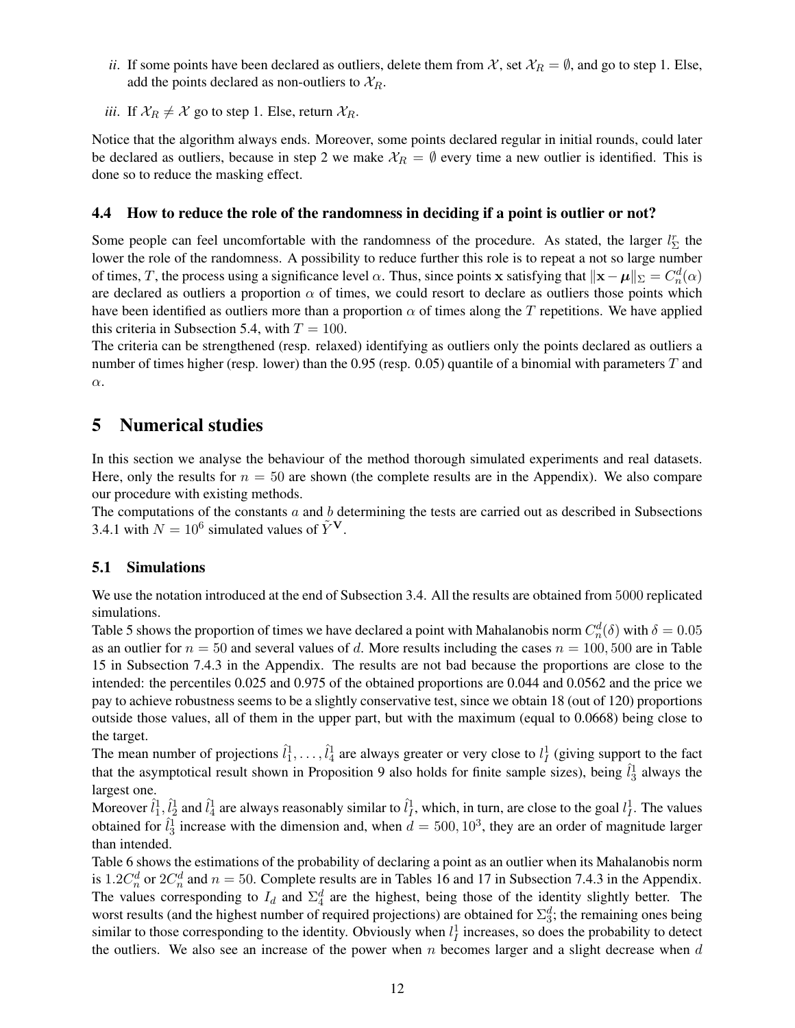*ii*. If some points have been declared as outliers, delete them from $\mathcal{X}$, set $\mathcal{X}_R = \emptyset$, and go to step 1. Else, add the points declared as non-outliers to $\mathcal{X}_R$.

*iii*. If $\mathcal{X}_R \neq \mathcal{X}$ go to step 1. Else, return $\mathcal{X}_R$.

Notice that the algorithm always ends. Moreover, some points declared regular in initial rounds, could later be declared as outliers, because in step 2 we make $\mathcal{X}_R = \emptyset$ every time a new outlier is identified. This is done so to reduce the masking effect.

### 4.4 How to reduce the role of the randomness in deciding if a point is outlier or not?

Some people can feel uncomfortable with the randomness of the procedure. As stated, the larger $l_\Sigma^r$ the lower the role of the randomness. A possibility to reduce further this role is to repeat a not so large number of times, $T$, the process using a significance level $\alpha$. Thus, since points $\mathbf{x}$ satisfying that $\|\mathbf{x} - \boldsymbol{\mu}\|_\Sigma = C_n^d(\alpha)$ are declared as outliers a proportion $\alpha$ of times, we could resort to declare as outliers those points which have been identified as outliers more than a proportion $\alpha$ of times along the $T$ repetitions. We have applied this criteria in Subsection 5.4, with $T = 100$.
The criteria can be strengthened (resp. relaxed) identifying as outliers only the points declared as outliers a number of times higher (resp. lower) than the 0.95 (resp. 0.05) quantile of a binomial with parameters $T$ and $\alpha$.

## 5 Numerical studies

In this section we analyse the behaviour of the method thorough simulated experiments and real datasets. Here, only the results for $n = 50$ are shown (the complete results are in the Appendix). We also compare our procedure with existing methods.
The computations of the constants $a$ and $b$ determining the tests are carried out as described in Subsections 3.4.1 with $N = 10^6$ simulated values of $\tilde{Y}^{\mathbf{V}}$.

### 5.1 Simulations

We use the notation introduced at the end of Subsection 3.4. All the results are obtained from 5000 replicated simulations.
Table 5 shows the proportion of times we have declared a point with Mahalanobis norm $C_n^d(\delta)$ with $\delta = 0.05$ as an outlier for $n = 50$ and several values of $d$. More results including the cases $n = 100, 500$ are in Table 15 in Subsection 7.4.3 in the Appendix. The results are not bad because the proportions are close to the intended: the percentiles 0.025 and 0.975 of the obtained proportions are 0.044 and 0.0562 and the price we pay to achieve robustness seems to be a slightly conservative test, since we obtain 18 (out of 120) proportions outside those values, all of them in the upper part, but with the maximum (equal to 0.0668) being close to the target.
The mean number of projections $\hat{l}_1^1, \ldots, \hat{l}_4^1$ are always greater or very close to $l_I^1$ (giving support to the fact that the asymptotical result shown in Proposition 9 also holds for finite sample sizes), being $\hat{l}_3^1$ always the largest one.
Moreover $\hat{l}_1^1, \hat{l}_2^1$ and $\hat{l}_4^1$ are always reasonably similar to $\hat{l}_I^1$, which, in turn, are close to the goal $l_I^1$. The values obtained for $\hat{l}_3^1$ increase with the dimension and, when $d = 500, 10^3$, they are an order of magnitude larger than intended.
Table 6 shows the estimations of the probability of declaring a point as an outlier when its Mahalanobis norm is $1.2C_n^d$ or $2C_n^d$ and $n = 50$. Complete results are in Tables 16 and 17 in Subsection 7.4.3 in the Appendix. The values corresponding to $I_d$ and $\Sigma_4^d$ are the highest, being those of the identity slightly better. The worst results (and the highest number of required projections) are obtained for $\Sigma_3^d$; the remaining ones being similar to those corresponding to the identity. Obviously when $l_I^1$ increases, so does the probability to detect the outliers. We also see an increase of the power when $n$ becomes larger and a slight decrease when $d$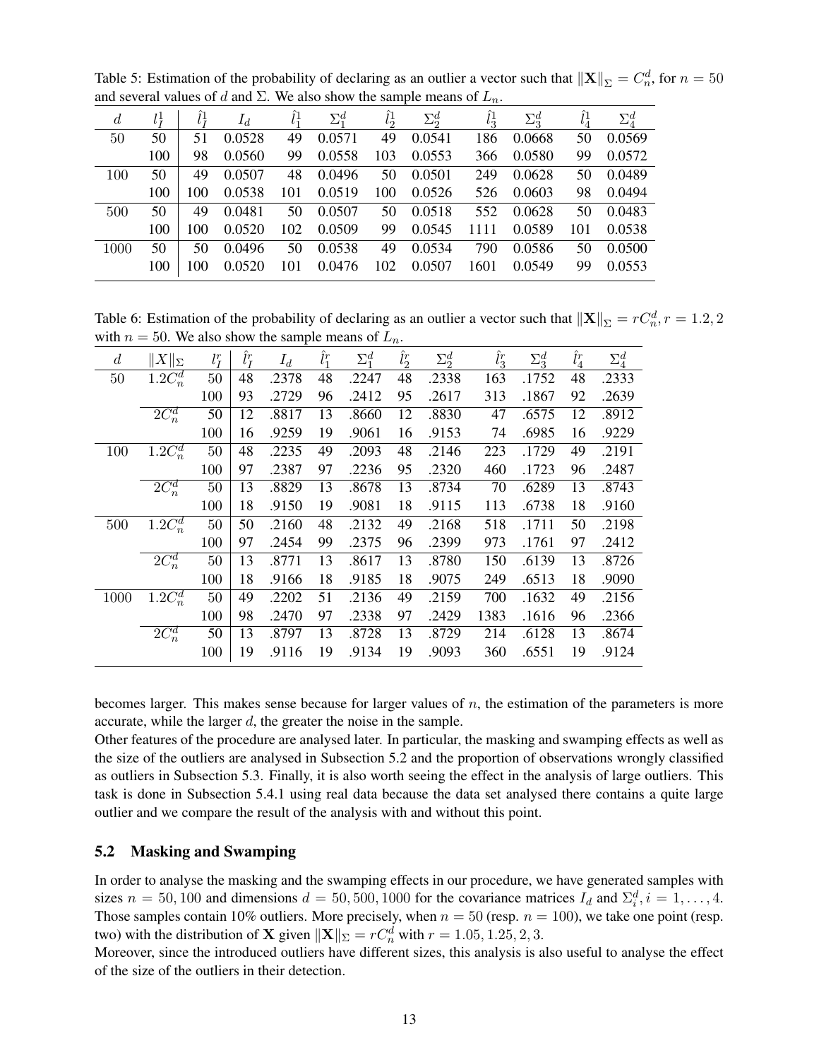Table 5: Estimation of the probability of declaring as an outlier a vector such that $\|\mathbf{X}\|_\Sigma = C_n^d$, for $n = 50$ and several values of $d$ and $\Sigma$. We also show the sample means of $L_n$.

| $d$ | $l_I^1$ | $\hat{l}_I^1$ | $I_d$ | $\hat{l}_1^1$ | $\Sigma_1^d$ | $\hat{l}_2^1$ | $\Sigma_2^d$ | $\hat{l}_3^1$ | $\Sigma_3^d$ | $\hat{l}_4^1$ | $\Sigma_4^d$ |
|---|---|---|---|---|---|---|---|---|---|---|---|
| 50 | 50 | 51 | 0.0528 | 49 | 0.0571 | 49 | 0.0541 | 186 | 0.0668 | 50 | 0.0569 |
| | 100 | 98 | 0.0560 | 99 | 0.0558 | 103 | 0.0553 | 366 | 0.0580 | 99 | 0.0572 |
| 100 | 50 | 49 | 0.0507 | 48 | 0.0496 | 50 | 0.0501 | 249 | 0.0628 | 50 | 0.0489 |
| | 100 | 100 | 0.0538 | 101 | 0.0519 | 100 | 0.0526 | 526 | 0.0603 | 98 | 0.0494 |
| 500 | 50 | 49 | 0.0481 | 50 | 0.0507 | 50 | 0.0518 | 552 | 0.0628 | 50 | 0.0483 |
| | 100 | 100 | 0.0520 | 102 | 0.0509 | 99 | 0.0545 | 1111 | 0.0589 | 101 | 0.0538 |
| 1000 | 50 | 50 | 0.0496 | 50 | 0.0538 | 49 | 0.0534 | 790 | 0.0586 | 50 | 0.0500 |
| | 100 | 100 | 0.0520 | 101 | 0.0476 | 102 | 0.0507 | 1601 | 0.0549 | 99 | 0.0553 |

Table 6: Estimation of the probability of declaring as an outlier a vector such that $\|\mathbf{X}\|_\Sigma = rC_n^d, r = 1.2, 2$ with $n = 50$. We also show the sample means of $L_n$.

| $d$ | $\|X\|_\Sigma$ | $l_I^r$ | $\hat{l}_I^r$ | $I_d$ | $\hat{l}_1^r$ | $\Sigma_1^d$ | $\hat{l}_2^r$ | $\Sigma_2^d$ | $\hat{l}_3^r$ | $\Sigma_3^d$ | $\hat{l}_4^r$ | $\Sigma_4^d$ |
|---|---|---|---|---|---|---|---|---|---|---|---|---|
| 50 | $1.2C_n^d$ | 50 | 48 | .2378 | 48 | .2247 | 48 | .2338 | 163 | .1752 | 48 | .2333 |
| | | 100 | 93 | .2729 | 96 | .2412 | 95 | .2617 | 313 | .1867 | 92 | .2639 |
| | $2C_n^d$ | 50 | 12 | .8817 | 13 | .8660 | 12 | .8830 | 47 | .6575 | 12 | .8912 |
| | | 100 | 16 | .9259 | 19 | .9061 | 16 | .9153 | 74 | .6985 | 16 | .9229 |
| 100 | $1.2C_n^d$ | 50 | 48 | .2235 | 49 | .2093 | 48 | .2146 | 223 | .1729 | 49 | .2191 |
| | | 100 | 97 | .2387 | 97 | .2236 | 95 | .2320 | 460 | .1723 | 96 | .2487 |
| | $2C_n^d$ | 50 | 13 | .8829 | 13 | .8678 | 13 | .8734 | 70 | .6289 | 13 | .8743 |
| | | 100 | 18 | .9150 | 19 | .9081 | 18 | .9115 | 113 | .6738 | 18 | .9160 |
| 500 | $1.2C_n^d$ | 50 | 50 | .2160 | 48 | .2132 | 49 | .2168 | 518 | .1711 | 50 | .2198 |
| | | 100 | 97 | .2454 | 99 | .2375 | 96 | .2399 | 973 | .1761 | 97 | .2412 |
| | $2C_n^d$ | 50 | 13 | .8771 | 13 | .8617 | 13 | .8780 | 150 | .6139 | 13 | .8726 |
| | | 100 | 18 | .9166 | 18 | .9185 | 18 | .9075 | 249 | .6513 | 18 | .9090 |
| 1000 | $1.2C_n^d$ | 50 | 49 | .2202 | 51 | .2136 | 49 | .2159 | 700 | .1632 | 49 | .2156 |
| | | 100 | 98 | .2470 | 97 | .2338 | 97 | .2429 | 1383 | .1616 | 96 | .2366 |
| | $2C_n^d$ | 50 | 13 | .8797 | 13 | .8728 | 13 | .8729 | 214 | .6128 | 13 | .8674 |
| | | 100 | 19 | .9116 | 19 | .9134 | 19 | .9093 | 360 | .6551 | 19 | .9124 |

becomes larger. This makes sense because for larger values of $n$, the estimation of the parameters is more accurate, while the larger $d$, the greater the noise in the sample.
Other features of the procedure are analysed later. In particular, the masking and swamping effects as well as the size of the outliers are analysed in Subsection 5.2 and the proportion of observations wrongly classified as outliers in Subsection 5.3. Finally, it is also worth seeing the effect in the analysis of large outliers. This task is done in Subsection 5.4.1 using real data because the data set analysed there contains a quite large outlier and we compare the result of the analysis with and without this point.

## 5.2 Masking and Swamping

In order to analyse the masking and the swamping effects in our procedure, we have generated samples with sizes $n = 50, 100$ and dimensions $d = 50, 500, 1000$ for the covariance matrices $I_d$ and $\Sigma_i^d, i = 1, \ldots, 4$. Those samples contain 10% outliers. More precisely, when $n = 50$ (resp. $n = 100$), we take one point (resp. two) with the distribution of $\mathbf{X}$ given $\|\mathbf{X}\|_\Sigma = rC_n^d$ with $r = 1.05, 1.25, 2, 3$.
Moreover, since the introduced outliers have different sizes, this analysis is also useful to analyse the effect of the size of the outliers in their detection.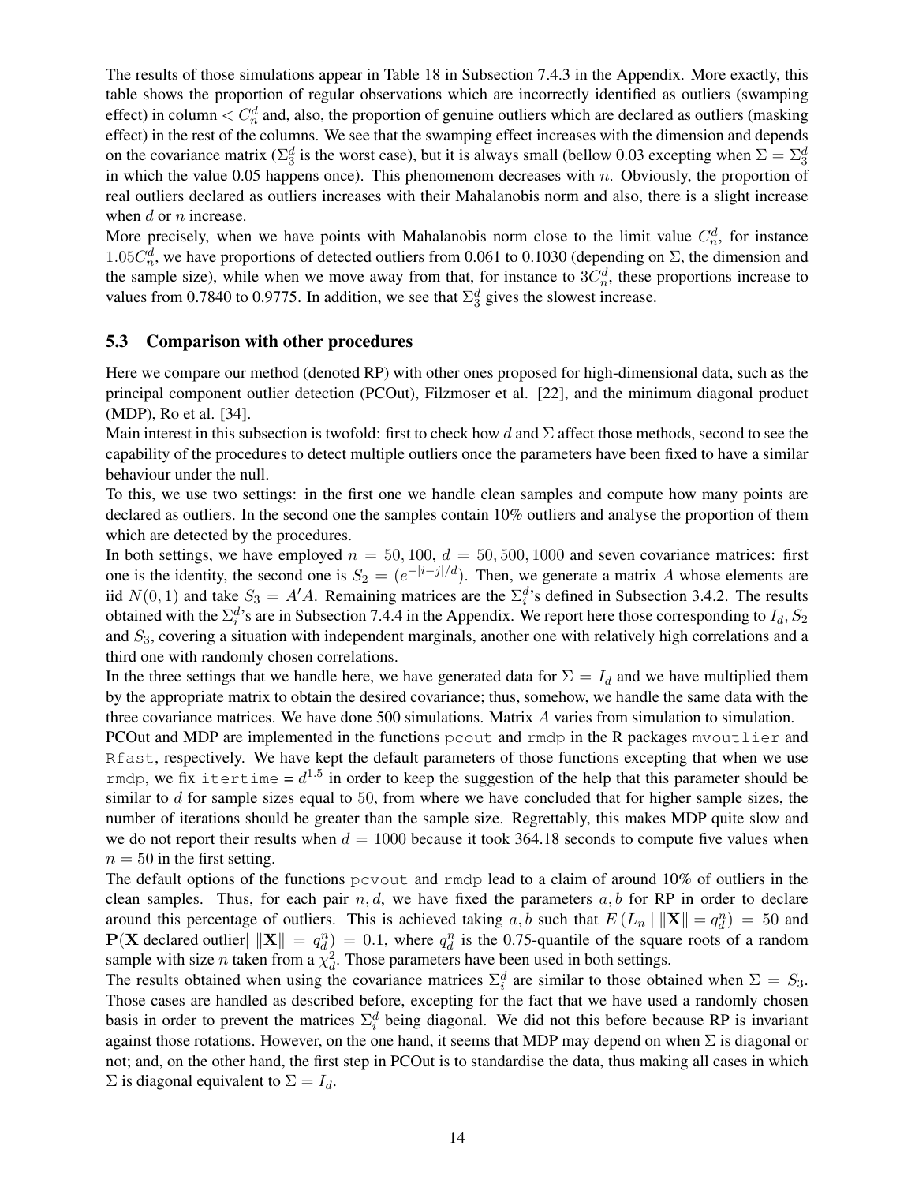The results of those simulations appear in Table 18 in Subsection 7.4.3 in the Appendix. More exactly, this table shows the proportion of regular observations which are incorrectly identified as outliers (swamping effect) in column $< C_n^d$ and, also, the proportion of genuine outliers which are declared as outliers (masking effect) in the rest of the columns. We see that the swamping effect increases with the dimension and depends on the covariance matrix ($\Sigma_3^d$ is the worst case), but it is always small (bellow 0.03 excepting when $\Sigma = \Sigma_3^d$ in which the value 0.05 happens once). This phenomenom decreases with $n$. Obviously, the proportion of real outliers declared as outliers increases with their Mahalanobis norm and also, there is a slight increase when $d$ or $n$ increase.

More precisely, when we have points with Mahalanobis norm close to the limit value $C_n^d$, for instance $1.05C_n^d$, we have proportions of detected outliers from 0.061 to 0.1030 (depending on $\Sigma$, the dimension and the sample size), while when we move away from that, for instance to $3C_n^d$, these proportions increase to values from 0.7840 to 0.9775. In addition, we see that $\Sigma_3^d$ gives the slowest increase.

### 5.3 Comparison with other procedures

Here we compare our method (denoted RP) with other ones proposed for high-dimensional data, such as the principal component outlier detection (PCOut), Filzmoser et al. [22], and the minimum diagonal product (MDP), Ro et al. [34].

Main interest in this subsection is twofold: first to check how $d$ and $\Sigma$ affect those methods, second to see the capability of the procedures to detect multiple outliers once the parameters have been fixed to have a similar behaviour under the null.

To this, we use two settings: in the first one we handle clean samples and compute how many points are declared as outliers. In the second one the samples contain 10% outliers and analyse the proportion of them which are detected by the procedures.

In both settings, we have employed $n = 50, 100$, $d = 50, 500, 1000$ and seven covariance matrices: first one is the identity, the second one is $S_2 = (e^{-|i-j|/d})$. Then, we generate a matrix $A$ whose elements are iid $N(0, 1)$ and take $S_3 = A'A$. Remaining matrices are the $\Sigma_i^d$'s defined in Subsection 3.4.2. The results obtained with the $\Sigma_i^d$'s are in Subsection 7.4.4 in the Appendix. We report here those corresponding to $I_d, S_2$ and $S_3$, covering a situation with independent marginals, another one with relatively high correlations and a third one with randomly chosen correlations.

In the three settings that we handle here, we have generated data for $\Sigma = I_d$ and we have multiplied them by the appropriate matrix to obtain the desired covariance; thus, somehow, we handle the same data with the three covariance matrices. We have done 500 simulations. Matrix $A$ varies from simulation to simulation.

PCOut and MDP are implemented in the functions `pcout` and `rmdp` in the R packages `mvoutlier` and `Rfast`, respectively. We have kept the default parameters of those functions excepting that when we use `rmdp`, we fix `itertime` = $d^{1.5}$ in order to keep the suggestion of the help that this parameter should be similar to $d$ for sample sizes equal to 50, from where we have concluded that for higher sample sizes, the number of iterations should be greater than the sample size. Regrettably, this makes MDP quite slow and we do not report their results when $d = 1000$ because it took 364.18 seconds to compute five values when $n = 50$ in the first setting.

The default options of the functions `pcvout` and `rmdp` lead to a claim of around 10% of outliers in the clean samples. Thus, for each pair $n, d$, we have fixed the parameters $a, b$ for RP in order to declare around this percentage of outliers. This is achieved taking $a, b$ such that $E\left(L_n \mid \|\mathbf{X}\| = q_d^n\right) = 50$ and $\mathbf{P}(\mathbf{X} \text{ declared outlier} | \ \|\mathbf{X}\| = q_d^n) = 0.1$, where $q_d^n$ is the 0.75-quantile of the square roots of a random sample with size $n$ taken from a $\chi_d^2$. Those parameters have been used in both settings.

The results obtained when using the covariance matrices $\Sigma_i^d$ are similar to those obtained when $\Sigma = S_3$. Those cases are handled as described before, excepting for the fact that we have used a randomly chosen basis in order to prevent the matrices $\Sigma_i^d$ being diagonal. We did not this before because RP is invariant against those rotations. However, on the one hand, it seems that MDP may depend on when $\Sigma$ is diagonal or not; and, on the other hand, the first step in PCOut is to standardise the data, thus making all cases in which $\Sigma$ is diagonal equivalent to $\Sigma = I_d$.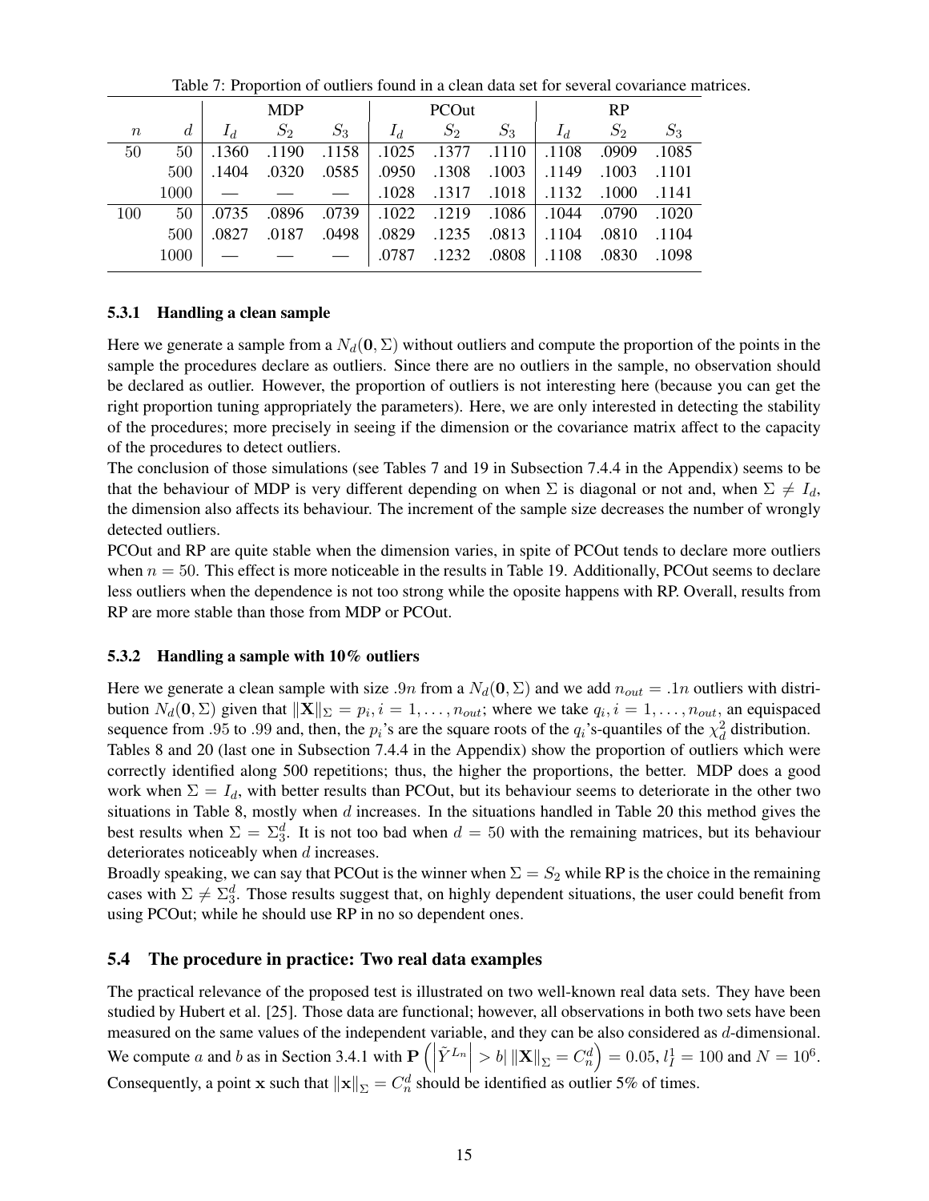Table 7: Proportion of outliers found in a clean data set for several covariance matrices.

| | | MDP | | | PCOut | | | RP | | |
|---|---|---|---|---|---|---|---|---|---|---|
| $n$ | $d$ | $I_d$ | $S_2$ | $S_3$ | $I_d$ | $S_2$ | $S_3$ | $I_d$ | $S_2$ | $S_3$ |
| 50 | 50 | .1360 | .1190 | .1158 | .1025 | .1377 | .1110 | .1108 | .0909 | .1085 |
| | 500 | .1404 | .0320 | .0585 | .0950 | .1308 | .1003 | .1149 | .1003 | .1101 |
| | 1000 | — | — | — | .1028 | .1317 | .1018 | .1132 | .1000 | .1141 |
| 100 | 50 | .0735 | .0896 | .0739 | .1022 | .1219 | .1086 | .1044 | .0790 | .1020 |
| | 500 | .0827 | .0187 | .0498 | .0829 | .1235 | .0813 | .1104 | .0810 | .1104 |
| | 1000 | — | — | — | .0787 | .1232 | .0808 | .1108 | .0830 | .1098 |

#### 5.3.1 Handling a clean sample

Here we generate a sample from a $N_d(\mathbf{0}, \Sigma)$ without outliers and compute the proportion of the points in the sample the procedures declare as outliers. Since there are no outliers in the sample, no observation should be declared as outlier. However, the proportion of outliers is not interesting here (because you can get the right proportion tuning appropriately the parameters). Here, we are only interested in detecting the stability of the procedures; more precisely in seeing if the dimension or the covariance matrix affect to the capacity of the procedures to detect outliers.

The conclusion of those simulations (see Tables 7 and 19 in Subsection 7.4.4 in the Appendix) seems to be that the behaviour of MDP is very different depending on when $\Sigma$ is diagonal or not and, when $\Sigma \neq I_d$, the dimension also affects its behaviour. The increment of the sample size decreases the number of wrongly detected outliers.

PCOut and RP are quite stable when the dimension varies, in spite of PCOut tends to declare more outliers when $n = 50$. This effect is more noticeable in the results in Table 19. Additionally, PCOut seems to declare less outliers when the dependence is not too strong while the oposite happens with RP. Overall, results from RP are more stable than those from MDP or PCOut.

#### 5.3.2 Handling a sample with 10% outliers

Here we generate a clean sample with size $.9n$ from a $N_d(\mathbf{0}, \Sigma)$ and we add $n_{out} = .1n$ outliers with distribution $N_d(\mathbf{0}, \Sigma)$ given that $\|\mathbf{X}\|_\Sigma = p_i, i = 1, \ldots, n_{out}$; where we take $q_i, i = 1, \ldots, n_{out}$, an equispaced sequence from .95 to .99 and, then, the $p_i$'s are the square roots of the $q_i$'s-quantiles of the $\chi^2_d$ distribution.

Tables 8 and 20 (last one in Subsection 7.4.4 in the Appendix) show the proportion of outliers which were correctly identified along 500 repetitions; thus, the higher the proportions, the better. MDP does a good work when $\Sigma = I_d$, with better results than PCOut, but its behaviour seems to deteriorate in the other two situations in Table 8, mostly when $d$ increases. In the situations handled in Table 20 this method gives the best results when $\Sigma = \Sigma^d_3$. It is not too bad when $d = 50$ with the remaining matrices, but its behaviour deteriorates noticeably when $d$ increases.

Broadly speaking, we can say that PCOut is the winner when $\Sigma = S_2$ while RP is the choice in the remaining cases with $\Sigma \neq \Sigma^d_3$. Those results suggest that, on highly dependent situations, the user could benefit from using PCOut; while he should use RP in no so dependent ones.

### 5.4 The procedure in practice: Two real data examples

The practical relevance of the proposed test is illustrated on two well-known real data sets. They have been studied by Hubert et al. [25]. Those data are functional; however, all observations in both two sets have been measured on the same values of the independent variable, and they can be also considered as $d$-dimensional. We compute $a$ and $b$ as in Section 3.4.1 with $\mathbf{P}\left(\left|\tilde{Y}^{L_n}\right| > b | \|\mathbf{X}\|_\Sigma = C^d_n\right) = 0.05$, $l^1_I = 100$ and $N = 10^6$. Consequently, a point $\mathbf{x}$ such that $\|\mathbf{x}\|_\Sigma = C^d_n$ should be identified as outlier 5% of times.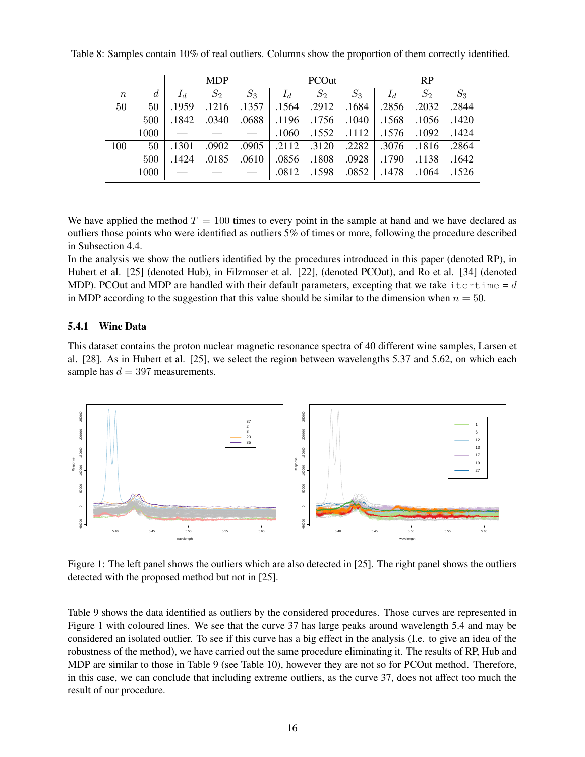Table 8: Samples contain 10% of real outliers. Columns show the proportion of them correctly identified.

| | | MDP | | | PCOut | | | RP | | |
|---|---|---|---|---|---|---|---|---|---|---|
| $n$ | $d$ | $I_d$ | $S_2$ | $S_3$ | $I_d$ | $S_2$ | $S_3$ | $I_d$ | $S_2$ | $S_3$ |
| 50 | 50 | .1959 | .1216 | .1357 | .1564 | .2912 | .1684 | .2856 | .2032 | .2844 |
| | 500 | .1842 | .0340 | .0688 | .1196 | .1756 | .1040 | .1568 | .1056 | .1420 |
| | 1000 | — | — | — | .1060 | .1552 | .1112 | .1576 | .1092 | .1424 |
| 100 | 50 | .1301 | .0902 | .0905 | .2112 | .3120 | .2282 | .3076 | .1816 | .2864 |
| | 500 | .1424 | .0185 | .0610 | .0856 | .1808 | .0928 | .1790 | .1138 | .1642 |
| | 1000 | — | — | — | .0812 | .1598 | .0852 | .1478 | .1064 | .1526 |

We have applied the method $T = 100$ times to every point in the sample at hand and we have declared as outliers those points who were identified as outliers 5% of times or more, following the procedure described in Subsection 4.4.

In the analysis we show the outliers identified by the procedures introduced in this paper (denoted RP), in Hubert et al. [25] (denoted Hub), in Filzmoser et al. [22], (denoted PCOut), and Ro et al. [34] (denoted MDP). PCOut and MDP are handled with their default parameters, excepting that we take `itertime` = $d$ in MDP according to the suggestion that this value should be similar to the dimension when $n = 50$.

### 5.4.1 Wine Data

This dataset contains the proton nuclear magnetic resonance spectra of 40 different wine samples, Larsen et al. [28]. As in Hubert et al. [25], we select the region between wavelengths 5.37 and 5.62, on which each sample has $d = 397$ measurements.

Figure 1: The left panel shows the outliers which are also detected in [25]. The right panel shows the outliers detected with the proposed method but not in [25].

Table 9 shows the data identified as outliers by the considered procedures. Those curves are represented in Figure 1 with coloured lines. We see that the curve 37 has large peaks around wavelength 5.4 and may be considered an isolated outlier. To see if this curve has a big effect in the analysis (I.e. to give an idea of the robustness of the method), we have carried out the same procedure eliminating it. The results of RP, Hub and MDP are similar to those in Table 9 (see Table 10), however they are not so for PCOut method. Therefore, in this case, we can conclude that including extreme outliers, as the curve 37, does not affect too much the result of our procedure.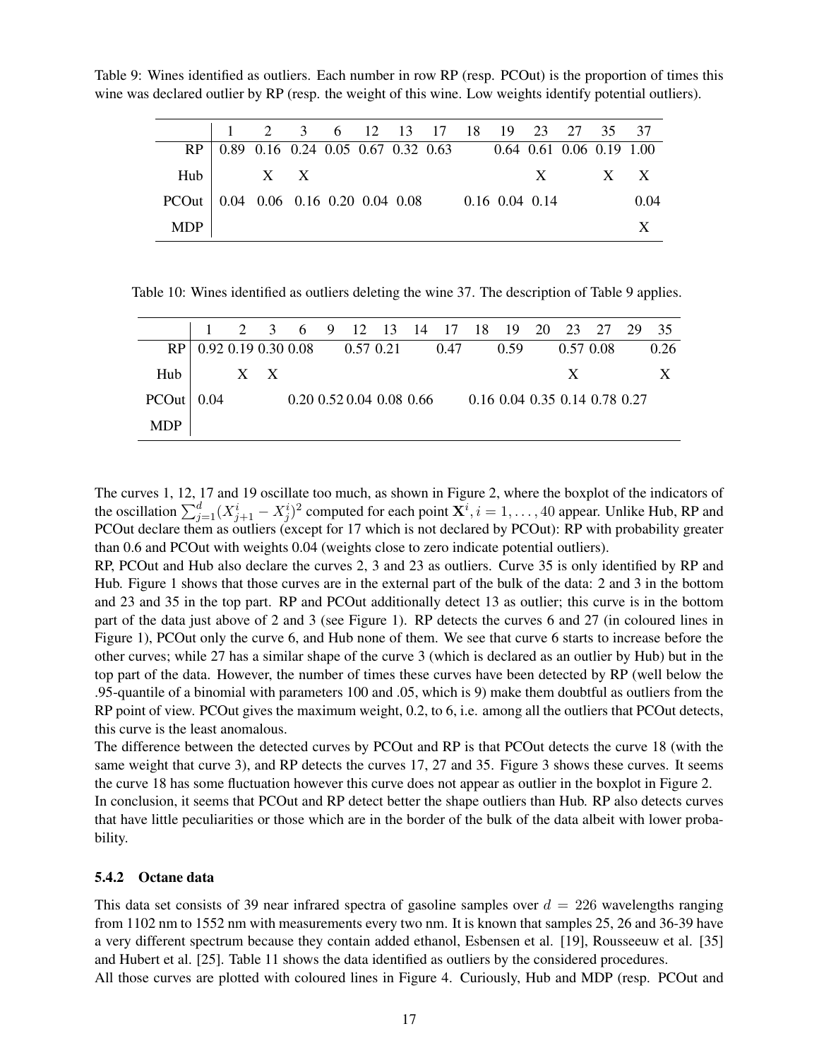Table 9: Wines identified as outliers. Each number in row RP (resp. PCOut) is the proportion of times this wine was declared outlier by RP (resp. the weight of this wine. Low weights identify potential outliers).

| | 1 | 2 | 3 | 6 | 12 | 13 | 17 | 18 | 19 | 23 | 27 | 35 | 37 |
|---|---|---|---|---|---|---|---|---|---|---|---|---|---|
| RP | 0.89 | 0.16 | 0.24 | 0.05 | 0.67 | 0.32 | 0.63 | | 0.64 | 0.61 | 0.06 | 0.19 | 1.00 |
| Hub | | X | X | | | | | | | X | | X | X |
| PCOut | 0.04 | 0.06 | 0.16 | 0.20 | 0.04 | 0.08 | | 0.16 | 0.04 | 0.14 | | | 0.04 |
| MDP | | | | | | | | | | | | | X |

Table 10: Wines identified as outliers deleting the wine 37. The description of Table 9 applies.

| | 1 | 2 | 3 | 6 | 9 | 12 | 13 | 14 | 17 | 18 | 19 | 20 | 23 | 27 | 29 | 35 |
|---|---|---|---|---|---|---|---|---|---|---|---|---|---|---|---|---|
| RP | 0.92 | 0.19 | 0.30 | 0.08 | | 0.57 | 0.21 | | 0.47 | | 0.59 | | 0.57 | 0.08 | | 0.26 |
| Hub | | X | X | | | | | | | | | | X | | | X |
| PCOut | 0.04 | | | 0.20 | 0.52 | 0.04 | 0.08 | 0.66 | | 0.16 | 0.04 | 0.35 | 0.14 | 0.78 | 0.27 | |
| MDP | | | | | | | | | | | | | | | | |

The curves 1, 12, 17 and 19 oscillate too much, as shown in Figure 2, where the boxplot of the indicators of the oscillation $\sum_{j=1}^{d}(X_{j+1}^i - X_j^i)^2$ computed for each point $\mathbf{X}^i, i = 1, \ldots, 40$ appear. Unlike Hub, RP and PCOut declare them as outliers (except for 17 which is not declared by PCOut): RP with probability greater than 0.6 and PCOut with weights 0.04 (weights close to zero indicate potential outliers).

RP, PCOut and Hub also declare the curves 2, 3 and 23 as outliers. Curve 35 is only identified by RP and Hub. Figure 1 shows that those curves are in the external part of the bulk of the data: 2 and 3 in the bottom and 23 and 35 in the top part. RP and PCOut additionally detect 13 as outlier; this curve is in the bottom part of the data just above of 2 and 3 (see Figure 1). RP detects the curves 6 and 27 (in coloured lines in Figure 1), PCOut only the curve 6, and Hub none of them. We see that curve 6 starts to increase before the other curves; while 27 has a similar shape of the curve 3 (which is declared as an outlier by Hub) but in the top part of the data. However, the number of times these curves have been detected by RP (well below the .95-quantile of a binomial with parameters 100 and .05, which is 9) make them doubtful as outliers from the RP point of view. PCOut gives the maximum weight, 0.2, to 6, i.e. among all the outliers that PCOut detects, this curve is the least anomalous.

The difference between the detected curves by PCOut and RP is that PCOut detects the curve 18 (with the same weight that curve 3), and RP detects the curves 17, 27 and 35. Figure 3 shows these curves. It seems the curve 18 has some fluctuation however this curve does not appear as outlier in the boxplot in Figure 2.

In conclusion, it seems that PCOut and RP detect better the shape outliers than Hub. RP also detects curves that have little peculiarities or those which are in the border of the bulk of the data albeit with lower probability.

### 5.4.2 Octane data

This data set consists of 39 near infrared spectra of gasoline samples over $d = 226$ wavelengths ranging from 1102 nm to 1552 nm with measurements every two nm. It is known that samples 25, 26 and 36-39 have a very different spectrum because they contain added ethanol, Esbensen et al. [19], Rousseeuw et al. [35] and Hubert et al. [25]. Table 11 shows the data identified as outliers by the considered procedures.

All those curves are plotted with coloured lines in Figure 4. Curiously, Hub and MDP (resp. PCOut and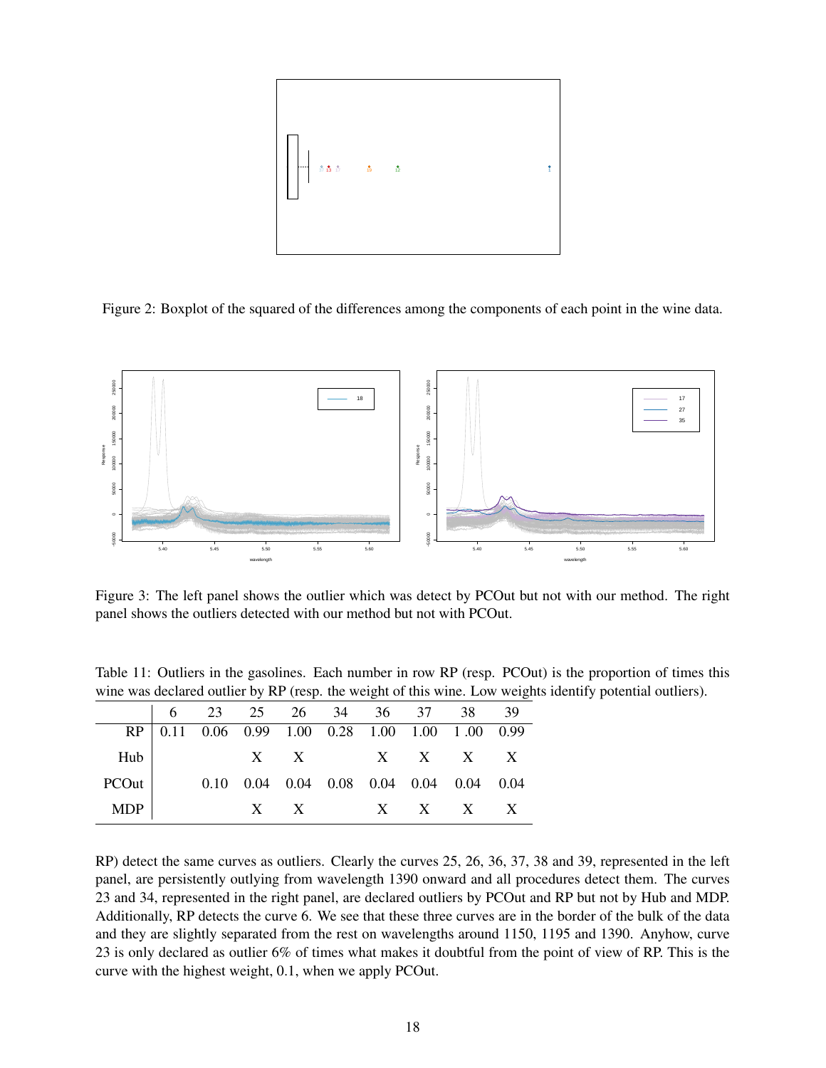Figure 2: Boxplot of the squared of the differences among the components of each point in the wine data.

Figure 3: The left panel shows the outlier which was detect by PCOut but not with our method. The right panel shows the outliers detected with our method but not with PCOut.

Table 11: Outliers in the gasolines. Each number in row RP (resp. PCOut) is the proportion of times this wine was declared outlier by RP (resp. the weight of this wine. Low weights identify potential outliers).

| | 6 | 23 | 25 | 26 | 34 | 36 | 37 | 38 | 39 |
|---|---|---|---|---|---|---|---|---|---|
| RP | 0.11 | 0.06 | 0.99 | 1.00 | 0.28 | 1.00 | 1.00 | 1 .00 | 0.99 |
| Hub | | | X | X | | X | X | X | X |
| PCOut | | 0.10 | 0.04 | 0.04 | 0.08 | 0.04 | 0.04 | 0.04 | 0.04 |
| MDP | | | X | X | | X | X | X | X |

RP) detect the same curves as outliers. Clearly the curves 25, 26, 36, 37, 38 and 39, represented in the left panel, are persistently outlying from wavelength 1390 onward and all procedures detect them. The curves 23 and 34, represented in the right panel, are declared outliers by PCOut and RP but not by Hub and MDP. Additionally, RP detects the curve 6. We see that these three curves are in the border of the bulk of the data and they are slightly separated from the rest on wavelengths around 1150, 1195 and 1390. Anyhow, curve 23 is only declared as outlier 6% of times what makes it doubtful from the point of view of RP. This is the curve with the highest weight, 0.1, when we apply PCOut.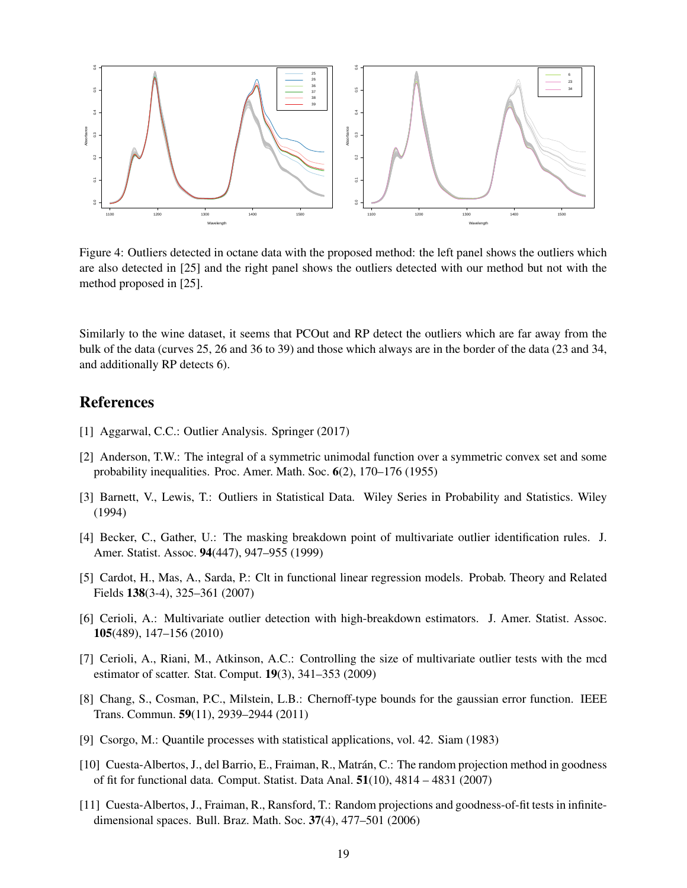Figure 4: Outliers detected in octane data with the proposed method: the left panel shows the outliers which are also detected in [25] and the right panel shows the outliers detected with our method but not with the method proposed in [25].

Similarly to the wine dataset, it seems that PCOut and RP detect the outliers which are far away from the bulk of the data (curves 25, 26 and 36 to 39) and those which always are in the border of the data (23 and 34, and additionally RP detects 6).

## References

[1] Aggarwal, C.C.: Outlier Analysis. Springer (2017)

[2] Anderson, T.W.: The integral of a symmetric unimodal function over a symmetric convex set and some probability inequalities. Proc. Amer. Math. Soc. **6**(2), 170–176 (1955)

[3] Barnett, V., Lewis, T.: Outliers in Statistical Data. Wiley Series in Probability and Statistics. Wiley (1994)

[4] Becker, C., Gather, U.: The masking breakdown point of multivariate outlier identification rules. J. Amer. Statist. Assoc. **94**(447), 947–955 (1999)

[5] Cardot, H., Mas, A., Sarda, P.: Clt in functional linear regression models. Probab. Theory and Related Fields **138**(3-4), 325–361 (2007)

[6] Cerioli, A.: Multivariate outlier detection with high-breakdown estimators. J. Amer. Statist. Assoc. **105**(489), 147–156 (2010)

[7] Cerioli, A., Riani, M., Atkinson, A.C.: Controlling the size of multivariate outlier tests with the mcd estimator of scatter. Stat. Comput. **19**(3), 341–353 (2009)

[8] Chang, S., Cosman, P.C., Milstein, L.B.: Chernoff-type bounds for the gaussian error function. IEEE Trans. Commun. **59**(11), 2939–2944 (2011)

[9] Csorgo, M.: Quantile processes with statistical applications, vol. 42. Siam (1983)

[10] Cuesta-Albertos, J., del Barrio, E., Fraiman, R., Matrán, C.: The random projection method in goodness of fit for functional data. Comput. Statist. Data Anal. **51**(10), 4814 – 4831 (2007)

[11] Cuesta-Albertos, J., Fraiman, R., Ransford, T.: Random projections and goodness-of-fit tests in infinite-dimensional spaces. Bull. Braz. Math. Soc. **37**(4), 477–501 (2006)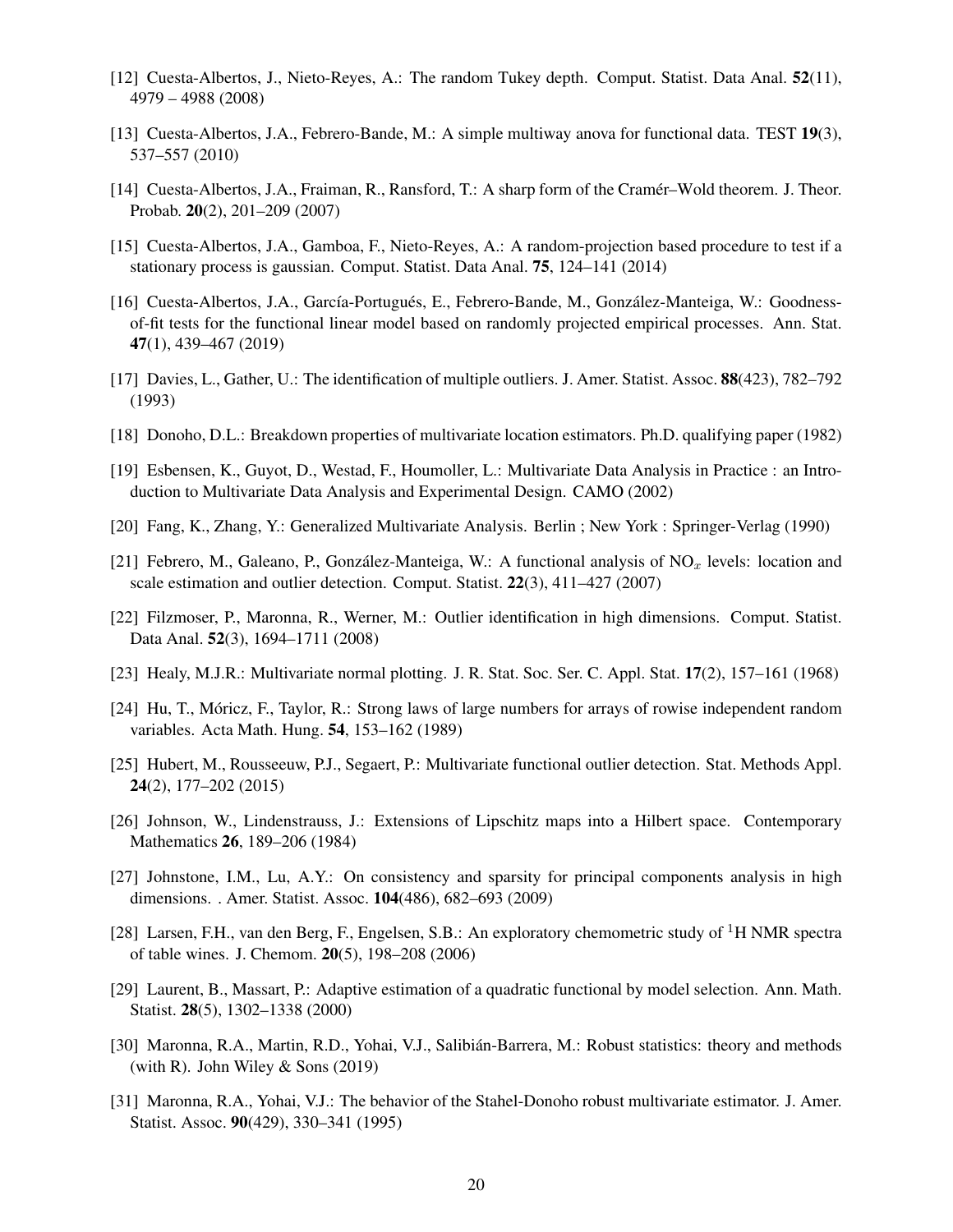[12] Cuesta-Albertos, J., Nieto-Reyes, A.: The random Tukey depth. Comput. Statist. Data Anal. **52**(11), 4979 – 4988 (2008)

[13] Cuesta-Albertos, J.A., Febrero-Bande, M.: A simple multiway anova for functional data. TEST **19**(3), 537–557 (2010)

[14] Cuesta-Albertos, J.A., Fraiman, R., Ransford, T.: A sharp form of the Cramér–Wold theorem. J. Theor. Probab. **20**(2), 201–209 (2007)

[15] Cuesta-Albertos, J.A., Gamboa, F., Nieto-Reyes, A.: A random-projection based procedure to test if a stationary process is gaussian. Comput. Statist. Data Anal. **75**, 124–141 (2014)

[16] Cuesta-Albertos, J.A., García-Portugués, E., Febrero-Bande, M., González-Manteiga, W.: Goodness-of-fit tests for the functional linear model based on randomly projected empirical processes. Ann. Stat. **47**(1), 439–467 (2019)

[17] Davies, L., Gather, U.: The identification of multiple outliers. J. Amer. Statist. Assoc. **88**(423), 782–792 (1993)

[18] Donoho, D.L.: Breakdown properties of multivariate location estimators. Ph.D. qualifying paper (1982)

[19] Esbensen, K., Guyot, D., Westad, F., Houmoller, L.: Multivariate Data Analysis in Practice : an Introduction to Multivariate Data Analysis and Experimental Design. CAMO (2002)

[20] Fang, K., Zhang, Y.: Generalized Multivariate Analysis. Berlin ; New York : Springer-Verlag (1990)

[21] Febrero, M., Galeano, P., González-Manteiga, W.: A functional analysis of $NO_x$ levels: location and scale estimation and outlier detection. Comput. Statist. **22**(3), 411–427 (2007)

[22] Filzmoser, P., Maronna, R., Werner, M.: Outlier identification in high dimensions. Comput. Statist. Data Anal. **52**(3), 1694–1711 (2008)

[23] Healy, M.J.R.: Multivariate normal plotting. J. R. Stat. Soc. Ser. C. Appl. Stat. **17**(2), 157–161 (1968)

[24] Hu, T., Móricz, F., Taylor, R.: Strong laws of large numbers for arrays of rowise independent random variables. Acta Math. Hung. **54**, 153–162 (1989)

[25] Hubert, M., Rousseeuw, P.J., Segaert, P.: Multivariate functional outlier detection. Stat. Methods Appl. **24**(2), 177–202 (2015)

[26] Johnson, W., Lindenstrauss, J.: Extensions of Lipschitz maps into a Hilbert space. Contemporary Mathematics **26**, 189–206 (1984)

[27] Johnstone, I.M., Lu, A.Y.: On consistency and sparsity for principal components analysis in high dimensions. . Amer. Statist. Assoc. **104**(486), 682–693 (2009)

[28] Larsen, F.H., van den Berg, F., Engelsen, S.B.: An exploratory chemometric study of $^1$H NMR spectra of table wines. J. Chemom. **20**(5), 198–208 (2006)

[29] Laurent, B., Massart, P.: Adaptive estimation of a quadratic functional by model selection. Ann. Math. Statist. **28**(5), 1302–1338 (2000)

[30] Maronna, R.A., Martin, R.D., Yohai, V.J., Salibián-Barrera, M.: Robust statistics: theory and methods (with R). John Wiley & Sons (2019)

[31] Maronna, R.A., Yohai, V.J.: The behavior of the Stahel-Donoho robust multivariate estimator. J. Amer. Statist. Assoc. **90**(429), 330–341 (1995)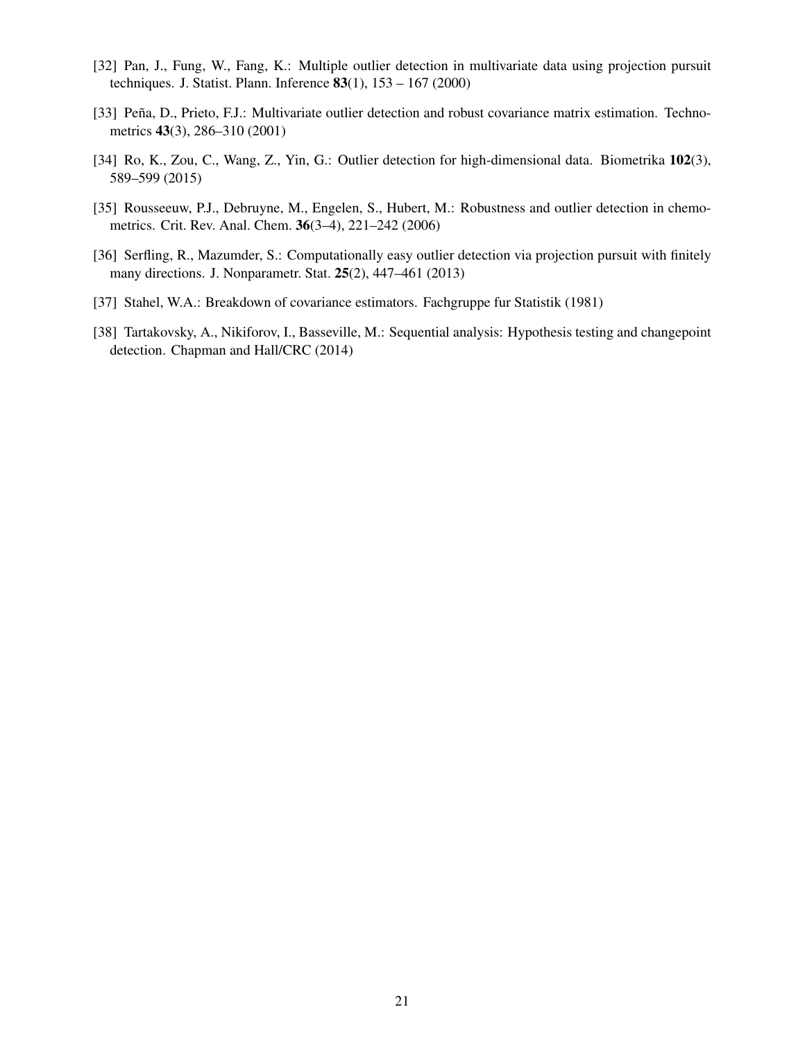[32] Pan, J., Fung, W., Fang, K.: Multiple outlier detection in multivariate data using projection pursuit techniques. J. Statist. Plann. Inference **83**(1), 153 – 167 (2000)

[33] Peña, D., Prieto, F.J.: Multivariate outlier detection and robust covariance matrix estimation. Technometrics **43**(3), 286–310 (2001)

[34] Ro, K., Zou, C., Wang, Z., Yin, G.: Outlier detection for high-dimensional data. Biometrika **102**(3), 589–599 (2015)

[35] Rousseeuw, P.J., Debruyne, M., Engelen, S., Hubert, M.: Robustness and outlier detection in chemometrics. Crit. Rev. Anal. Chem. **36**(3–4), 221–242 (2006)

[36] Serfling, R., Mazumder, S.: Computationally easy outlier detection via projection pursuit with finitely many directions. J. Nonparametr. Stat. **25**(2), 447–461 (2013)

[37] Stahel, W.A.: Breakdown of covariance estimators. Fachgruppe fur Statistik (1981)

[38] Tartakovsky, A., Nikiforov, I., Basseville, M.: Sequential analysis: Hypothesis testing and changepoint detection. Chapman and Hall/CRC (2014)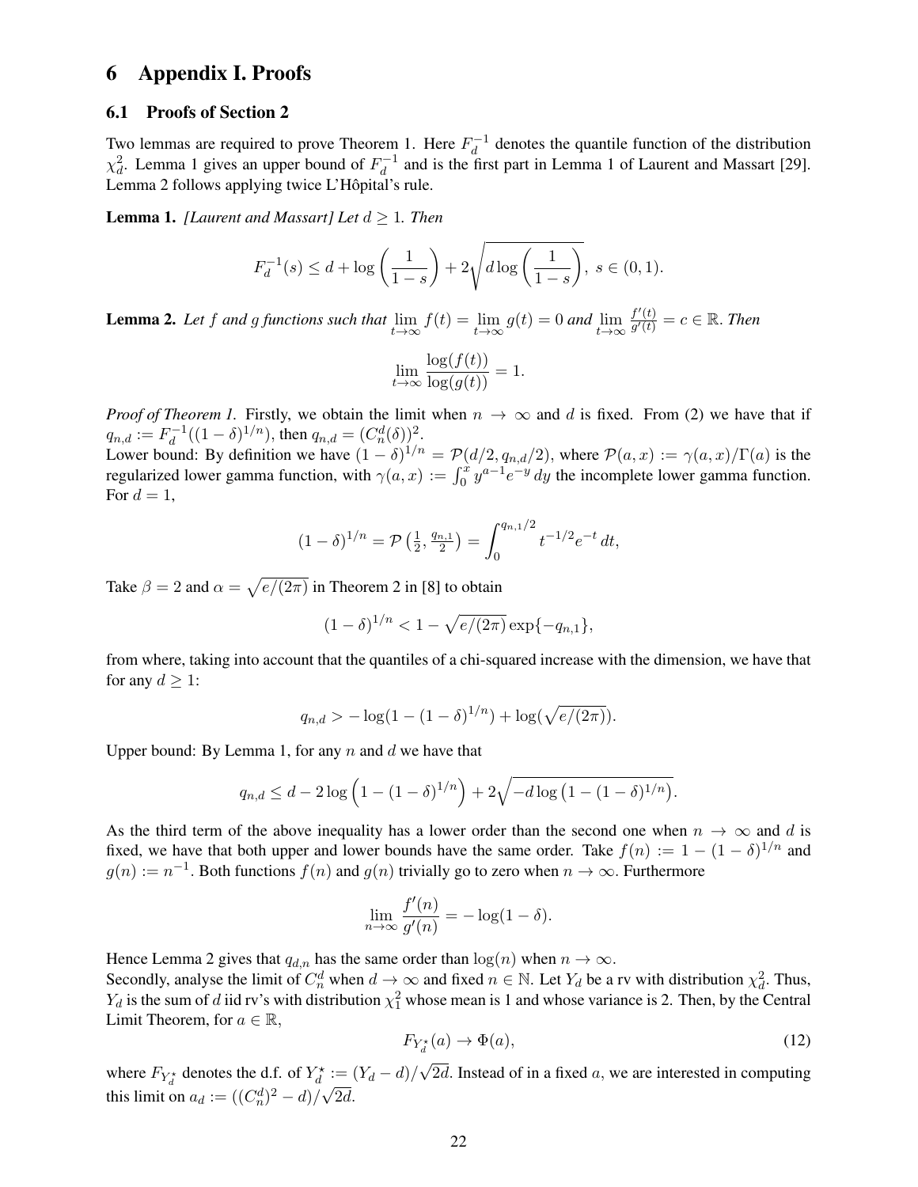# 6 Appendix I. Proofs

## 6.1 Proofs of Section 2

Two lemmas are required to prove Theorem 1. Here $F_d^{-1}$ denotes the quantile function of the distribution $\chi^2_d$. Lemma 1 gives an upper bound of $F_d^{-1}$ and is the first part in Lemma 1 of Laurent and Massart [29]. Lemma 2 follows applying twice L'Hôpital's rule.

**Lemma 1.** *[Laurent and Massart] Let $d \geq 1$. Then*

$$F_d^{-1}(s) \leq d + \log\left(\frac{1}{1-s}\right) + 2\sqrt{d \log\left(\frac{1}{1-s}\right)},\ s \in (0,1).$$

**Lemma 2.** *Let $f$ and $g$ functions such that $\lim_{t\to\infty} f(t) = \lim_{t\to\infty} g(t) = 0$ and $\lim_{t\to\infty} \frac{f'(t)}{g'(t)} = c \in \mathbb{R}$. Then*

$$\lim_{t\to\infty} \frac{\log(f(t))}{\log(g(t))} = 1.$$

*Proof of Theorem 1.* Firstly, we obtain the limit when $n \to \infty$ and $d$ is fixed. From (2) we have that if $q_{n,d} := F_d^{-1}((1-\delta)^{1/n})$, then $q_{n,d} = (C_n^d(\delta))^2$.
Lower bound: By definition we have $(1-\delta)^{1/n} = \mathcal{P}(d/2, q_{n,d}/2)$, where $\mathcal{P}(a,x) := \gamma(a,x)/\Gamma(a)$ is the regularized lower gamma function, with $\gamma(a,x) := \int_0^x y^{a-1}e^{-y}\,dy$ the incomplete lower gamma function. For $d = 1$,

$$(1-\delta)^{1/n} = \mathcal{P}\left(\tfrac{1}{2}, \tfrac{q_{n,1}}{2}\right) = \int_0^{q_{n,1}/2} t^{-1/2} e^{-t}\,dt,$$

Take $\beta = 2$ and $\alpha = \sqrt{e/(2\pi)}$ in Theorem 2 in [8] to obtain

$$(1-\delta)^{1/n} < 1 - \sqrt{e/(2\pi)}\exp\{-q_{n,1}\},$$

from where, taking into account that the quantiles of a chi-squared increase with the dimension, we have that for any $d \geq 1$:

$$q_{n,d} > -\log(1-(1-\delta)^{1/n}) + \log(\sqrt{e/(2\pi)}).$$

Upper bound: By Lemma 1, for any $n$ and $d$ we have that

$$q_{n,d} \leq d - 2\log\left(1-(1-\delta)^{1/n}\right) + 2\sqrt{-d\log\left(1-(1-\delta)^{1/n}\right)}.$$

As the third term of the above inequality has a lower order than the second one when $n \to \infty$ and $d$ is fixed, we have that both upper and lower bounds have the same order. Take $f(n) := 1-(1-\delta)^{1/n}$ and $g(n) := n^{-1}$. Both functions $f(n)$ and $g(n)$ trivially go to zero when $n \to \infty$. Furthermore

$$\lim_{n\to\infty} \frac{f'(n)}{g'(n)} = -\log(1-\delta).$$

Hence Lemma 2 gives that $q_{d,n}$ has the same order than $\log(n)$ when $n \to \infty$.
Secondly, analyse the limit of $C_n^d$ when $d \to \infty$ and fixed $n \in \mathbb{N}$. Let $Y_d$ be a rv with distribution $\chi^2_d$. Thus, $Y_d$ is the sum of $d$ iid rv's with distribution $\chi^2_1$ whose mean is 1 and whose variance is 2. Then, by the Central Limit Theorem, for $a \in \mathbb{R}$,

$$F_{Y_d^\star}(a) \to \Phi(a), \tag{12}$$

where $F_{Y_d^\star}$ denotes the d.f. of $Y_d^\star := (Y_d - d)/\sqrt{2d}$. Instead of in a fixed $a$, we are interested in computing this limit on $a_d := ((C_n^d)^2 - d)/\sqrt{2d}$.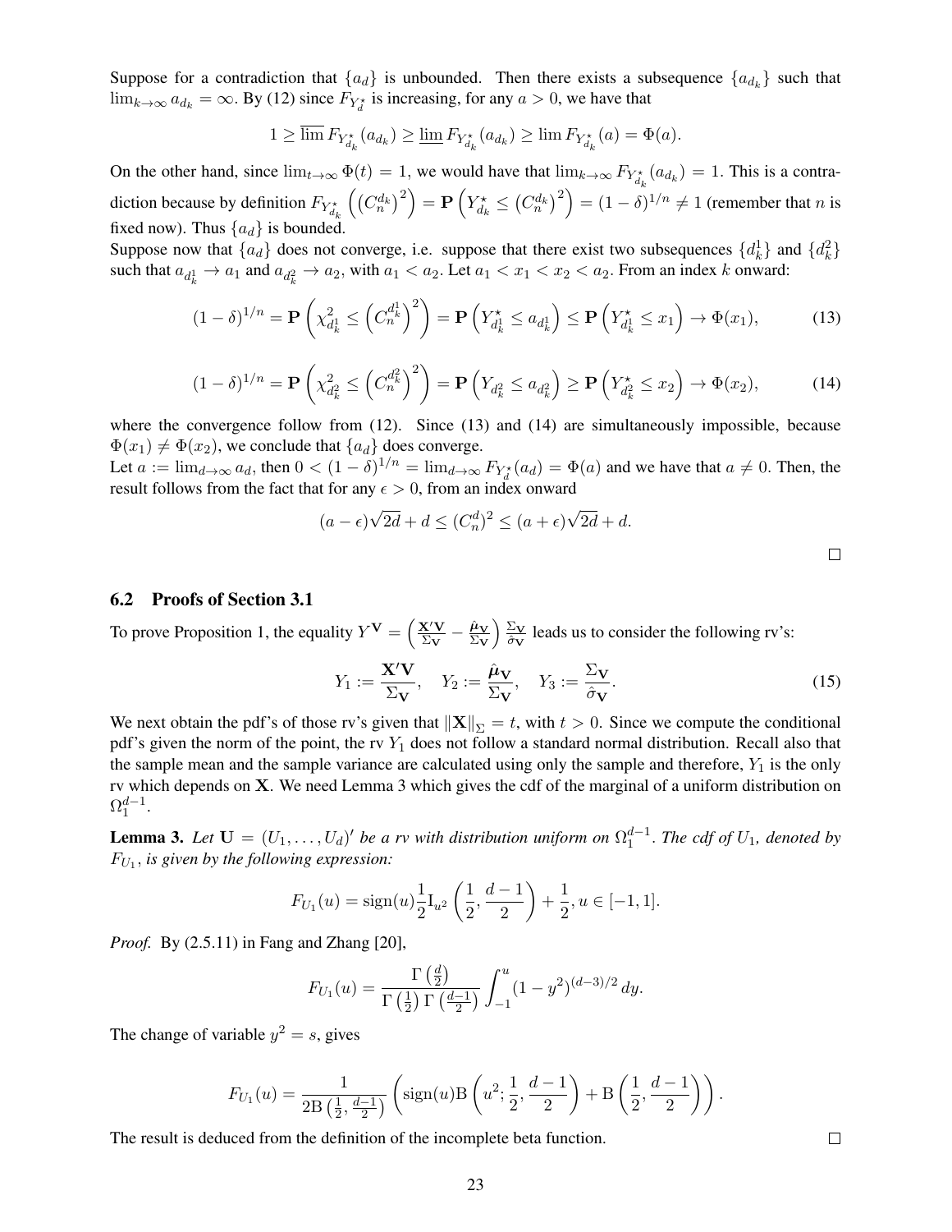Suppose for a contradiction that $\{a_d\}$ is unbounded. Then there exists a subsequence $\{a_{d_k}\}$ such that $\lim_{k\to\infty} a_{d_k} = \infty$. By (12) since $F_{Y_d^\star}$ is increasing, for any $a > 0$, we have that

$$1 \geq \overline{\lim}\, F_{Y^\star_{d_k}}(a_{d_k}) \geq \underline{\lim}\, F_{Y^\star_{d_k}}(a_{d_k}) \geq \lim F_{Y^\star_{d_k}}(a) = \Phi(a).$$

On the other hand, since $\lim_{t\to\infty} \Phi(t) = 1$, we would have that $\lim_{k\to\infty} F_{Y^\star_{d_k}}(a_{d_k}) = 1$. This is a contradiction because by definition $F_{Y^\star_{d_k}}\left(\left(C_n^{d_k}\right)^2\right) = \mathbf{P}\left(Y^\star_{d_k} \leq \left(C_n^{d_k}\right)^2\right) = (1-\delta)^{1/n} \neq 1$ (remember that $n$ is fixed now). Thus $\{a_d\}$ is bounded.

Suppose now that $\{a_d\}$ does not converge, i.e. suppose that there exist two subsequences $\{d_k^1\}$ and $\{d_k^2\}$ such that $a_{d_k^1} \to a_1$ and $a_{d_k^2} \to a_2$, with $a_1 < a_2$. Let $a_1 < x_1 < x_2 < a_2$. From an index $k$ onward:

$$(1-\delta)^{1/n} = \mathbf{P}\left(\chi^2_{d_k^1} \leq \left(C_n^{d_k^1}\right)^2\right) = \mathbf{P}\left(Y^\star_{d_k^1} \leq a_{d_k^1}\right) \leq \mathbf{P}\left(Y^\star_{d_k^1} \leq x_1\right) \to \Phi(x_1), \tag{13}$$

$$(1-\delta)^{1/n} = \mathbf{P}\left(\chi^2_{d_k^2} \leq \left(C_n^{d_k^2}\right)^2\right) = \mathbf{P}\left(Y_{d_k^2} \leq a_{d_k^2}\right) \geq \mathbf{P}\left(Y^\star_{d_k^2} \leq x_2\right) \to \Phi(x_2), \tag{14}$$

where the convergence follow from (12). Since (13) and (14) are simultaneously impossible, because $\Phi(x_1) \neq \Phi(x_2)$, we conclude that $\{a_d\}$ does converge.

Let $a := \lim_{d\to\infty} a_d$, then $0 < (1-\delta)^{1/n} = \lim_{d\to\infty} F_{Y_d^\star}(a_d) = \Phi(a)$ and we have that $a \neq 0$. Then, the result follows from the fact that for any $\epsilon > 0$, from an index onward

$$(a-\epsilon)\sqrt{2d} + d \leq (C_n^d)^2 \leq (a+\epsilon)\sqrt{2d} + d.$$

□

## 6.2 Proofs of Section 3.1

To prove Proposition 1, the equality $Y^{\mathbf{V}} = \left(\frac{\mathbf{X}'\mathbf{V}}{\Sigma_{\mathbf{V}}} - \frac{\hat{\mu}_{\mathbf{V}}}{\Sigma_{\mathbf{V}}}\right)\frac{\Sigma_{\mathbf{V}}}{\hat{\sigma}_{\mathbf{V}}}$ leads us to consider the following rv's:

$$Y_1 := \frac{\mathbf{X}'\mathbf{V}}{\Sigma_{\mathbf{V}}}, \quad Y_2 := \frac{\hat{\boldsymbol{\mu}}_{\mathbf{V}}}{\Sigma_{\mathbf{V}}}, \quad Y_3 := \frac{\Sigma_{\mathbf{V}}}{\hat{\sigma}_{\mathbf{V}}}. \tag{15}$$

We next obtain the pdf's of those rv's given that $\|\mathbf{X}\|_\Sigma = t$, with $t > 0$. Since we compute the conditional pdf's given the norm of the point, the rv $Y_1$ does not follow a standard normal distribution. Recall also that the sample mean and the sample variance are calculated using only the sample and therefore, $Y_1$ is the only rv which depends on $\mathbf{X}$. We need Lemma 3 which gives the cdf of the marginal of a uniform distribution on $\Omega_1^{d-1}$.

**Lemma 3.** *Let $\mathbf{U} = (U_1, \ldots, U_d)'$ be a rv with distribution uniform on $\Omega_1^{d-1}$. The cdf of $U_1$, denoted by $F_{U_1}$, is given by the following expression:*

$$F_{U_1}(u) = \operatorname{sign}(u)\frac{1}{2}\mathrm{I}_{u^2}\left(\frac{1}{2}, \frac{d-1}{2}\right) + \frac{1}{2}, u \in [-1, 1].$$

*Proof.* By (2.5.11) in Fang and Zhang [20],

$$F_{U_1}(u) = \frac{\Gamma\left(\frac{d}{2}\right)}{\Gamma\left(\frac{1}{2}\right)\Gamma\left(\frac{d-1}{2}\right)}\int_{-1}^{u}(1-y^2)^{(d-3)/2}\,dy.$$

The change of variable $y^2 = s$, gives

$$F_{U_1}(u) = \frac{1}{2\mathrm{B}\left(\frac{1}{2}, \frac{d-1}{2}\right)}\left(\operatorname{sign}(u)\mathrm{B}\left(u^2; \frac{1}{2}, \frac{d-1}{2}\right) + \mathrm{B}\left(\frac{1}{2}, \frac{d-1}{2}\right)\right).$$

The result is deduced from the definition of the incomplete beta function. □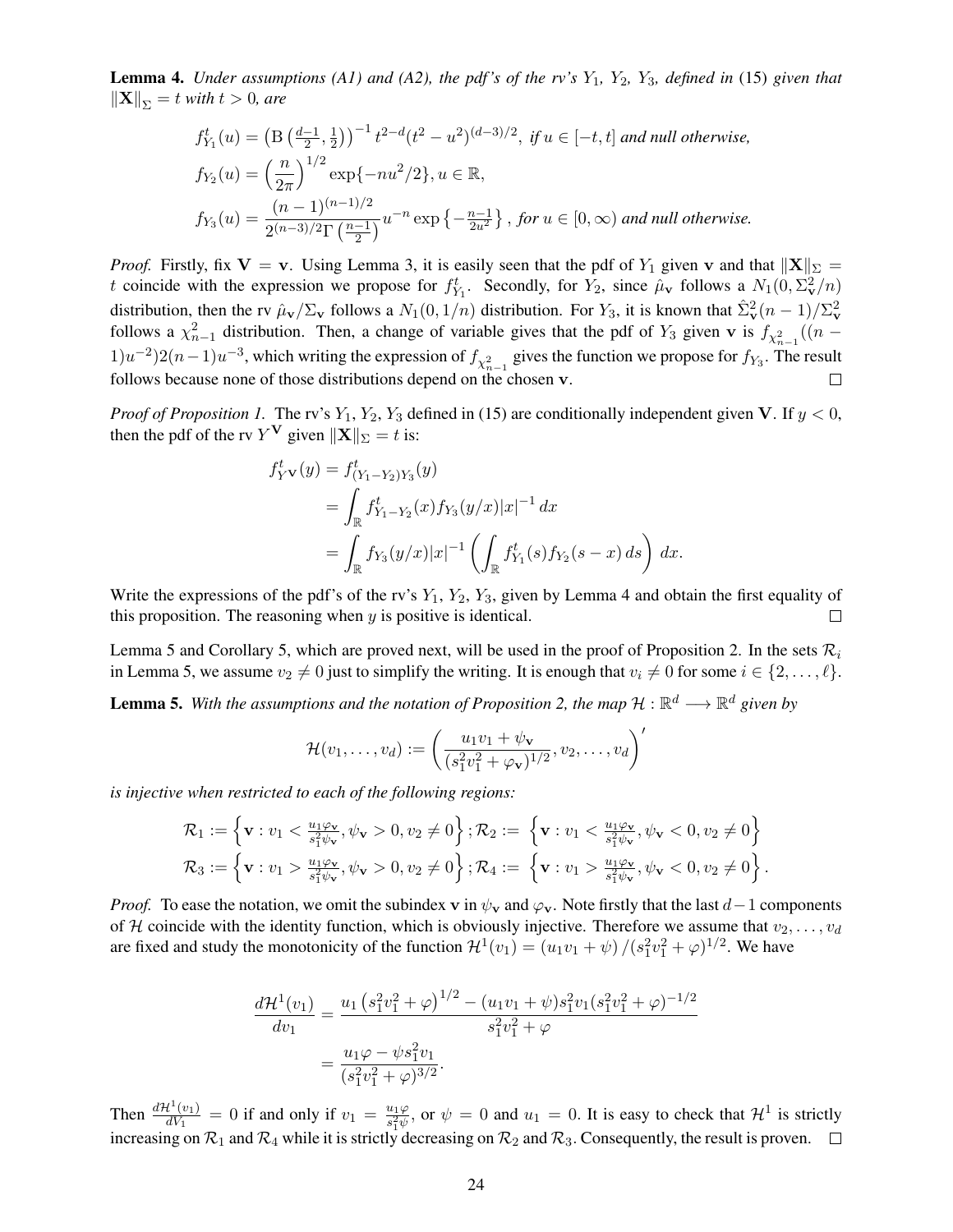**Lemma 4.** *Under assumptions (A1) and (A2), the pdf's of the rv's $Y_1$, $Y_2$, $Y_3$, defined in* (15) *given that $\|\mathbf{X}\|_\Sigma = t$ with $t > 0$, are*

$$f^t_{Y_1}(u) = \left(\mathrm{B}\left(\tfrac{d-1}{2}, \tfrac{1}{2}\right)\right)^{-1} t^{2-d}(t^2 - u^2)^{(d-3)/2}, \text{ if } u \in [-t, t] \text{ and null otherwise,}$$

$$f_{Y_2}(u) = \left(\frac{n}{2\pi}\right)^{1/2} \exp\{-nu^2/2\}, u \in \mathbb{R},$$

$$f_{Y_3}(u) = \frac{(n-1)^{(n-1)/2}}{2^{(n-3)/2}\Gamma\left(\frac{n-1}{2}\right)} u^{-n} \exp\left\{-\tfrac{n-1}{2u^2}\right\}, \text{ for } u \in [0, \infty) \text{ and null otherwise.}$$

*Proof.* Firstly, fix $\mathbf{V} = \mathbf{v}$. Using Lemma 3, it is easily seen that the pdf of $Y_1$ given $\mathbf{v}$ and that $\|\mathbf{X}\|_\Sigma = t$ coincide with the expression we propose for $f^t_{Y_1}$. Secondly, for $Y_2$, since $\hat{\mu}_\mathbf{v}$ follows a $N_1(0, \Sigma^2_\mathbf{v}/n)$ distribution, then the rv $\hat{\mu}_\mathbf{v}/\Sigma_\mathbf{v}$ follows a $N_1(0, 1/n)$ distribution. For $Y_3$, it is known that $\hat{\Sigma}^2_\mathbf{v}(n-1)/\Sigma^2_\mathbf{v}$ follows a $\chi^2_{n-1}$ distribution. Then, a change of variable gives that the pdf of $Y_3$ given $\mathbf{v}$ is $f_{\chi^2_{n-1}}((n-1)u^{-2})2(n-1)u^{-3}$, which writing the expression of $f_{\chi^2_{n-1}}$ gives the function we propose for $f_{Y_3}$. The result follows because none of those distributions depend on the chosen $\mathbf{v}$. □

*Proof of Proposition 1.* The rv's $Y_1, Y_2, Y_3$ defined in (15) are conditionally independent given $\mathbf{V}$. If $y < 0$, then the pdf of the rv $Y^\mathbf{V}$ given $\|\mathbf{X}\|_\Sigma = t$ is:

$$\begin{aligned}
f^t_{Y^\mathbf{V}}(y) &= f^t_{(Y_1 - Y_2)Y_3}(y) \\
&= \int_\mathbb{R} f^t_{Y_1 - Y_2}(x) f_{Y_3}(y/x)|x|^{-1}\, dx \\
&= \int_\mathbb{R} f_{Y_3}(y/x)|x|^{-1} \left(\int_\mathbb{R} f^t_{Y_1}(s) f_{Y_2}(s-x)\, ds\right) dx.
\end{aligned}$$

Write the expressions of the pdf's of the rv's $Y_1$, $Y_2$, $Y_3$, given by Lemma 4 and obtain the first equality of this proposition. The reasoning when $y$ is positive is identical. □

Lemma 5 and Corollary 5, which are proved next, will be used in the proof of Proposition 2. In the sets $\mathcal{R}_i$ in Lemma 5, we assume $v_2 \neq 0$ just to simplify the writing. It is enough that $v_i \neq 0$ for some $i \in \{2, \ldots, \ell\}$.

**Lemma 5.** *With the assumptions and the notation of Proposition 2, the map $\mathcal{H} : \mathbb{R}^d \longrightarrow \mathbb{R}^d$ given by*

$$\mathcal{H}(v_1, \ldots, v_d) := \left(\frac{u_1 v_1 + \psi_\mathbf{v}}{(s_1^2 v_1^2 + \varphi_\mathbf{v})^{1/2}}, v_2, \ldots, v_d\right)'$$

*is injective when restricted to each of the following regions:*

$$\mathcal{R}_1 := \left\{\mathbf{v} : v_1 < \tfrac{u_1\varphi_\mathbf{v}}{s_1^2\psi_\mathbf{v}}, \psi_\mathbf{v} > 0, v_2 \neq 0\right\}; \mathcal{R}_2 := \left\{\mathbf{v} : v_1 < \tfrac{u_1\varphi_\mathbf{v}}{s_1^2\psi_\mathbf{v}}, \psi_\mathbf{v} < 0, v_2 \neq 0\right\}$$

$$\mathcal{R}_3 := \left\{\mathbf{v} : v_1 > \tfrac{u_1\varphi_\mathbf{v}}{s_1^2\psi_\mathbf{v}}, \psi_\mathbf{v} > 0, v_2 \neq 0\right\}; \mathcal{R}_4 := \left\{\mathbf{v} : v_1 > \tfrac{u_1\varphi_\mathbf{v}}{s_1^2\psi_\mathbf{v}}, \psi_\mathbf{v} < 0, v_2 \neq 0\right\}.$$

*Proof.* To ease the notation, we omit the subindex $\mathbf{v}$ in $\psi_\mathbf{v}$ and $\varphi_\mathbf{v}$. Note firstly that the last $d-1$ components of $\mathcal{H}$ coincide with the identity function, which is obviously injective. Therefore we assume that $v_2, \ldots, v_d$ are fixed and study the monotonicity of the function $\mathcal{H}^1(v_1) = (u_1 v_1 + \psi)/(s_1^2 v_1^2 + \varphi)^{1/2}$. We have

$$\begin{aligned}
\frac{d\mathcal{H}^1(v_1)}{dv_1} &= \frac{u_1\left(s_1^2 v_1^2 + \varphi\right)^{1/2} - (u_1 v_1 + \psi)s_1^2 v_1 (s_1^2 v_1^2 + \varphi)^{-1/2}}{s_1^2 v_1^2 + \varphi} \\
&= \frac{u_1\varphi - \psi s_1^2 v_1}{(s_1^2 v_1^2 + \varphi)^{3/2}}.
\end{aligned}$$

Then $\frac{d\mathcal{H}^1(v_1)}{dV_1} = 0$ if and only if $v_1 = \frac{u_1\varphi}{s_1^2\psi}$, or $\psi = 0$ and $u_1 = 0$. It is easy to check that $\mathcal{H}^1$ is strictly increasing on $\mathcal{R}_1$ and $\mathcal{R}_4$ while it is strictly decreasing on $\mathcal{R}_2$ and $\mathcal{R}_3$. Consequently, the result is proven. □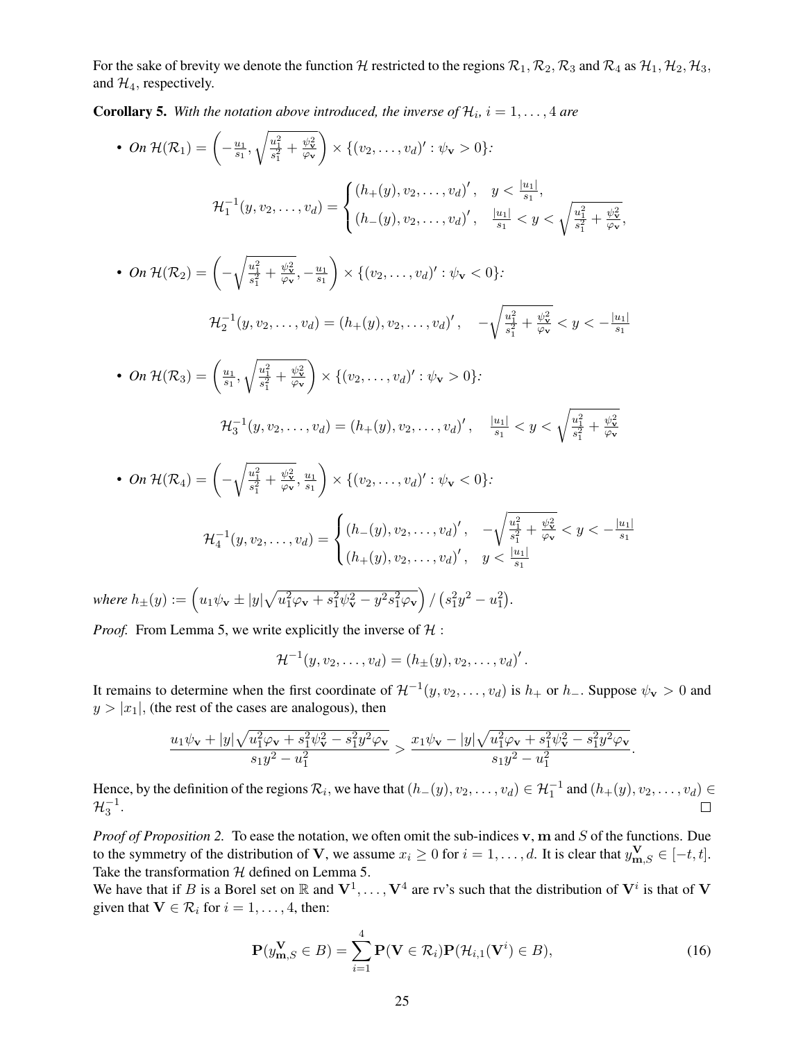For the sake of brevity we denote the function $\mathcal{H}$ restricted to the regions $\mathcal{R}_1, \mathcal{R}_2, \mathcal{R}_3$ and $\mathcal{R}_4$ as $\mathcal{H}_1, \mathcal{H}_2, \mathcal{H}_3$, and $\mathcal{H}_4$, respectively.

**Corollary 5.** *With the notation above introduced, the inverse of $\mathcal{H}_i$, $i = 1, \ldots, 4$ are*

- *On* $\mathcal{H}(\mathcal{R}_1) = \left(-\frac{u_1}{s_1}, \sqrt{\frac{u_1^2}{s_1^2} + \frac{\psi_{\mathbf{v}}^2}{\varphi_{\mathbf{v}}}}\right) \times \{(v_2, \ldots, v_d)' : \psi_{\mathbf{v}} > 0\}$*:*

$$\mathcal{H}_1^{-1}(y, v_2, \ldots, v_d) = \begin{cases} (h_+(y), v_2, \ldots, v_d)', & y < \frac{|u_1|}{s_1}, \\ (h_-(y), v_2, \ldots, v_d)', & \frac{|u_1|}{s_1} < y < \sqrt{\frac{u_1^2}{s_1^2} + \frac{\psi_{\mathbf{v}}^2}{\varphi_{\mathbf{v}}}}, \end{cases}$$

- *On* $\mathcal{H}(\mathcal{R}_2) = \left(-\sqrt{\frac{u_1^2}{s_1^2} + \frac{\psi_{\mathbf{v}}^2}{\varphi_{\mathbf{v}}}}, -\frac{u_1}{s_1}\right) \times \{(v_2, \ldots, v_d)' : \psi_{\mathbf{v}} < 0\}$*:*

$$\mathcal{H}_2^{-1}(y, v_2, \ldots, v_d) = (h_+(y), v_2, \ldots, v_d)', \quad -\sqrt{\frac{u_1^2}{s_1^2} + \frac{\psi_{\mathbf{v}}^2}{\varphi_{\mathbf{v}}}} < y < -\frac{|u_1|}{s_1}$$

- *On* $\mathcal{H}(\mathcal{R}_3) = \left(\frac{u_1}{s_1}, \sqrt{\frac{u_1^2}{s_1^2} + \frac{\psi_{\mathbf{v}}^2}{\varphi_{\mathbf{v}}}}\right) \times \{(v_2, \ldots, v_d)' : \psi_{\mathbf{v}} > 0\}$*:*

$$\mathcal{H}_3^{-1}(y, v_2, \ldots, v_d) = (h_+(y), v_2, \ldots, v_d)', \quad \frac{|u_1|}{s_1} < y < \sqrt{\frac{u_1^2}{s_1^2} + \frac{\psi_{\mathbf{v}}^2}{\varphi_{\mathbf{v}}}}$$

- *On* $\mathcal{H}(\mathcal{R}_4) = \left(-\sqrt{\frac{u_1^2}{s_1^2} + \frac{\psi_{\mathbf{v}}^2}{\varphi_{\mathbf{v}}}}, \frac{u_1}{s_1}\right) \times \{(v_2, \ldots, v_d)' : \psi_{\mathbf{v}} < 0\}$*:*

$$\mathcal{H}_4^{-1}(y, v_2, \ldots, v_d) = \begin{cases} (h_-(y), v_2, \ldots, v_d)', & -\sqrt{\frac{u_1^2}{s_1^2} + \frac{\psi_{\mathbf{v}}^2}{\varphi_{\mathbf{v}}}} < y < -\frac{|u_1|}{s_1} \\ (h_+(y), v_2, \ldots, v_d)', & y < \frac{|u_1|}{s_1} \end{cases}$$

*where* $h_\pm(y) := \left(u_1\psi_{\mathbf{v}} \pm |y|\sqrt{u_1^2\varphi_{\mathbf{v}} + s_1^2\psi_{\mathbf{v}}^2 - y^2 s_1^2\varphi_{\mathbf{v}}}\right) / \left(s_1^2 y^2 - u_1^2\right)$.

*Proof.* From Lemma 5, we write explicitly the inverse of $\mathcal{H}$ :

$$\mathcal{H}^{-1}(y, v_2, \ldots, v_d) = (h_\pm(y), v_2, \ldots, v_d)'.$$

It remains to determine when the first coordinate of $\mathcal{H}^{-1}(y, v_2, \ldots, v_d)$ is $h_+$ or $h_-$. Suppose $\psi_{\mathbf{v}} > 0$ and $y > |x_1|$, (the rest of the cases are analogous), then

$$\frac{u_1\psi_{\mathbf{v}} + |y|\sqrt{u_1^2\varphi_{\mathbf{v}} + s_1^2\psi_{\mathbf{v}}^2 - s_1^2 y^2\varphi_{\mathbf{v}}}}{s_1 y^2 - u_1^2} > \frac{x_1\psi_{\mathbf{v}} - |y|\sqrt{u_1^2\varphi_{\mathbf{v}} + s_1^2\psi_{\mathbf{v}}^2 - s_1^2 y^2\varphi_{\mathbf{v}}}}{s_1 y^2 - u_1^2}.$$

Hence, by the definition of the regions $\mathcal{R}_i$, we have that $(h_-(y), v_2, \ldots, v_d) \in \mathcal{H}_1^{-1}$ and $(h_+(y), v_2, \ldots, v_d) \in \mathcal{H}_3^{-1}$. $\square$

*Proof of Proposition 2.* To ease the notation, we often omit the sub-indices $\mathbf{v}, \mathbf{m}$ and $S$ of the functions. Due to the symmetry of the distribution of $\mathbf{V}$, we assume $x_i \geq 0$ for $i = 1, \ldots, d$. It is clear that $y_{\mathbf{m},S}^{\mathbf{V}} \in [-t, t]$. Take the transformation $\mathcal{H}$ defined on Lemma 5.

We have that if $B$ is a Borel set on $\mathbb{R}$ and $\mathbf{V}^1, \ldots, \mathbf{V}^4$ are rv's such that the distribution of $\mathbf{V}^i$ is that of $\mathbf{V}$ given that $\mathbf{V} \in \mathcal{R}_i$ for $i = 1, \ldots, 4$, then:

$$\mathbf{P}(y_{\mathbf{m},S}^{\mathbf{V}} \in B) = \sum_{i=1}^{4} \mathbf{P}(\mathbf{V} \in \mathcal{R}_i)\mathbf{P}(\mathcal{H}_{i,1}(\mathbf{V}^i) \in B), \tag{16}$$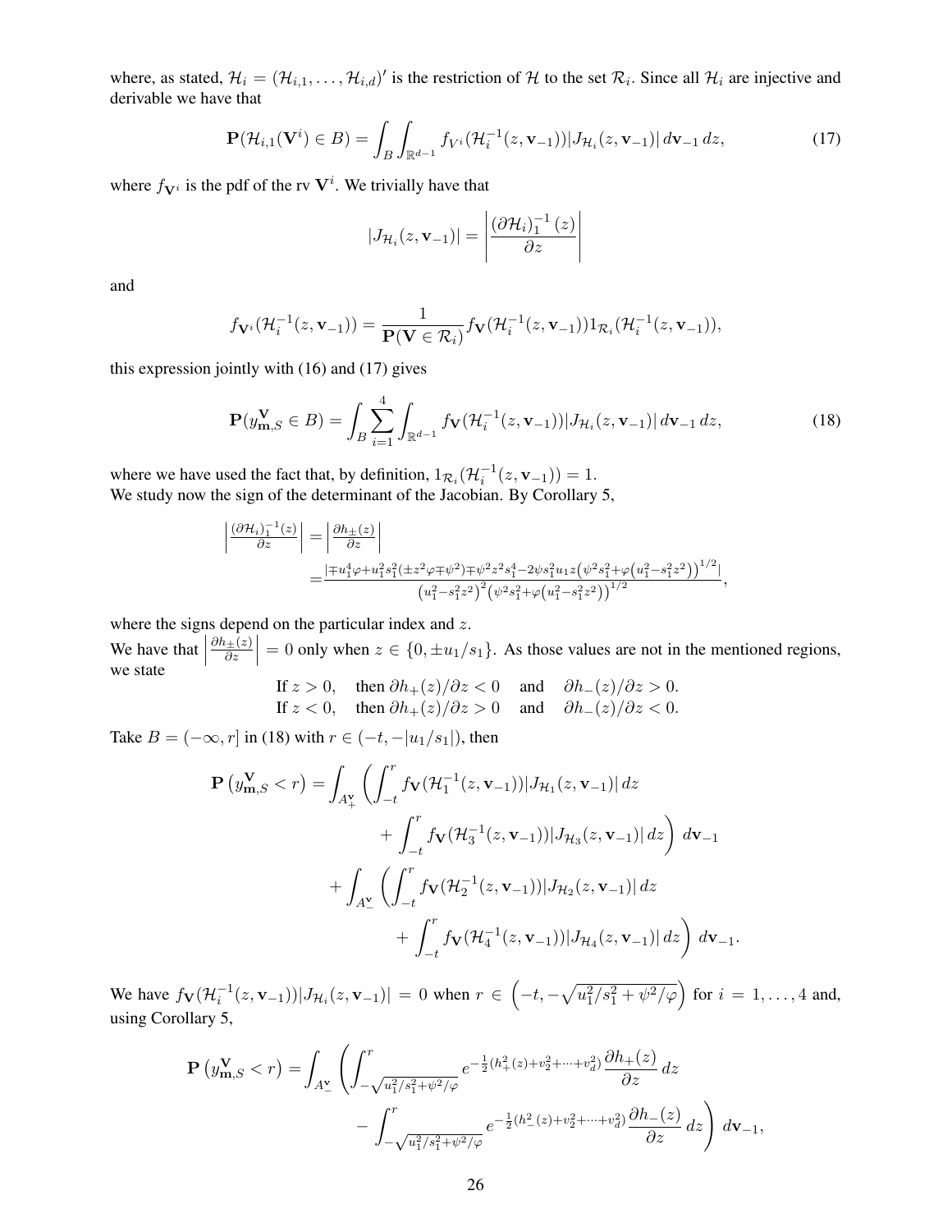where, as stated, $\mathcal{H}_i = (\mathcal{H}_{i,1}, \ldots, \mathcal{H}_{i,d})'$ is the restriction of $\mathcal{H}$ to the set $\mathcal{R}_i$. Since all $\mathcal{H}_i$ are injective and derivable we have that

$$\mathbf{P}(\mathcal{H}_{i,1}(\mathbf{V}^i) \in B) = \int_B \int_{\mathbb{R}^{d-1}} f_{V^i}(\mathcal{H}_i^{-1}(z, \mathbf{v}_{-1}))|J_{\mathcal{H}_i}(z, \mathbf{v}_{-1})| \, d\mathbf{v}_{-1} \, dz, \tag{17}$$

where $f_{\mathbf{V}^i}$ is the pdf of the rv $\mathbf{V}^i$. We trivially have that

$$|J_{\mathcal{H}_i}(z, \mathbf{v}_{-1})| = \left| \frac{(\partial \mathcal{H}_i)_1^{-1}(z)}{\partial z} \right|$$

and

$$f_{\mathbf{V}^i}(\mathcal{H}_i^{-1}(z, \mathbf{v}_{-1})) = \frac{1}{\mathbf{P}(\mathbf{V} \in \mathcal{R}_i)} f_{\mathbf{V}}(\mathcal{H}_i^{-1}(z, \mathbf{v}_{-1})) 1_{\mathcal{R}_i}(\mathcal{H}_i^{-1}(z, \mathbf{v}_{-1})),$$

this expression jointly with (16) and (17) gives

$$\mathbf{P}(y^{\mathbf{V}}_{\mathbf{m},S} \in B) = \int_B \sum_{i=1}^{4} \int_{\mathbb{R}^{d-1}} f_{\mathbf{V}}(\mathcal{H}_i^{-1}(z, \mathbf{v}_{-1}))|J_{\mathcal{H}_i}(z, \mathbf{v}_{-1})| \, d\mathbf{v}_{-1} \, dz, \tag{18}$$

where we have used the fact that, by definition, $1_{\mathcal{R}_i}(\mathcal{H}_i^{-1}(z, \mathbf{v}_{-1})) = 1$.
We study now the sign of the determinant of the Jacobian. By Corollary 5,

$$\begin{aligned}
\left| \frac{(\partial \mathcal{H}_i)_1^{-1}(z)}{\partial z} \right| &= \left| \frac{\partial h_\pm(z)}{\partial z} \right| \\
&= \frac{|\mp u_1^4 \varphi + u_1^2 s_1^2 (\pm z^2 \varphi \mp \psi^2) \mp \psi^2 z^2 s_1^4 - 2\psi s_1^2 u_1 z \left(\psi^2 s_1^2 + \varphi\left(u_1^2 - s_1^2 z^2\right)\right)^{1/2}|}{\left(u_1^2 - s_1^2 z^2\right)^2 \left(\psi^2 s_1^2 + \varphi\left(u_1^2 - s_1^2 z^2\right)\right)^{1/2}},
\end{aligned}$$

where the signs depend on the particular index and $z$.
We have that $\left| \frac{\partial h_\pm(z)}{\partial z} \right| = 0$ only when $z \in \{0, \pm u_1/s_1\}$. As those values are not in the mentioned regions, we state

$$\begin{array}{llll}
\text{If } z > 0, & \text{then } \partial h_+(z)/\partial z < 0 & \text{and} & \partial h_-(z)/\partial z > 0. \\
\text{If } z < 0, & \text{then } \partial h_+(z)/\partial z > 0 & \text{and} & \partial h_-(z)/\partial z < 0.
\end{array}$$

Take $B = (-\infty, r]$ in (18) with $r \in (-t, -|u_1/s_1|)$, then

$$\begin{aligned}
\mathbf{P}\left(y^{\mathbf{V}}_{\mathbf{m},S} < r\right) = &\int_{A^{\mathbf{v}}_+} \left( \int_{-t}^{r} f_{\mathbf{V}}(\mathcal{H}_1^{-1}(z, \mathbf{v}_{-1}))|J_{\mathcal{H}_1}(z, \mathbf{v}_{-1})| \, dz \right. \\
&\qquad \left. + \int_{-t}^{r} f_{\mathbf{V}}(\mathcal{H}_3^{-1}(z, \mathbf{v}_{-1}))|J_{\mathcal{H}_3}(z, \mathbf{v}_{-1})| \, dz \right) \, d\mathbf{v}_{-1} \\
&+ \int_{A^{\mathbf{v}}_-} \left( \int_{-t}^{r} f_{\mathbf{V}}(\mathcal{H}_2^{-1}(z, \mathbf{v}_{-1}))|J_{\mathcal{H}_2}(z, \mathbf{v}_{-1})| \, dz \right. \\
&\qquad \left. + \int_{-t}^{r} f_{\mathbf{V}}(\mathcal{H}_4^{-1}(z, \mathbf{v}_{-1}))|J_{\mathcal{H}_4}(z, \mathbf{v}_{-1})| \, dz \right) \, d\mathbf{v}_{-1}.
\end{aligned}$$

We have $f_{\mathbf{V}}(\mathcal{H}_i^{-1}(z, \mathbf{v}_{-1}))|J_{\mathcal{H}_i}(z, \mathbf{v}_{-1})| = 0$ when $r \in \left(-t, -\sqrt{u_1^2/s_1^2 + \psi^2/\varphi}\right)$ for $i = 1, \ldots, 4$ and, using Corollary 5,

$$\begin{aligned}
\mathbf{P}\left(y^{\mathbf{V}}_{\mathbf{m},S} < r\right) = &\int_{A^{\mathbf{v}}_-} \left( \int_{-\sqrt{u_1^2/s_1^2 + \psi^2/\varphi}}^{r} e^{-\frac{1}{2}(h_+^2(z) + v_2^2 + \cdots + v_d^2)} \frac{\partial h_+(z)}{\partial z} \, dz \right. \\
&\qquad \left. - \int_{-\sqrt{u_1^2/s_1^2 + \psi^2/\varphi}}^{r} e^{-\frac{1}{2}(h_-^2(z) + v_2^2 + \cdots + v_d^2)} \frac{\partial h_-(z)}{\partial z} \, dz \right) \, d\mathbf{v}_{-1},
\end{aligned}$$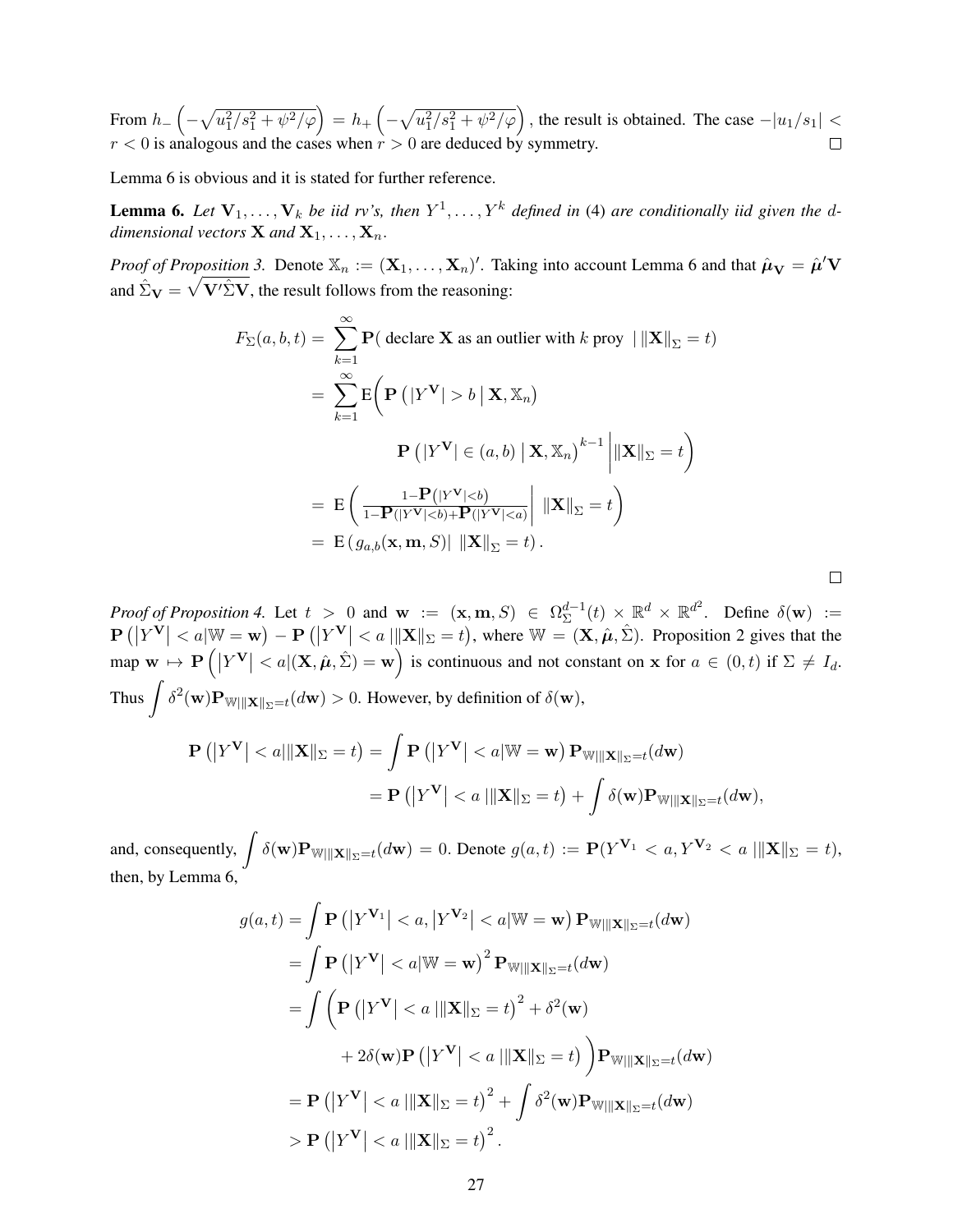From $h_-\left(-\sqrt{u_1^2/s_1^2+\psi^2/\varphi}\right) = h_+\left(-\sqrt{u_1^2/s_1^2+\psi^2/\varphi}\right)$, the result is obtained. The case $-|u_1/s_1| < r < 0$ is analogous and the cases when $r > 0$ are deduced by symmetry. □

Lemma 6 is obvious and it is stated for further reference.

**Lemma 6.** *Let $\mathbf{V}_1, \ldots, \mathbf{V}_k$ be iid rv's, then $Y^1, \ldots, Y^k$ defined in* (4) *are conditionally iid given the $d$-dimensional vectors $\mathbf{X}$ and $\mathbf{X}_1, \ldots, \mathbf{X}_n$.*

*Proof of Proposition 3.* Denote $\mathbb{X}_n := (\mathbf{X}_1, \ldots, \mathbf{X}_n)'$. Taking into account Lemma 6 and that $\hat{\boldsymbol{\mu}}_{\mathbf{V}} = \hat{\boldsymbol{\mu}}'\mathbf{V}$ and $\hat{\Sigma}_{\mathbf{V}} = \sqrt{\mathbf{V}'\hat{\Sigma}\mathbf{V}}$, the result follows from the reasoning:

$$
\begin{aligned}
F_\Sigma(a,b,t) &= \sum_{k=1}^{\infty} \mathbf{P}(\text{ declare } \mathbf{X} \text{ as an outlier with } k \text{ proy } \mid \|\mathbf{X}\|_\Sigma = t) \\
&= \sum_{k=1}^{\infty} \mathrm{E}\Bigg( \mathbf{P}\left(|Y^{\mathbf{V}}| > b \,\middle|\, \mathbf{X}, \mathbb{X}_n\right) \\
&\qquad\qquad \mathbf{P}\left(|Y^{\mathbf{V}}| \in (a,b) \,\middle|\, \mathbf{X}, \mathbb{X}_n\right)^{k-1} \Bigg| \|\mathbf{X}\|_\Sigma = t \Bigg) \\
&= \mathrm{E}\left( \left. \frac{1-\mathbf{P}\left(|Y^{\mathbf{V}}|<b\right)}{1-\mathbf{P}(|Y^{\mathbf{V}}|<b)+\mathbf{P}(|Y^{\mathbf{V}}|<a)} \right| \|\mathbf{X}\|_\Sigma = t \right) \\
&= \mathrm{E}\left( g_{a,b}(\mathbf{x}, \mathbf{m}, S) \mid \|\mathbf{X}\|_\Sigma = t \right).
\end{aligned}
$$

□

*Proof of Proposition 4.* Let $t > 0$ and $\mathbf{w} := (\mathbf{x}, \mathbf{m}, S) \in \Omega_\Sigma^{d-1}(t) \times \mathbb{R}^d \times \mathbb{R}^{d^2}$. Define $\delta(\mathbf{w}) := \mathbf{P}\left(\left|Y^{\mathbf{V}}\right| < a | \mathbb{W} = \mathbf{w}\right) - \mathbf{P}\left(\left|Y^{\mathbf{V}}\right| < a \,|\|\mathbf{X}\|_\Sigma = t\right)$, where $\mathbb{W} = (\mathbf{X}, \hat{\boldsymbol{\mu}}, \hat{\Sigma})$. Proposition 2 gives that the map $\mathbf{w} \mapsto \mathbf{P}\left(\left|Y^{\mathbf{V}}\right| < a | (\mathbf{X}, \hat{\boldsymbol{\mu}}, \hat{\Sigma}) = \mathbf{w}\right)$ is continuous and not constant on $\mathbf{x}$ for $a \in (0,t)$ if $\Sigma \neq I_d$. Thus $\int \delta^2(\mathbf{w}) \mathbf{P}_{\mathbb{W}|\|\mathbf{X}\|_\Sigma = t}(d\mathbf{w}) > 0$. However, by definition of $\delta(\mathbf{w})$,

$$
\begin{aligned}
\mathbf{P}\left(\left|Y^{\mathbf{V}}\right| < a | \|\mathbf{X}\|_\Sigma = t\right) &= \int \mathbf{P}\left(\left|Y^{\mathbf{V}}\right| < a | \mathbb{W} = \mathbf{w}\right) \mathbf{P}_{\mathbb{W}|\|\mathbf{X}\|_\Sigma = t}(d\mathbf{w}) \\
&= \mathbf{P}\left(\left|Y^{\mathbf{V}}\right| < a \,|\|\mathbf{X}\|_\Sigma = t\right) + \int \delta(\mathbf{w}) \mathbf{P}_{\mathbb{W}|\|\mathbf{X}\|_\Sigma = t}(d\mathbf{w}),
\end{aligned}
$$

and, consequently, $\int \delta(\mathbf{w}) \mathbf{P}_{\mathbb{W}|\|\mathbf{X}\|_\Sigma = t}(d\mathbf{w}) = 0$. Denote $g(a,t) := \mathbf{P}(Y^{\mathbf{V}_1} < a, Y^{\mathbf{V}_2} < a \,|\|\mathbf{X}\|_\Sigma = t)$, then, by Lemma 6,

$$
\begin{aligned}
g(a,t) &= \int \mathbf{P}\left(\left|Y^{\mathbf{V}_1}\right| < a, \left|Y^{\mathbf{V}_2}\right| < a | \mathbb{W} = \mathbf{w}\right) \mathbf{P}_{\mathbb{W}|\|\mathbf{X}\|_\Sigma = t}(d\mathbf{w}) \\
&= \int \mathbf{P}\left(\left|Y^{\mathbf{V}}\right| < a | \mathbb{W} = \mathbf{w}\right)^2 \mathbf{P}_{\mathbb{W}|\|\mathbf{X}\|_\Sigma = t}(d\mathbf{w}) \\
&= \int \Bigg( \mathbf{P}\left(\left|Y^{\mathbf{V}}\right| < a \,|\|\mathbf{X}\|_\Sigma = t\right)^2 + \delta^2(\mathbf{w}) \\
&\qquad + 2\delta(\mathbf{w}) \mathbf{P}\left(\left|Y^{\mathbf{V}}\right| < a \,|\|\mathbf{X}\|_\Sigma = t\right) \Bigg) \mathbf{P}_{\mathbb{W}|\|\mathbf{X}\|_\Sigma = t}(d\mathbf{w}) \\
&= \mathbf{P}\left(\left|Y^{\mathbf{V}}\right| < a \,|\|\mathbf{X}\|_\Sigma = t\right)^2 + \int \delta^2(\mathbf{w}) \mathbf{P}_{\mathbb{W}|\|\mathbf{X}\|_\Sigma = t}(d\mathbf{w}) \\
&> \mathbf{P}\left(\left|Y^{\mathbf{V}}\right| < a \,|\|\mathbf{X}\|_\Sigma = t\right)^2.
\end{aligned}
$$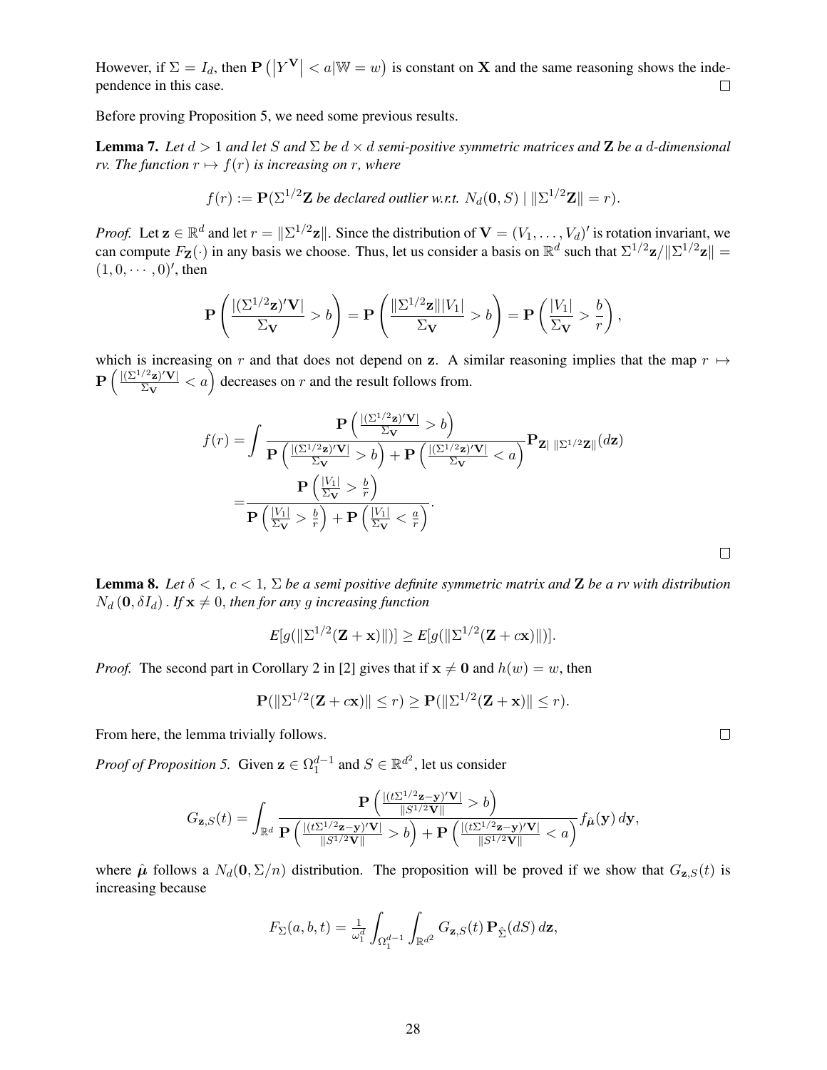However, if $\Sigma = I_d$, then $\mathbf{P}\left(\left|Y^{\mathbf{V}}\right| < a|\mathbb{W} = w\right)$ is constant on $\mathbf{X}$ and the same reasoning shows the independence in this case. $\square$

Before proving Proposition 5, we need some previous results.

**Lemma 7.** *Let $d > 1$ and let $S$ and $\Sigma$ be $d \times d$ semi-positive symmetric matrices and $\mathbf{Z}$ be a $d$-dimensional rv. The function $r \mapsto f(r)$ is increasing on $r$, where*

$$f(r) := \mathbf{P}(\Sigma^{1/2}\mathbf{Z} \text{ be declared outlier w.r.t. } N_d(\mathbf{0}, S) \mid \|\Sigma^{1/2}\mathbf{Z}\| = r).$$

*Proof.* Let $\mathbf{z} \in \mathbb{R}^d$ and let $r = \|\Sigma^{1/2}\mathbf{z}\|$. Since the distribution of $\mathbf{V} = (V_1, \ldots, V_d)'$ is rotation invariant, we can compute $F_{\mathbf{Z}}(\cdot)$ in any basis we choose. Thus, let us consider a basis on $\mathbb{R}^d$ such that $\Sigma^{1/2}\mathbf{z}/\|\Sigma^{1/2}\mathbf{z}\| = (1, 0, \cdots, 0)'$, then

$$\mathbf{P}\left(\frac{|(\Sigma^{1/2}\mathbf{z})'\mathbf{V}|}{\Sigma_{\mathbf{V}}} > b\right) = \mathbf{P}\left(\frac{\|\Sigma^{1/2}\mathbf{z}\||V_1|}{\Sigma_{\mathbf{V}}} > b\right) = \mathbf{P}\left(\frac{|V_1|}{\Sigma_{\mathbf{V}}} > \frac{b}{r}\right),$$

which is increasing on $r$ and that does not depend on $\mathbf{z}$. A similar reasoning implies that the map $r \mapsto \mathbf{P}\left(\frac{|(\Sigma^{1/2}\mathbf{z})'\mathbf{V}|}{\Sigma_{\mathbf{V}}} < a\right)$ decreases on $r$ and the result follows from.

$$\begin{aligned}
f(r) &= \int \frac{\mathbf{P}\left(\frac{|(\Sigma^{1/2}\mathbf{z})'\mathbf{V}|}{\Sigma_{\mathbf{V}}} > b\right)}{\mathbf{P}\left(\frac{|(\Sigma^{1/2}\mathbf{z})'\mathbf{V}|}{\Sigma_{\mathbf{V}}} > b\right) + \mathbf{P}\left(\frac{|(\Sigma^{1/2}\mathbf{z})'\mathbf{V}|}{\Sigma_{\mathbf{V}}} < a\right)} \mathbf{P}_{\mathbf{Z}| \ \|\Sigma^{1/2}\mathbf{Z}\|}(d\mathbf{z}) \\
&= \frac{\mathbf{P}\left(\frac{|V_1|}{\Sigma_{\mathbf{V}}} > \frac{b}{r}\right)}{\mathbf{P}\left(\frac{|V_1|}{\Sigma_{\mathbf{V}}} > \frac{b}{r}\right) + \mathbf{P}\left(\frac{|V_1|}{\Sigma_{\mathbf{V}}} < \frac{a}{r}\right)}.
\end{aligned}$$

$\square$

**Lemma 8.** *Let $\delta < 1$, $c < 1$, $\Sigma$ be a semi positive definite symmetric matrix and $\mathbf{Z}$ be a rv with distribution $N_d(\mathbf{0}, \delta I_d)$. If $\mathbf{x} \neq 0$, then for any $g$ increasing function*

$$E[g(\|\Sigma^{1/2}(\mathbf{Z} + \mathbf{x})\|)] \geq E[g(\|\Sigma^{1/2}(\mathbf{Z} + c\mathbf{x})\|)].$$

*Proof.* The second part in Corollary 2 in [2] gives that if $\mathbf{x} \neq \mathbf{0}$ and $h(w) = w$, then

$$\mathbf{P}(\|\Sigma^{1/2}(\mathbf{Z} + c\mathbf{x})\| \leq r) \geq \mathbf{P}(\|\Sigma^{1/2}(\mathbf{Z} + \mathbf{x})\| \leq r).$$

From here, the lemma trivially follows. $\square$

*Proof of Proposition 5.* Given $\mathbf{z} \in \Omega_1^{d-1}$ and $S \in \mathbb{R}^{d^2}$, let us consider

$$G_{\mathbf{z},S}(t) = \int_{\mathbb{R}^d} \frac{\mathbf{P}\left(\frac{|(t\Sigma^{1/2}\mathbf{z}-\mathbf{y})'\mathbf{V}|}{\|S^{1/2}\mathbf{V}\|} > b\right)}{\mathbf{P}\left(\frac{|(t\Sigma^{1/2}\mathbf{z}-\mathbf{y})'\mathbf{V}|}{\|S^{1/2}\mathbf{V}\|} > b\right) + \mathbf{P}\left(\frac{|(t\Sigma^{1/2}\mathbf{z}-\mathbf{y})'\mathbf{V}|}{\|S^{1/2}\mathbf{V}\|} < a\right)} f_{\hat{\boldsymbol{\mu}}}(\mathbf{y})\, d\mathbf{y},$$

where $\hat{\boldsymbol{\mu}}$ follows a $N_d(\mathbf{0}, \Sigma/n)$ distribution. The proposition will be proved if we show that $G_{\mathbf{z},S}(t)$ is increasing because

$$F_{\Sigma}(a, b, t) = \tfrac{1}{\omega_1^d} \int_{\Omega_1^{d-1}} \int_{\mathbb{R}^{d^2}} G_{\mathbf{z},S}(t)\, \mathbf{P}_{\hat{\Sigma}}(dS)\, d\mathbf{z},$$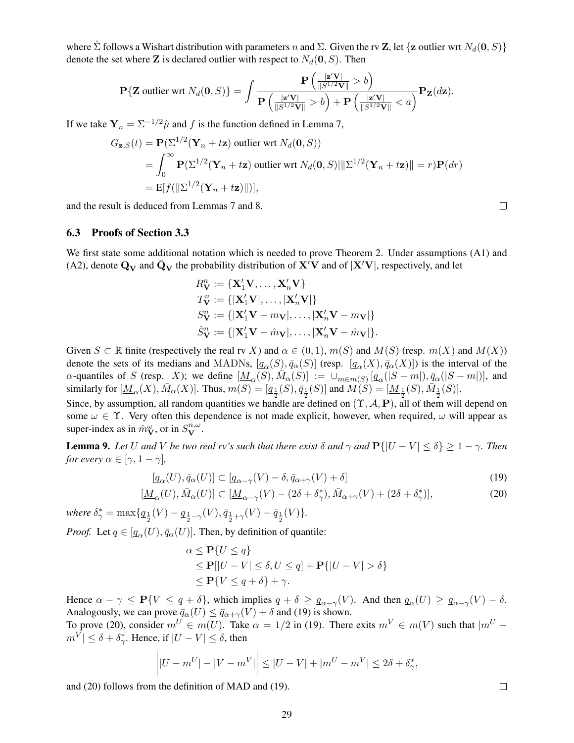where $\hat{\Sigma}$ follows a Wishart distribution with parameters $n$ and $\Sigma$. Given the rv $\mathbf{Z}$, let $\{\mathbf{z}$ outlier wrt $N_d(\mathbf{0}, S)\}$ denote the set where $\mathbf{Z}$ is declared outlier with respect to $N_d(\mathbf{0}, S)$. Then

$$\mathbf{P}\{\mathbf{Z} \text{ outlier wrt } N_d(\mathbf{0}, S)\} = \int \frac{\mathbf{P}\left(\frac{|\mathbf{z}'\mathbf{V}|}{\|S^{1/2}\mathbf{V}\|} > b\right)}{\mathbf{P}\left(\frac{|\mathbf{z}'\mathbf{V}|}{\|S^{1/2}\mathbf{V}\|} > b\right) + \mathbf{P}\left(\frac{|\mathbf{z}'\mathbf{V}|}{\|S^{1/2}\mathbf{V}\|} < a\right)} \mathbf{P}_{\mathbf{Z}}(d\mathbf{z}).$$

If we take $\mathbf{Y}_n = \Sigma^{-1/2}\hat{\mu}$ and $f$ is the function defined in Lemma 7,

$$\begin{aligned}
G_{\mathbf{z},S}(t) &= \mathbf{P}(\Sigma^{1/2}(\mathbf{Y}_n + t\mathbf{z}) \text{ outlier wrt } N_d(\mathbf{0}, S)) \\
&= \int_0^\infty \mathbf{P}(\Sigma^{1/2}(\mathbf{Y}_n + t\mathbf{z}) \text{ outlier wrt } N_d(\mathbf{0}, S) | \|\Sigma^{1/2}(\mathbf{Y}_n + t\mathbf{z})\| = r)\mathbf{P}(dr) \\
&= \mathrm{E}[f(\|\Sigma^{1/2}(\mathbf{Y}_n + t\mathbf{z})\|)],
\end{aligned}$$

and the result is deduced from Lemmas 7 and 8. □

### 6.3 Proofs of Section 3.3

We first state some additional notation which is needed to prove Theorem 2. Under assumptions (A1) and (A2), denote $\mathbf{Q}_{\mathbf{V}}$ and $\bar{\mathbf{Q}}_{\mathbf{V}}$ the probability distribution of $\mathbf{X}'\mathbf{V}$ and of $|\mathbf{X}'\mathbf{V}|$, respectively, and let

$$\begin{aligned}
R^n_{\mathbf{V}} &:= \{\mathbf{X}_1'\mathbf{V}, \ldots, \mathbf{X}_n'\mathbf{V}\} \\
T^n_{\mathbf{V}} &:= \{|\mathbf{X}_1'\mathbf{V}|, \ldots, |\mathbf{X}_n'\mathbf{V}|\} \\
S^n_{\mathbf{V}} &:= \{|\mathbf{X}_1'\mathbf{V} - m_{\mathbf{V}}|, \ldots, |\mathbf{X}_n'\mathbf{V} - m_{\mathbf{V}}|\} \\
\hat{S}^n_{\mathbf{V}} &:= \{|\mathbf{X}_1'\mathbf{V} - \hat{m}_{\mathbf{V}}|, \ldots, |\mathbf{X}_n'\mathbf{V} - \hat{m}_{\mathbf{V}}|\}.
\end{aligned}$$

Given $S \subset \mathbb{R}$ finite (respectively the real rv $X$) and $\alpha \in (0,1)$, $m(S)$ and $M(S)$ (resp. $m(X)$ and $M(X)$) denote the sets of its medians and MADNs, $[\underline{q}_\alpha(S), \bar{q}_\alpha(S)]$ (resp. $[\underline{q}_\alpha(X), \bar{q}_\alpha(X)]$) is the interval of the $\alpha$-quantiles of $S$ (resp. $X$); we define $[\underline{M}_\alpha(S), \bar{M}_\alpha(S)] := \cup_{m \in m(S)} [\underline{q}_\alpha(|S - m|), \bar{q}_\alpha(|S - m|)]$, and similarly for $[\underline{M}_\alpha(X), \bar{M}_\alpha(X)]$. Thus, $m(S) = [\underline{q}_{\frac{1}{2}}(S), \bar{q}_{\frac{1}{2}}(S)]$ and $M(S) = [\underline{M}_{\frac{1}{2}}(S), \bar{M}_{\frac{1}{2}}(S)]$.

Since, by assumption, all random quantities we handle are defined on $(\Upsilon, \mathcal{A}, \mathbf{P})$, all of them will depend on some $\omega \in \Upsilon$. Very often this dependence is not made explicit, however, when required, $\omega$ will appear as super-index as in $\hat{m}^\omega_{\mathbf{V}}$, or in $S^{n,\omega}_{\mathbf{V}}$.

**Lemma 9.** *Let $U$ and $V$ be two real rv's such that there exist $\delta$ and $\gamma$ and $\mathbf{P}\{|U - V| \leq \delta\} \geq 1 - \gamma$. Then for every $\alpha \in [\gamma, 1 - \gamma]$,*

$$[\underline{q}_\alpha(U), \bar{q}_\alpha(U)] \subset [\underline{q}_{\alpha-\gamma}(V) - \delta, \bar{q}_{\alpha+\gamma}(V) + \delta] \tag{19}$$

$$[\underline{M}_\alpha(U), \bar{M}_\alpha(U)] \subset [\underline{M}_{\alpha-\gamma}(V) - (2\delta + \delta^*_\gamma), \bar{M}_{\alpha+\gamma}(V) + (2\delta + \delta^*_\gamma)], \tag{20}$$

*where $\delta^*_\gamma = \max\{\underline{q}_{\frac{1}{2}}(V) - \underline{q}_{\frac{1}{2}-\gamma}(V), \bar{q}_{\frac{1}{2}+\gamma}(V) - \bar{q}_{\frac{1}{2}}(V)\}$.*

*Proof.* Let $q \in [\underline{q}_\alpha(U), \bar{q}_\alpha(U)]$. Then, by definition of quantile:

$$\begin{aligned}
\alpha &\leq \mathbf{P}\{U \leq q\} \\
&\leq \mathbf{P}[|U - V| \leq \delta, U \leq q] + \mathbf{P}\{|U - V| > \delta\} \\
&\leq \mathbf{P}\{V \leq q + \delta\} + \gamma.
\end{aligned}$$

Hence $\alpha - \gamma \leq \mathbf{P}\{V \leq q + \delta\}$, which implies $q + \delta \geq \underline{q}_{\alpha-\gamma}(V)$. And then $\underline{q}_\alpha(U) \geq \underline{q}_{\alpha-\gamma}(V) - \delta$. Analogously, we can prove $\bar{q}_\alpha(U) \leq \bar{q}_{\alpha+\gamma}(V) + \delta$ and (19) is shown.

To prove (20), consider $m^U \in m(U)$. Take $\alpha = 1/2$ in (19). There exits $m^V \in m(V)$ such that $|m^U - m^V| \leq \delta + \delta^*_\gamma$. Hence, if $|U - V| \leq \delta$, then

$$\left| |U - m^U| - |V - m^V| \right| \leq |U - V| + |m^U - m^V| \leq 2\delta + \delta^*_\gamma,$$

and (20) follows from the definition of MAD and (19). □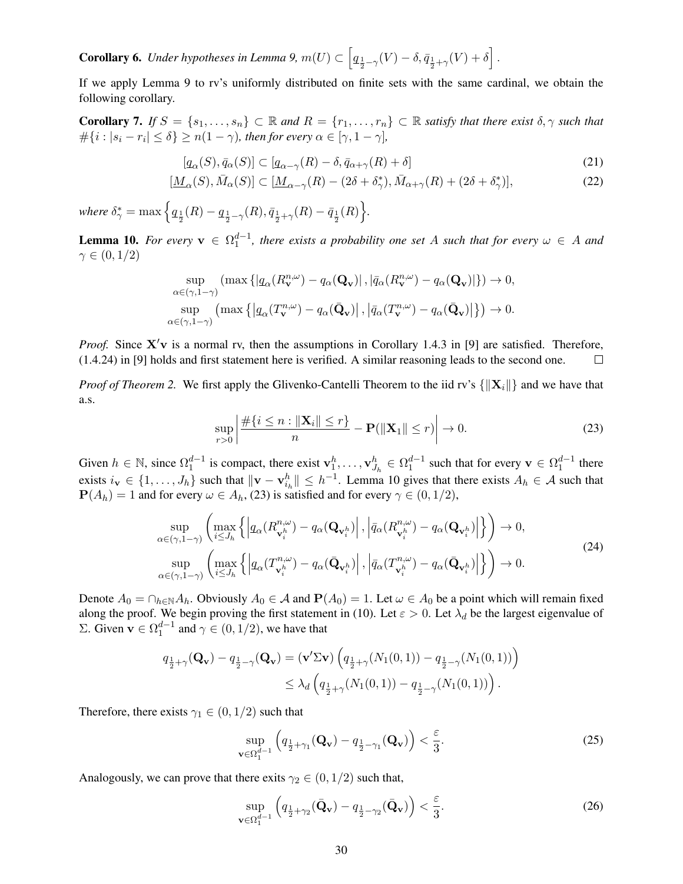**Corollary 6.** *Under hypotheses in Lemma 9, $m(U) \subset \left[\underline{q}_{\frac{1}{2}-\gamma}(V) - \delta, \bar{q}_{\frac{1}{2}+\gamma}(V) + \delta\right]$.*

If we apply Lemma 9 to rv's uniformly distributed on finite sets with the same cardinal, we obtain the following corollary.

**Corollary 7.** *If $S = \{s_1, \ldots, s_n\} \subset \mathbb{R}$ and $R = \{r_1, \ldots, r_n\} \subset \mathbb{R}$ satisfy that there exist $\delta, \gamma$ such that $\#\{i : |s_i - r_i| \leq \delta\} \geq n(1-\gamma)$, then for every $\alpha \in [\gamma, 1-\gamma]$,*

$$[\underline{q}_\alpha(S), \bar{q}_\alpha(S)] \subset [\underline{q}_{\alpha-\gamma}(R) - \delta, \bar{q}_{\alpha+\gamma}(R) + \delta] \tag{21}$$

$$[\underline{M}_\alpha(S), \bar{M}_\alpha(S)] \subset [\underline{M}_{\alpha-\gamma}(R) - (2\delta + \delta^*_\gamma), \bar{M}_{\alpha+\gamma}(R) + (2\delta + \delta^*_\gamma)], \tag{22}$$

*where $\delta^*_\gamma = \max\left\{\underline{q}_{\frac{1}{2}}(R) - \underline{q}_{\frac{1}{2}-\gamma}(R), \bar{q}_{\frac{1}{2}+\gamma}(R) - \bar{q}_{\frac{1}{2}}(R)\right\}$.*

**Lemma 10.** *For every $\mathbf{v} \in \Omega_1^{d-1}$, there exists a probability one set $A$ such that for every $\omega \in A$ and $\gamma \in (0, 1/2)$*

$$\sup_{\alpha \in (\gamma, 1-\gamma)} \left(\max\left\{|\underline{q}_\alpha(R^{n,\omega}_{\mathbf{v}}) - q_\alpha(\mathbf{Q_v})|, |\bar{q}_\alpha(R^{n,\omega}_{\mathbf{v}}) - q_\alpha(\mathbf{Q_v})|\right\}\right) \to 0,$$

$$\sup_{\alpha \in (\gamma, 1-\gamma)} \left(\max\left\{\left|\underline{q}_\alpha(T^{n,\omega}_{\mathbf{v}}) - q_\alpha(\bar{\mathbf{Q}}_{\mathbf{v}})\right|, \left|\bar{q}_\alpha(T^{n,\omega}_{\mathbf{v}}) - q_\alpha(\bar{\mathbf{Q}}_{\mathbf{v}})\right|\right\}\right) \to 0.$$

*Proof.* Since $\mathbf{X}'\mathbf{v}$ is a normal rv, then the assumptions in Corollary 1.4.3 in [9] are satisfied. Therefore, (1.4.24) in [9] holds and first statement here is verified. A similar reasoning leads to the second one. $\square$

*Proof of Theorem 2.* We first apply the Glivenko-Cantelli Theorem to the iid rv's $\{\|\mathbf{X}_i\|\}$ and we have that a.s.

$$\sup_{r>0}\left|\frac{\#\{i \leq n : \|\mathbf{X}_i\| \leq r\}}{n} - \mathbf{P}(\|\mathbf{X}_1\| \leq r)\right| \to 0. \tag{23}$$

Given $h \in \mathbb{N}$, since $\Omega_1^{d-1}$ is compact, there exist $\mathbf{v}^h_1, \ldots, \mathbf{v}^h_{J_h} \in \Omega_1^{d-1}$ such that for every $\mathbf{v} \in \Omega_1^{d-1}$ there exists $i_\mathbf{v} \in \{1, \ldots, J_h\}$ such that $\|\mathbf{v} - \mathbf{v}^h_{i_h}\| \leq h^{-1}$. Lemma 10 gives that there exists $A_h \in \mathcal{A}$ such that $\mathbf{P}(A_h) = 1$ and for every $\omega \in A_h$, (23) is satisfied and for every $\gamma \in (0, 1/2)$,

$$\begin{aligned}
&\sup_{\alpha \in (\gamma, 1-\gamma)} \left(\max_{i \leq J_h}\left\{\left|\underline{q}_\alpha(R^{n,\omega}_{\mathbf{v}^h_i}) - q_\alpha(\mathbf{Q}_{\mathbf{v}^h_i})\right|, \left|\bar{q}_\alpha(R^{n,\omega}_{\mathbf{v}^h_i}) - q_\alpha(\mathbf{Q}_{\mathbf{v}^h_i})\right|\right\}\right) \to 0, \\
&\sup_{\alpha \in (\gamma, 1-\gamma)} \left(\max_{i \leq J_h}\left\{\left|\underline{q}_\alpha(T^{n,\omega}_{\mathbf{v}^h_i}) - q_\alpha(\bar{\mathbf{Q}}_{\mathbf{v}^h_i})\right|, \left|\bar{q}_\alpha(T^{n,\omega}_{\mathbf{v}^h_i}) - q_\alpha(\bar{\mathbf{Q}}_{\mathbf{v}^h_i})\right|\right\}\right) \to 0.
\end{aligned} \tag{24}$$

Denote $A_0 = \cap_{h \in \mathbb{N}} A_h$. Obviously $A_0 \in \mathcal{A}$ and $\mathbf{P}(A_0) = 1$. Let $\omega \in A_0$ be a point which will remain fixed along the proof. We begin proving the first statement in (10). Let $\varepsilon > 0$. Let $\lambda_d$ be the largest eigenvalue of $\Sigma$. Given $\mathbf{v} \in \Omega_1^{d-1}$ and $\gamma \in (0, 1/2)$, we have that

$$\begin{aligned}
q_{\frac{1}{2}+\gamma}(\mathbf{Q_v}) - q_{\frac{1}{2}-\gamma}(\mathbf{Q_v}) &= (\mathbf{v}'\Sigma\mathbf{v})\left(q_{\frac{1}{2}+\gamma}(N_1(0,1)) - q_{\frac{1}{2}-\gamma}(N_1(0,1))\right) \\
&\leq \lambda_d\left(q_{\frac{1}{2}+\gamma}(N_1(0,1)) - q_{\frac{1}{2}-\gamma}(N_1(0,1))\right).
\end{aligned}$$

Therefore, there exists $\gamma_1 \in (0, 1/2)$ such that

$$\sup_{\mathbf{v} \in \Omega_1^{d-1}} \left(q_{\frac{1}{2}+\gamma_1}(\mathbf{Q_v}) - q_{\frac{1}{2}-\gamma_1}(\mathbf{Q_v})\right) < \frac{\varepsilon}{3}. \tag{25}$$

Analogously, we can prove that there exits $\gamma_2 \in (0, 1/2)$ such that,

$$\sup_{\mathbf{v} \in \Omega_1^{d-1}} \left(q_{\frac{1}{2}+\gamma_2}(\bar{\mathbf{Q}}_{\mathbf{v}}) - q_{\frac{1}{2}-\gamma_2}(\bar{\mathbf{Q}}_{\mathbf{v}})\right) < \frac{\varepsilon}{3}. \tag{26}$$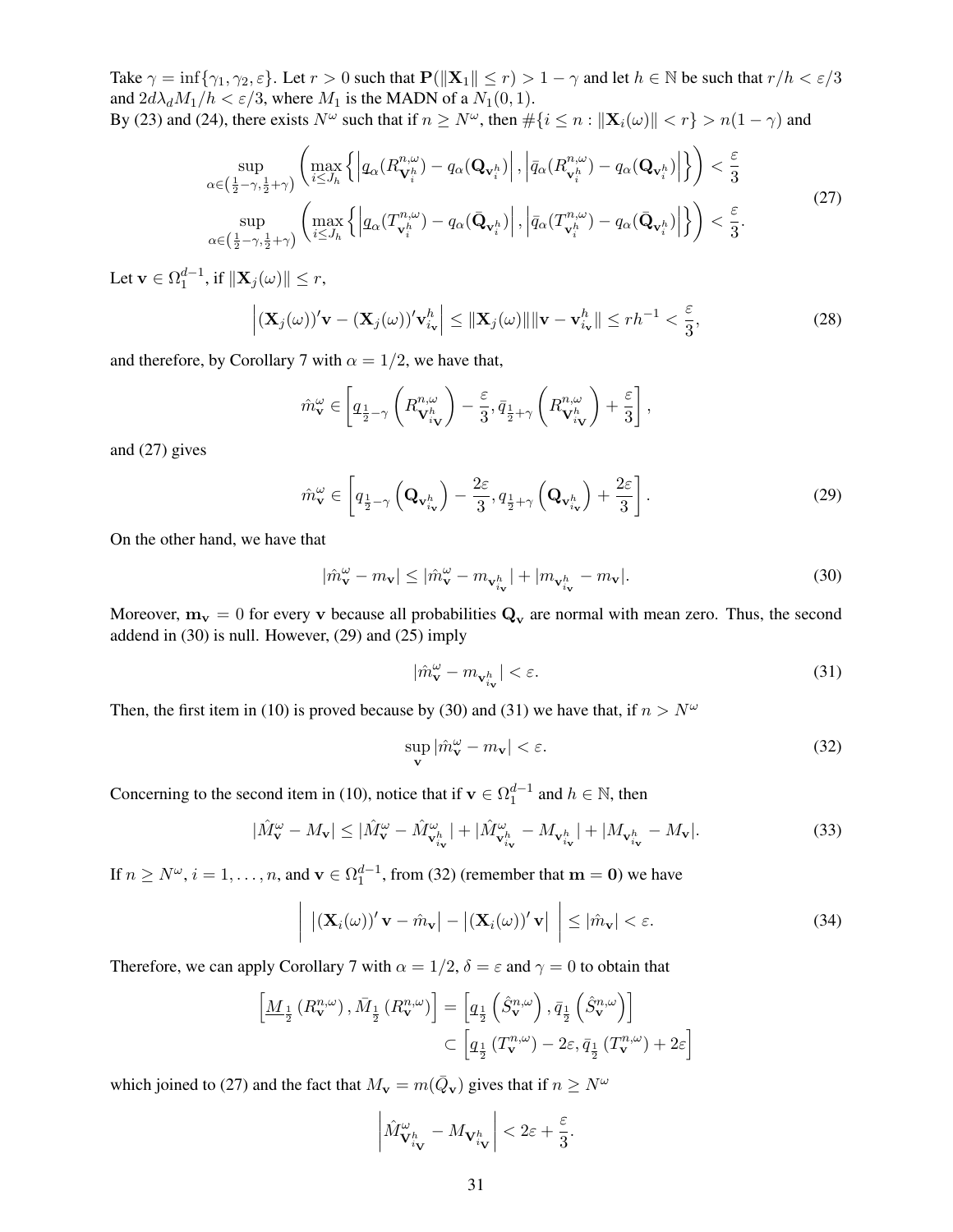Take $\gamma = \inf\{\gamma_1, \gamma_2, \varepsilon\}$. Let $r > 0$ such that $\mathbf{P}(\|\mathbf{X}_1\| \leq r) > 1 - \gamma$ and let $h \in \mathbb{N}$ be such that $r/h < \varepsilon/3$ and $2d\lambda_d M_1/h < \varepsilon/3$, where $M_1$ is the MADN of a $N_1(0,1)$.
By (23) and (24), there exists $N^\omega$ such that if $n \geq N^\omega$, then $\#\{i \leq n : \|\mathbf{X}_i(\omega)\| < r\} > n(1-\gamma)$ and

$$
\begin{aligned}
\sup_{\alpha \in \left(\frac{1}{2}-\gamma, \frac{1}{2}+\gamma\right)} \left( \max_{i \leq J_h} \left\{ \left| \underline{q}_\alpha(R^{n,\omega}_{\mathbf{V}^h_i}) - q_\alpha(\mathbf{Q}_{\mathbf{v}^h_i}) \right|, \left| \bar{q}_\alpha(R^{n,\omega}_{\mathbf{v}^h_i}) - q_\alpha(\mathbf{Q}_{\mathbf{v}^h_i}) \right| \right\} \right) &< \frac{\varepsilon}{3} \\
\sup_{\alpha \in \left(\frac{1}{2}-\gamma, \frac{1}{2}+\gamma\right)} \left( \max_{i \leq J_h} \left\{ \left| \underline{q}_\alpha(T^{n,\omega}_{\mathbf{v}^h_i}) - q_\alpha(\bar{\mathbf{Q}}_{\mathbf{v}^h_i}) \right|, \left| \bar{q}_\alpha(T^{n,\omega}_{\mathbf{v}^h_i}) - q_\alpha(\bar{\mathbf{Q}}_{\mathbf{v}^h_i}) \right| \right\} \right) &< \frac{\varepsilon}{3}.
\end{aligned}
\tag{27}
$$

Let $\mathbf{v} \in \Omega_1^{d-1}$, if $\|\mathbf{X}_j(\omega)\| \leq r$,

$$
\left| (\mathbf{X}_j(\omega))'\mathbf{v} - (\mathbf{X}_j(\omega))'\mathbf{v}^h_{i_\mathbf{v}} \right| \leq \|\mathbf{X}_j(\omega)\| \|\mathbf{v} - \mathbf{v}^h_{i_\mathbf{v}}\| \leq r h^{-1} < \frac{\varepsilon}{3}, \tag{28}
$$

and therefore, by Corollary 7 with $\alpha = 1/2$, we have that,

$$
\hat{m}^\omega_\mathbf{v} \in \left[ \underline{q}_{\frac{1}{2}-\gamma}\left( R^{n,\omega}_{\mathbf{V}^h_{i_\mathbf{V}}} \right) - \frac{\varepsilon}{3}, \bar{q}_{\frac{1}{2}+\gamma}\left( R^{n,\omega}_{\mathbf{V}^h_{i_\mathbf{V}}} \right) + \frac{\varepsilon}{3} \right],
$$

and (27) gives

$$
\hat{m}^\omega_\mathbf{v} \in \left[ q_{\frac{1}{2}-\gamma}\left( \mathbf{Q}_{\mathbf{v}^h_{i_\mathbf{v}}} \right) - \frac{2\varepsilon}{3}, q_{\frac{1}{2}+\gamma}\left( \mathbf{Q}_{\mathbf{v}^h_{i_\mathbf{v}}} \right) + \frac{2\varepsilon}{3} \right]. \tag{29}
$$

On the other hand, we have that

$$
|\hat{m}^\omega_\mathbf{v} - m_\mathbf{v}| \leq |\hat{m}^\omega_\mathbf{v} - m_{\mathbf{v}^h_{i_\mathbf{v}}}| + |m_{\mathbf{v}^h_{i_\mathbf{v}}} - m_\mathbf{v}|. \tag{30}
$$

Moreover, $\mathbf{m}_\mathbf{v} = 0$ for every $\mathbf{v}$ because all probabilities $\mathbf{Q}_\mathbf{v}$ are normal with mean zero. Thus, the second addend in (30) is null. However, (29) and (25) imply

$$
|\hat{m}^\omega_\mathbf{v} - m_{\mathbf{v}^h_{i_\mathbf{v}}}| < \varepsilon. \tag{31}
$$

Then, the first item in (10) is proved because by (30) and (31) we have that, if $n > N^\omega$

$$
\sup_\mathbf{v} |\hat{m}^\omega_\mathbf{v} - m_\mathbf{v}| < \varepsilon. \tag{32}
$$

Concerning to the second item in (10), notice that if $\mathbf{v} \in \Omega_1^{d-1}$ and $h \in \mathbb{N}$, then

$$
|\hat{M}^\omega_\mathbf{v} - M_\mathbf{v}| \leq |\hat{M}^\omega_\mathbf{v} - \hat{M}^\omega_{\mathbf{v}^h_{i_\mathbf{v}}}| + |\hat{M}^\omega_{\mathbf{v}^h_{i_\mathbf{v}}} - M_{\mathbf{v}^h_{i_\mathbf{v}}}| + |M_{\mathbf{v}^h_{i_\mathbf{v}}} - M_\mathbf{v}|. \tag{33}
$$

If $n \geq N^\omega$, $i = 1, \ldots, n$, and $\mathbf{v} \in \Omega_1^{d-1}$, from (32) (remember that $\mathbf{m} = \mathbf{0}$) we have

$$
\left| \, \left| (\mathbf{X}_i(\omega))' \mathbf{v} - \hat{m}_\mathbf{v} \right| - \left| (\mathbf{X}_i(\omega))' \mathbf{v} \right| \, \right| \leq |\hat{m}_\mathbf{v}| < \varepsilon. \tag{34}
$$

Therefore, we can apply Corollary 7 with $\alpha = 1/2$, $\delta = \varepsilon$ and $\gamma = 0$ to obtain that

$$
\begin{aligned}
\left[ \underline{M}_{\frac{1}{2}}\left( R^{n,\omega}_\mathbf{v} \right), \bar{M}_{\frac{1}{2}}\left( R^{n,\omega}_\mathbf{v} \right) \right] &= \left[ \underline{q}_{\frac{1}{2}}\left( \hat{S}^{n,\omega}_\mathbf{v} \right), \bar{q}_{\frac{1}{2}}\left( \hat{S}^{n,\omega}_\mathbf{v} \right) \right] \\
&\subset \left[ \underline{q}_{\frac{1}{2}}\left( T^{n,\omega}_\mathbf{v} \right) - 2\varepsilon, \bar{q}_{\frac{1}{2}}\left( T^{n,\omega}_\mathbf{v} \right) + 2\varepsilon \right]
\end{aligned}
$$

which joined to (27) and the fact that $M_\mathbf{v} = m(\bar{Q}_\mathbf{v})$ gives that if $n \geq N^\omega$

$$
\left| \hat{M}^\omega_{\mathbf{V}^h_{i_\mathbf{V}}} - M_{\mathbf{V}^h_{i_\mathbf{V}}} \right| < 2\varepsilon + \frac{\varepsilon}{3}.
$$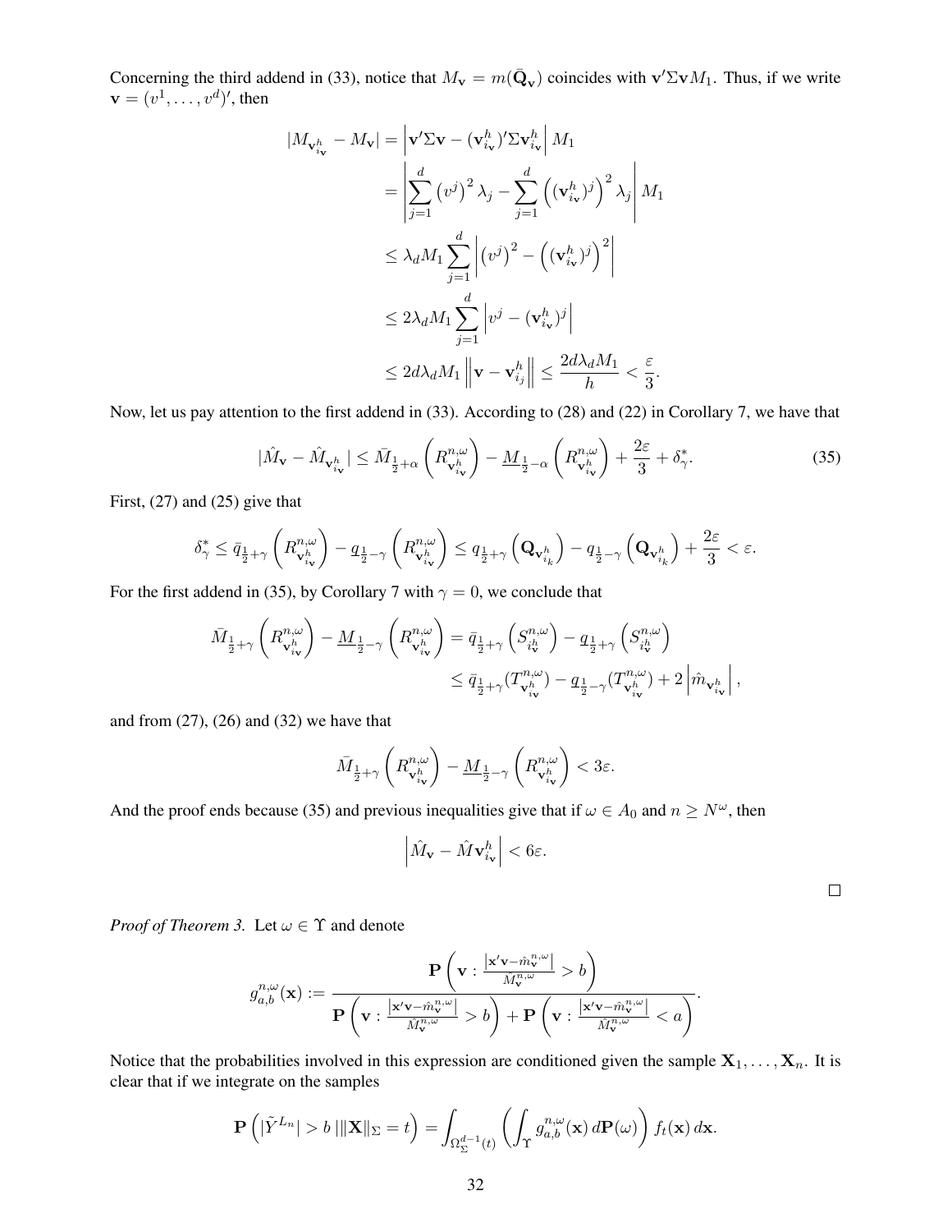Concerning the third addend in (33), notice that $M_{\mathbf{v}} = m(\bar{\mathbf{Q}}_{\mathbf{v}})$ coincides with $\mathbf{v}'\Sigma\mathbf{v}M_1$. Thus, if we write $\mathbf{v} = (v^1, \ldots, v^d)'$, then

$$
\begin{aligned}
|M_{\mathbf{v}^h_{i_\mathbf{v}}} - M_{\mathbf{v}}| &= \left| \mathbf{v}'\Sigma\mathbf{v} - (\mathbf{v}^h_{i_\mathbf{v}})'\Sigma\mathbf{v}^h_{i_\mathbf{v}} \right| M_1 \\
&= \left| \sum_{j=1}^d \left(v^j\right)^2 \lambda_j - \sum_{j=1}^d \left((\mathbf{v}^h_{i_\mathbf{v}})^j\right)^2 \lambda_j \right| M_1 \\
&\le \lambda_d M_1 \sum_{j=1}^d \left| \left(v^j\right)^2 - \left((\mathbf{v}^h_{i_\mathbf{v}})^j\right)^2 \right| \\
&\le 2\lambda_d M_1 \sum_{j=1}^d \left| v^j - (\mathbf{v}^h_{i_\mathbf{v}})^j \right| \\
&\le 2d\lambda_d M_1 \left\| \mathbf{v} - \mathbf{v}^h_{i_j} \right\| \le \frac{2d\lambda_d M_1}{h} < \frac{\varepsilon}{3}.
\end{aligned}
$$

Now, let us pay attention to the first addend in (33). According to (28) and (22) in Corollary 7, we have that

$$
|\hat{M}_{\mathbf{v}} - \hat{M}_{\mathbf{v}^h_{i_\mathbf{v}}}| \le \bar{M}_{\frac{1}{2}+\alpha}\left(R^{n,\omega}_{\mathbf{v}^h_{i_\mathbf{v}}}\right) - \underline{M}_{\frac{1}{2}-\alpha}\left(R^{n,\omega}_{\mathbf{v}^h_{i_\mathbf{v}}}\right) + \frac{2\varepsilon}{3} + \delta^*_\gamma. \tag{35}
$$

First, (27) and (25) give that

$$
\delta^*_\gamma \le \bar{q}_{\frac{1}{2}+\gamma}\left(R^{n,\omega}_{\mathbf{v}^h_{i_\mathbf{v}}}\right) - \underline{q}_{\frac{1}{2}-\gamma}\left(R^{n,\omega}_{\mathbf{v}^h_{i_\mathbf{v}}}\right) \le q_{\frac{1}{2}+\gamma}\left(\mathbf{Q}_{\mathbf{v}^h_{i_k}}\right) - q_{\frac{1}{2}-\gamma}\left(\mathbf{Q}_{\mathbf{v}^h_{i_k}}\right) + \frac{2\varepsilon}{3} < \varepsilon.
$$

For the first addend in (35), by Corollary 7 with $\gamma = 0$, we conclude that

$$
\begin{aligned}
\bar{M}_{\frac{1}{2}+\gamma}\left(R^{n,\omega}_{\mathbf{v}^h_{i_\mathbf{v}}}\right) - \underline{M}_{\frac{1}{2}-\gamma}\left(R^{n,\omega}_{\mathbf{v}^h_{i_\mathbf{v}}}\right) &= \bar{q}_{\frac{1}{2}+\gamma}\left(S^{n,\omega}_{i^h_\mathbf{v}}\right) - \underline{q}_{\frac{1}{2}+\gamma}\left(S^{n,\omega}_{i^h_\mathbf{v}}\right) \\
&\le \bar{q}_{\frac{1}{2}+\gamma}(T^{n,\omega}_{\mathbf{v}^h_{i_\mathbf{v}}}) - \underline{q}_{\frac{1}{2}-\gamma}(T^{n,\omega}_{\mathbf{v}^h_{i_\mathbf{v}}}) + 2\left|\hat{m}_{\mathbf{v}^h_{i_\mathbf{v}}}\right|,
\end{aligned}
$$

and from (27), (26) and (32) we have that

$$
\bar{M}_{\frac{1}{2}+\gamma}\left(R^{n,\omega}_{\mathbf{v}^h_{i_\mathbf{v}}}\right) - \underline{M}_{\frac{1}{2}-\gamma}\left(R^{n,\omega}_{\mathbf{v}^h_{i_\mathbf{v}}}\right) < 3\varepsilon.
$$

And the proof ends because (35) and previous inequalities give that if $\omega \in A_0$ and $n \ge N^\omega$, then

$$
\left| \hat{M}_{\mathbf{v}} - \hat{M}\mathbf{v}^h_{i_\mathbf{v}} \right| < 6\varepsilon.
$$

□

*Proof of Theorem 3.* Let $\omega \in \Upsilon$ and denote

$$
g^{n,\omega}_{a,b}(\mathbf{x}) := \frac{\mathbf{P}\left(\mathbf{v} : \frac{\left|\mathbf{x}'\mathbf{v} - \hat{m}^{n,\omega}_{\mathbf{v}}\right|}{\hat{M}^{n,\omega}_{\mathbf{v}}} > b\right)}{\mathbf{P}\left(\mathbf{v} : \frac{\left|\mathbf{x}'\mathbf{v} - \hat{m}^{n,\omega}_{\mathbf{v}}\right|}{\hat{M}^{n,\omega}_{\mathbf{v}}} > b\right) + \mathbf{P}\left(\mathbf{v} : \frac{\left|\mathbf{x}'\mathbf{v} - \hat{m}^{n,\omega}_{\mathbf{v}}\right|}{\hat{M}^{n,\omega}_{\mathbf{v}}} < a\right)}.
$$

Notice that the probabilities involved in this expression are conditioned given the sample $\mathbf{X}_1, \ldots, \mathbf{X}_n$. It is clear that if we integrate on the samples

$$
\mathbf{P}\left(|\tilde{Y}^{L_n}| > b \,|\|\mathbf{X}\|_\Sigma = t\right) = \int_{\Omega^{d-1}_\Sigma(t)} \left( \int_\Upsilon g^{n,\omega}_{a,b}(\mathbf{x})\, d\mathbf{P}(\omega) \right) f_t(\mathbf{x})\, d\mathbf{x}.
$$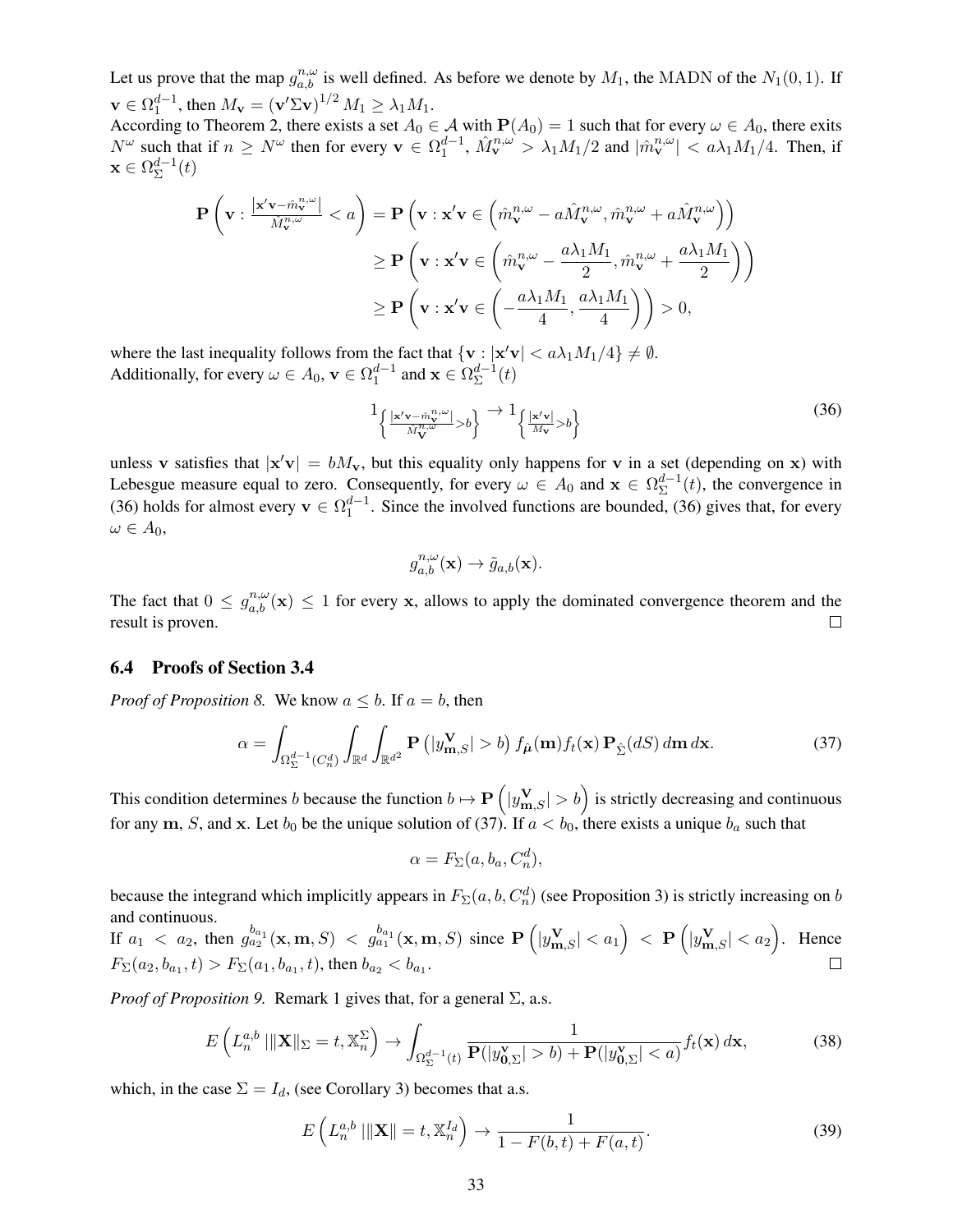Let us prove that the map $g_{a,b}^{n,\omega}$ is well defined. As before we denote by $M_1$, the MADN of the $N_1(0,1)$. If $\mathbf{v} \in \Omega_1^{d-1}$, then $M_{\mathbf{v}} = (\mathbf{v}'\Sigma\mathbf{v})^{1/2} M_1 \geq \lambda_1 M_1$.

According to Theorem 2, there exists a set $A_0 \in \mathcal{A}$ with $\mathbf{P}(A_0) = 1$ such that for every $\omega \in A_0$, there exits $N^\omega$ such that if $n \geq N^\omega$ then for every $\mathbf{v} \in \Omega_1^{d-1}$, $\hat{M}_{\mathbf{v}}^{n,\omega} > \lambda_1 M_1/2$ and $|\hat{m}_{\mathbf{v}}^{n,\omega}| < a\lambda_1 M_1/4$. Then, if $\mathbf{x} \in \Omega_\Sigma^{d-1}(t)$

$$
\begin{aligned}
\mathbf{P}\left(\mathbf{v} : \frac{|\mathbf{x}'\mathbf{v} - \hat{m}_{\mathbf{v}}^{n,\omega}|}{\hat{M}_{\mathbf{v}}^{n,\omega}} < a\right) &= \mathbf{P}\left(\mathbf{v} : \mathbf{x}'\mathbf{v} \in \left(\hat{m}_{\mathbf{v}}^{n,\omega} - a\hat{M}_{\mathbf{v}}^{n,\omega}, \hat{m}_{\mathbf{v}}^{n,\omega} + a\hat{M}_{\mathbf{v}}^{n,\omega}\right)\right) \\
&\geq \mathbf{P}\left(\mathbf{v} : \mathbf{x}'\mathbf{v} \in \left(\hat{m}_{\mathbf{v}}^{n,\omega} - \frac{a\lambda_1 M_1}{2}, \hat{m}_{\mathbf{v}}^{n,\omega} + \frac{a\lambda_1 M_1}{2}\right)\right) \\
&\geq \mathbf{P}\left(\mathbf{v} : \mathbf{x}'\mathbf{v} \in \left(-\frac{a\lambda_1 M_1}{4}, \frac{a\lambda_1 M_1}{4}\right)\right) > 0,
\end{aligned}
$$

where the last inequality follows from the fact that $\{\mathbf{v} : |\mathbf{x}'\mathbf{v}| < a\lambda_1 M_1/4\} \neq \emptyset$.

Additionally, for every $\omega \in A_0$, $\mathbf{v} \in \Omega_1^{d-1}$ and $\mathbf{x} \in \Omega_\Sigma^{d-1}(t)$

$$
1_{\left\{\frac{|\mathbf{x}'\mathbf{v} - \hat{m}_{\mathbf{v}}^{n,\omega}|}{\hat{M}_{\mathbf{V}}^{n,\omega}} > b\right\}} \to 1_{\left\{\frac{|\mathbf{x}'\mathbf{v}|}{M_{\mathbf{v}}} > b\right\}} \tag{36}
$$

unless $\mathbf{v}$ satisfies that $|\mathbf{x}'\mathbf{v}| = bM_{\mathbf{v}}$, but this equality only happens for $\mathbf{v}$ in a set (depending on $\mathbf{x}$) with Lebesgue measure equal to zero. Consequently, for every $\omega \in A_0$ and $\mathbf{x} \in \Omega_\Sigma^{d-1}(t)$, the convergence in (36) holds for almost every $\mathbf{v} \in \Omega_1^{d-1}$. Since the involved functions are bounded, (36) gives that, for every $\omega \in A_0$,

$$
g_{a,b}^{n,\omega}(\mathbf{x}) \to \tilde{g}_{a,b}(\mathbf{x}).
$$

The fact that $0 \leq g_{a,b}^{n,\omega}(\mathbf{x}) \leq 1$ for every $\mathbf{x}$, allows to apply the dominated convergence theorem and the result is proven. □

## 6.4 Proofs of Section 3.4

*Proof of Proposition 8.* We know $a \leq b$. If $a = b$, then

$$
\alpha = \int_{\Omega_\Sigma^{d-1}(C_n^d)} \int_{\mathbb{R}^d} \int_{\mathbb{R}^{d^2}} \mathbf{P}\left(|y_{\mathbf{m},S}^{\mathbf{V}}| > b\right) f_{\hat{\boldsymbol{\mu}}}(\mathbf{m}) f_t(\mathbf{x}) \, \mathbf{P}_{\hat{\Sigma}}(dS) \, d\mathbf{m} \, d\mathbf{x}. \tag{37}
$$

This condition determines $b$ because the function $b \mapsto \mathbf{P}\left(|y_{\mathbf{m},S}^{\mathbf{V}}| > b\right)$ is strictly decreasing and continuous for any $\mathbf{m}$, $S$, and $\mathbf{x}$. Let $b_0$ be the unique solution of (37). If $a < b_0$, there exists a unique $b_a$ such that

$$
\alpha = F_\Sigma(a, b_a, C_n^d),
$$

because the integrand which implicitly appears in $F_\Sigma(a, b, C_n^d)$ (see Proposition 3) is strictly increasing on $b$ and continuous.

If $a_1 < a_2$, then $g_{a_2}^{b_{a_1}}(\mathbf{x}, \mathbf{m}, S) < g_{a_1}^{b_{a_1}}(\mathbf{x}, \mathbf{m}, S)$ since $\mathbf{P}\left(|y_{\mathbf{m},S}^{\mathbf{V}}| < a_1\right) < \mathbf{P}\left(|y_{\mathbf{m},S}^{\mathbf{V}}| < a_2\right)$. Hence $F_\Sigma(a_2, b_{a_1}, t) > F_\Sigma(a_1, b_{a_1}, t)$, then $b_{a_2} < b_{a_1}$. □

*Proof of Proposition 9.* Remark 1 gives that, for a general $\Sigma$, a.s.

$$
E\left(L_n^{a,b} \,|\, \|\mathbf{X}\|_\Sigma = t, \mathbb{X}_n^\Sigma\right) \to \int_{\Omega_\Sigma^{d-1}(t)} \frac{1}{\mathbf{P}(|y_{\mathbf{0},\Sigma}^{\mathbf{v}}| > b) + \mathbf{P}(|y_{\mathbf{0},\Sigma}^{\mathbf{v}}| < a)} f_t(\mathbf{x}) \, d\mathbf{x}, \tag{38}
$$

which, in the case $\Sigma = I_d$, (see Corollary 3) becomes that a.s.

$$
E\left(L_n^{a,b} \,|\, \|\mathbf{X}\| = t, \mathbb{X}_n^{I_d}\right) \to \frac{1}{1 - F(b,t) + F(a,t)}. \tag{39}
$$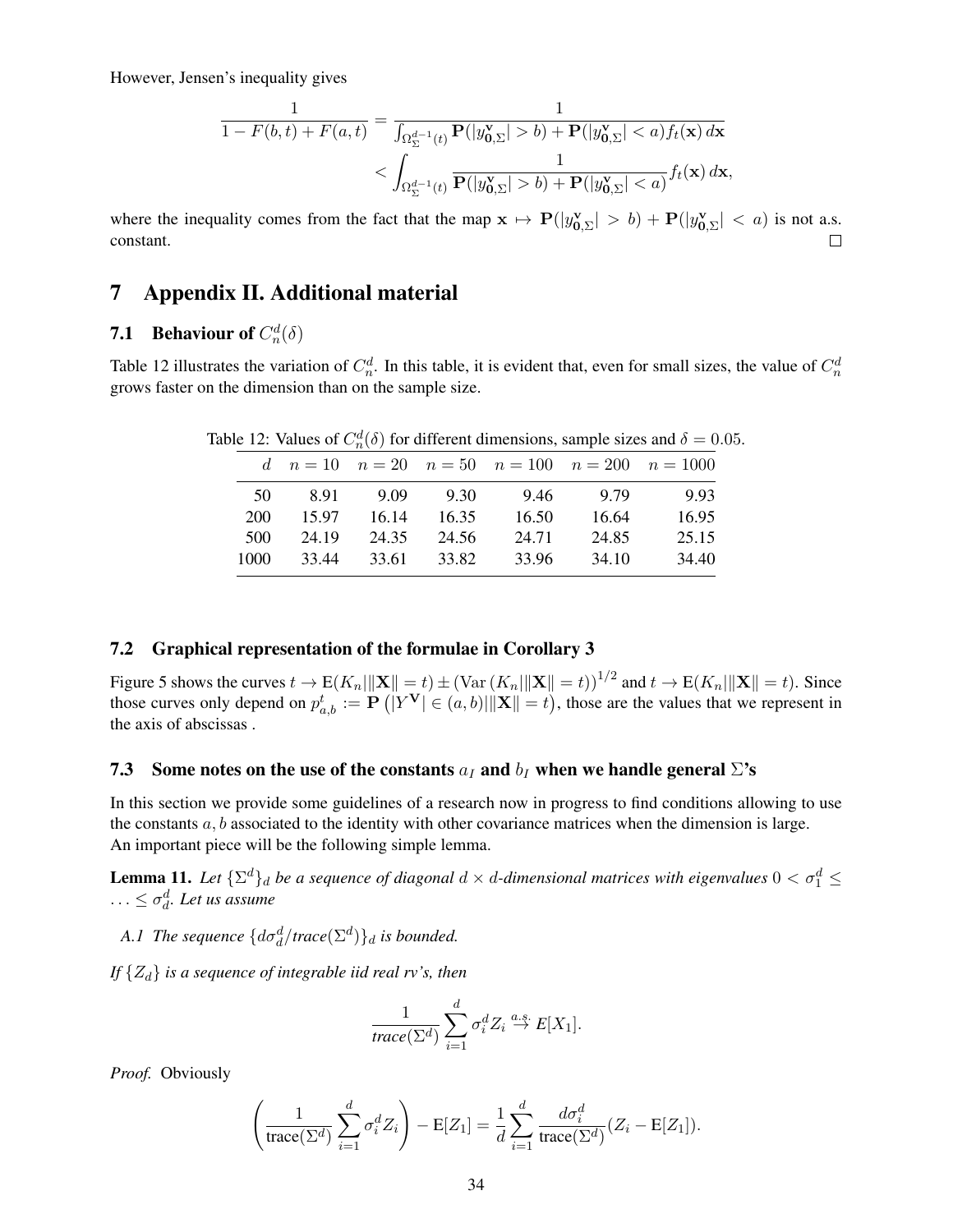However, Jensen's inequality gives

$$\frac{1}{1 - F(b,t) + F(a,t)} = \frac{1}{\int_{\Omega_\Sigma^{d-1}(t)} \mathbf{P}(|y^{\mathbf{v}}_{\mathbf{0},\Sigma}| > b) + \mathbf{P}(|y^{\mathbf{v}}_{\mathbf{0},\Sigma}| < a) f_t(\mathbf{x})\, d\mathbf{x}}$$
$$< \int_{\Omega_\Sigma^{d-1}(t)} \frac{1}{\mathbf{P}(|y^{\mathbf{v}}_{\mathbf{0},\Sigma}| > b) + \mathbf{P}(|y^{\mathbf{v}}_{\mathbf{0},\Sigma}| < a)} f_t(\mathbf{x})\, d\mathbf{x},$$

where the inequality comes from the fact that the map $\mathbf{x} \mapsto \mathbf{P}(|y^{\mathbf{v}}_{\mathbf{0},\Sigma}| > b) + \mathbf{P}(|y^{\mathbf{v}}_{\mathbf{0},\Sigma}| < a)$ is not a.s. constant. □

# 7 Appendix II. Additional material

## 7.1 Behaviour of $C_n^d(\delta)$

Table 12 illustrates the variation of $C_n^d$. In this table, it is evident that, even for small sizes, the value of $C_n^d$ grows faster on the dimension than on the sample size.

Table 12: Values of $C_n^d(\delta)$ for different dimensions, sample sizes and $\delta = 0.05$.

| $d$ | $n = 10$ | $n = 20$ | $n = 50$ | $n = 100$ | $n = 200$ | $n = 1000$ |
|---|---|---|---|---|---|---|
| 50 | 8.91 | 9.09 | 9.30 | 9.46 | 9.79 | 9.93 |
| 200 | 15.97 | 16.14 | 16.35 | 16.50 | 16.64 | 16.95 |
| 500 | 24.19 | 24.35 | 24.56 | 24.71 | 24.85 | 25.15 |
| 1000 | 33.44 | 33.61 | 33.82 | 33.96 | 34.10 | 34.40 |

## 7.2 Graphical representation of the formulae in Corollary 3

Figure 5 shows the curves $t \to \mathrm{E}(K_n|\|\mathbf{X}\| = t) \pm (\mathrm{Var}\,(K_n|\|\mathbf{X}\| = t))^{1/2}$ and $t \to \mathrm{E}(K_n|\|\mathbf{X}\| = t)$. Since those curves only depend on $p^t_{a,b} := \mathbf{P}\left(|Y^{\mathbf{V}}| \in (a,b)|\|\mathbf{X}\| = t\right)$, those are the values that we represent in the axis of abscissas .

## 7.3 Some notes on the use of the constants $a_I$ and $b_I$ when we handle general $\Sigma$'s

In this section we provide some guidelines of a research now in progress to find conditions allowing to use the constants $a, b$ associated to the identity with other covariance matrices when the dimension is large.
An important piece will be the following simple lemma.

**Lemma 11.** *Let $\{\Sigma^d\}_d$ be a sequence of diagonal $d \times d$-dimensional matrices with eigenvalues $0 < \sigma_1^d \leq \ldots \leq \sigma_d^d$. Let us assume*

*A.1 The sequence $\{d\sigma_d^d/trace(\Sigma^d)\}_d$ is bounded.*

*If $\{Z_d\}$ is a sequence of integrable iid real rv's, then*

$$\frac{1}{trace(\Sigma^d)} \sum_{i=1}^d \sigma_i^d Z_i \overset{a.s.}{\to} E[X_1].$$

*Proof.* Obviously

$$\left( \frac{1}{\mathrm{trace}(\Sigma^d)} \sum_{i=1}^d \sigma_i^d Z_i \right) - \mathrm{E}[Z_1] = \frac{1}{d} \sum_{i=1}^d \frac{d\sigma_i^d}{\mathrm{trace}(\Sigma^d)} (Z_i - \mathrm{E}[Z_1]).$$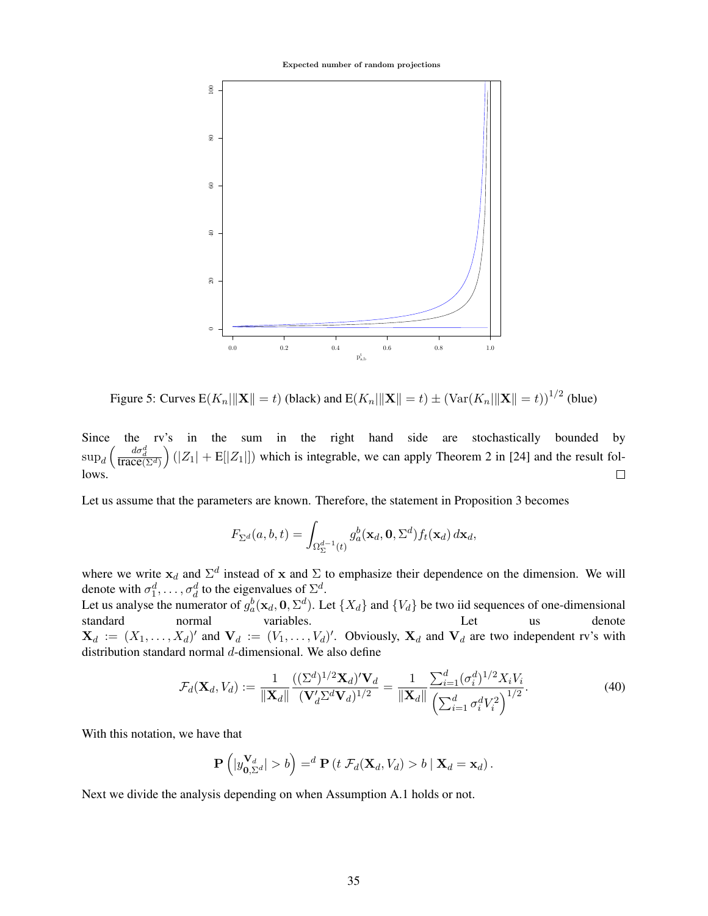Figure 5: Curves $\mathrm{E}(K_n | \|\mathbf{X}\| = t)$ (black) and $\mathrm{E}(K_n | \|\mathbf{X}\| = t) \pm (\mathrm{Var}(K_n | \|\mathbf{X}\| = t))^{1/2}$ (blue)

Since the rv's in the sum in the right hand side are stochastically bounded by $\sup_d \left( \frac{d\sigma_d^d}{\text{trace}(\Sigma^d)} \right) (|Z_1| + \mathrm{E}[|Z_1|])$ which is integrable, we can apply Theorem 2 in [24] and the result follows. $\square$

Let us assume that the parameters are known. Therefore, the statement in Proposition 3 becomes

$$F_{\Sigma^d}(a, b, t) = \int_{\Omega_\Sigma^{d-1}(t)} g_a^b(\mathbf{x}_d, \mathbf{0}, \Sigma^d) f_t(\mathbf{x}_d) \, d\mathbf{x}_d,$$

where we write $\mathbf{x}_d$ and $\Sigma^d$ instead of $\mathbf{x}$ and $\Sigma$ to emphasize their dependence on the dimension. We will denote with $\sigma_1^d, \ldots, \sigma_d^d$ to the eigenvalues of $\Sigma^d$.

Let us analyse the numerator of $g_a^b(\mathbf{x}_d, \mathbf{0}, \Sigma^d)$. Let $\{X_d\}$ and $\{V_d\}$ be two iid sequences of one-dimensional standard normal variables. Let us denote $\mathbf{X}_d := (X_1, \ldots, X_d)'$ and $\mathbf{V}_d := (V_1, \ldots, V_d)'$. Obviously, $\mathbf{X}_d$ and $\mathbf{V}_d$ are two independent rv's with distribution standard normal $d$-dimensional. We also define

$$\mathcal{F}_d(\mathbf{X}_d, V_d) := \frac{1}{\|\mathbf{X}_d\|} \frac{((\Sigma^d)^{1/2} \mathbf{X}_d)' \mathbf{V}_d}{(\mathbf{V}_d' \Sigma^d \mathbf{V}_d)^{1/2}} = \frac{1}{\|\mathbf{X}_d\|} \frac{\sum_{i=1}^d (\sigma_i^d)^{1/2} X_i V_i}{\left( \sum_{i=1}^d \sigma_i^d V_i^2 \right)^{1/2}}. \tag{40}$$

With this notation, we have that

$$\mathbf{P}\left( |y_{\mathbf{0}, \Sigma^d}^{\mathbf{V}_d}| > b \right) =^d \mathbf{P}\left( t \, \mathcal{F}_d(\mathbf{X}_d, V_d) > b \mid \mathbf{X}_d = \mathbf{x}_d \right).$$

Next we divide the analysis depending on when Assumption A.1 holds or not.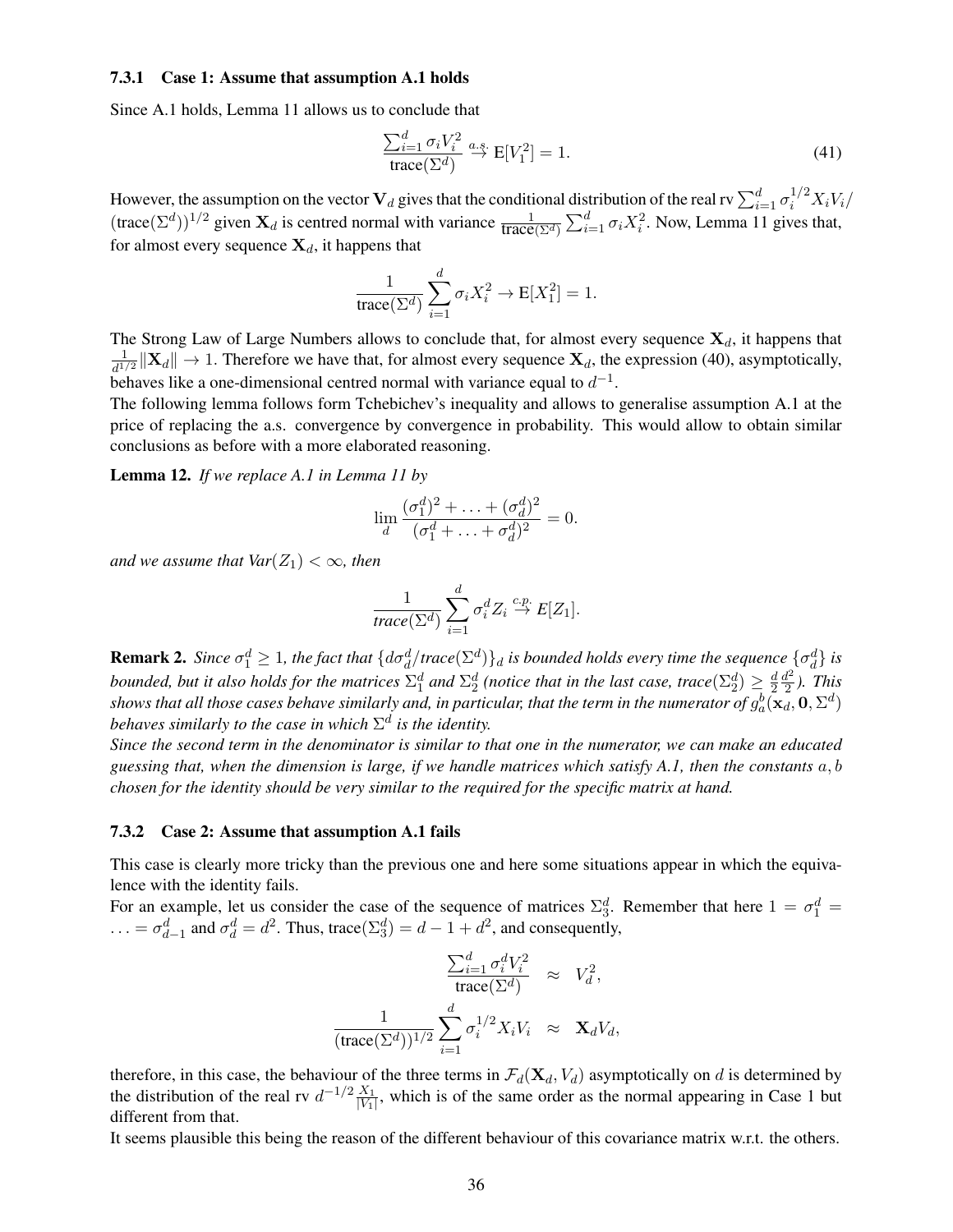### 7.3.1 Case 1: Assume that assumption A.1 holds

Since A.1 holds, Lemma 11 allows us to conclude that

$$\frac{\sum_{i=1}^{d} \sigma_i V_i^2}{\text{trace}(\Sigma^d)} \overset{a.s.}{\to} \mathrm{E}[V_1^2] = 1. \tag{41}$$

However, the assumption on the vector $\mathbf{V}_d$ gives that the conditional distribution of the real rv $\sum_{i=1}^{d} \sigma_i^{1/2} X_i V_i / (\text{trace}(\Sigma^d))^{1/2}$ given $\mathbf{X}_d$ is centred normal with variance $\frac{1}{\text{trace}(\Sigma^d)} \sum_{i=1}^{d} \sigma_i X_i^2$. Now, Lemma 11 gives that, for almost every sequence $\mathbf{X}_d$, it happens that

$$\frac{1}{\text{trace}(\Sigma^d)} \sum_{i=1}^{d} \sigma_i X_i^2 \to \mathrm{E}[X_1^2] = 1.$$

The Strong Law of Large Numbers allows to conclude that, for almost every sequence $\mathbf{X}_d$, it happens that $\frac{1}{d^{1/2}} \|\mathbf{X}_d\| \to 1$. Therefore we have that, for almost every sequence $\mathbf{X}_d$, the expression (40), asymptotically, behaves like a one-dimensional centred normal with variance equal to $d^{-1}$.

The following lemma follows form Tchebichev's inequality and allows to generalise assumption A.1 at the price of replacing the a.s. convergence by convergence in probability. This would allow to obtain similar conclusions as before with a more elaborated reasoning.

**Lemma 12.** *If we replace A.1 in Lemma 11 by*

$$\lim_{d} \frac{(\sigma_1^d)^2 + \ldots + (\sigma_d^d)^2}{(\sigma_1^d + \ldots + \sigma_d^d)^2} = 0.$$

*and we assume that $Var(Z_1) < \infty$, then*

$$\frac{1}{trace(\Sigma^d)} \sum_{i=1}^{d} \sigma_i^d Z_i \overset{c.p.}{\to} E[Z_1].$$

**Remark 2.** *Since $\sigma_1^d \geq 1$, the fact that $\{d\sigma_d^d / trace(\Sigma^d)\}_d$ is bounded holds every time the sequence $\{\sigma_d^d\}$ is bounded, but it also holds for the matrices $\Sigma_1^d$ and $\Sigma_2^d$ (notice that in the last case, $trace(\Sigma_2^d) \geq \frac{d}{2}\frac{d^2}{2}$). This shows that all those cases behave similarly and, in particular, that the term in the numerator of $g_a^b(\mathbf{x}_d, \mathbf{0}, \Sigma^d)$ behaves similarly to the case in which $\Sigma^d$ is the identity.*

*Since the second term in the denominator is similar to that one in the numerator, we can make an educated guessing that, when the dimension is large, if we handle matrices which satisfy A.1, then the constants $a, b$ chosen for the identity should be very similar to the required for the specific matrix at hand.*

### 7.3.2 Case 2: Assume that assumption A.1 fails

This case is clearly more tricky than the previous one and here some situations appear in which the equivalence with the identity fails.

For an example, let us consider the case of the sequence of matrices $\Sigma_3^d$. Remember that here $1 = \sigma_1^d = \ldots = \sigma_{d-1}^d$ and $\sigma_d^d = d^2$. Thus, $\text{trace}(\Sigma_3^d) = d - 1 + d^2$, and consequently,

$$\begin{aligned}
\frac{\sum_{i=1}^{d} \sigma_i^d V_i^2}{\text{trace}(\Sigma^d)} &\approx V_d^2, \\
\frac{1}{(\text{trace}(\Sigma^d))^{1/2}} \sum_{i=1}^{d} \sigma_i^{1/2} X_i V_i &\approx \mathbf{X}_d V_d,
\end{aligned}$$

therefore, in this case, the behaviour of the three terms in $\mathcal{F}_d(\mathbf{X}_d, V_d)$ asymptotically on $d$ is determined by the distribution of the real rv $d^{-1/2} \frac{X_1}{|V_1|}$, which is of the same order as the normal appearing in Case 1 but different from that.

It seems plausible this being the reason of the different behaviour of this covariance matrix w.r.t. the others.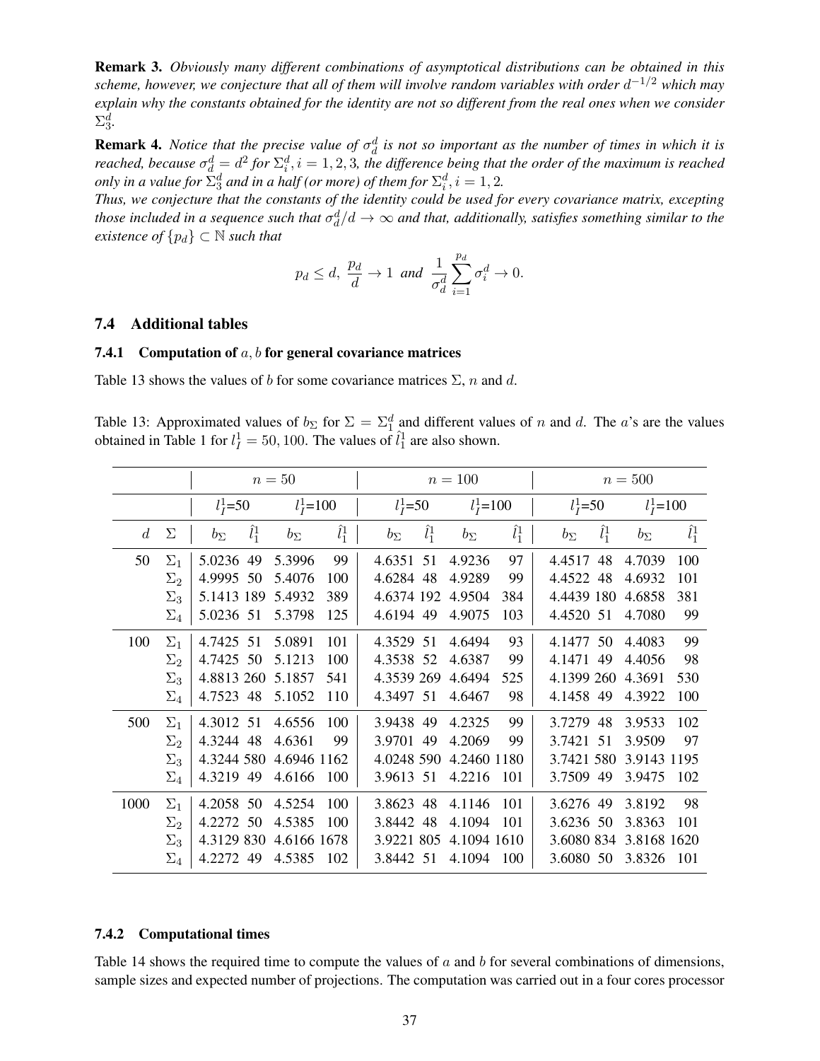**Remark 3.** *Obviously many different combinations of asymptotical distributions can be obtained in this scheme, however, we conjecture that all of them will involve random variables with order $d^{-1/2}$ which may explain why the constants obtained for the identity are not so different from the real ones when we consider $\Sigma_3^d$.*

**Remark 4.** *Notice that the precise value of $\sigma_d^d$ is not so important as the number of times in which it is reached, because $\sigma_d^d = d^2$ for $\Sigma_i^d, i = 1, 2, 3$, the difference being that the order of the maximum is reached only in a value for $\Sigma_3^d$ and in a half (or more) of them for $\Sigma_i^d, i = 1, 2$.*

*Thus, we conjecture that the constants of the identity could be used for every covariance matrix, excepting those included in a sequence such that $\sigma_d^d/d \to \infty$ and that, additionally, satisfies something similar to the existence of $\{p_d\} \subset \mathbb{N}$ such that*

$$p_d \leq d, \ \frac{p_d}{d} \to 1 \ \text{and} \ \frac{1}{\sigma_d^d} \sum_{i=1}^{p_d} \sigma_i^d \to 0.$$

### 7.4 Additional tables

#### 7.4.1 Computation of $a, b$ for general covariance matrices

Table 13 shows the values of $b$ for some covariance matrices $\Sigma$, $n$ and $d$.

Table 13: Approximated values of $b_\Sigma$ for $\Sigma = \Sigma_1^d$ and different values of $n$ and $d$. The $a$'s are the values obtained in Table 1 for $l_I^1 = 50, 100$. The values of $\hat{l}_1^1$ are also shown.

| | | $n = 50$ | | | | $n = 100$ | | | | $n = 500$ | | | |
|---|---|---|---|---|---|---|---|---|---|---|---|---|---|
| | | $l_I^1$=50 | | $l_I^1$=100 | | $l_I^1$=50 | | $l_I^1$=100 | | $l_I^1$=50 | | $l_I^1$=100 | |
| $d$ | $\Sigma$ | $b_\Sigma$ | $\hat{l}_1^1$ | $b_\Sigma$ | $\hat{l}_1^1$ | $b_\Sigma$ | $\hat{l}_1^1$ | $b_\Sigma$ | $\hat{l}_1^1$ | $b_\Sigma$ | $\hat{l}_1^1$ | $b_\Sigma$ | $\hat{l}_1^1$ |
| 50 | $\Sigma_1$ | 5.0236 | 49 | 5.3996 | 99 | 4.6351 | 51 | 4.9236 | 97 | 4.4517 | 48 | 4.7039 | 100 |
| | $\Sigma_2$ | 4.9995 | 50 | 5.4076 | 100 | 4.6284 | 48 | 4.9289 | 99 | 4.4522 | 48 | 4.6932 | 101 |
| | $\Sigma_3$ | 5.1413 | 189 | 5.4932 | 389 | 4.6374 | 192 | 4.9504 | 384 | 4.4439 | 180 | 4.6858 | 381 |
| | $\Sigma_4$ | 5.0236 | 51 | 5.3798 | 125 | 4.6194 | 49 | 4.9075 | 103 | 4.4520 | 51 | 4.7080 | 99 |
| 100 | $\Sigma_1$ | 4.7425 | 51 | 5.0891 | 101 | 4.3529 | 51 | 4.6494 | 93 | 4.1477 | 50 | 4.4083 | 99 |
| | $\Sigma_2$ | 4.7425 | 50 | 5.1213 | 100 | 4.3538 | 52 | 4.6387 | 99 | 4.1471 | 49 | 4.4056 | 98 |
| | $\Sigma_3$ | 4.8813 | 260 | 5.1857 | 541 | 4.3539 | 269 | 4.6494 | 525 | 4.1399 | 260 | 4.3691 | 530 |
| | $\Sigma_4$ | 4.7523 | 48 | 5.1052 | 110 | 4.3497 | 51 | 4.6467 | 98 | 4.1458 | 49 | 4.3922 | 100 |
| 500 | $\Sigma_1$ | 4.3012 | 51 | 4.6556 | 100 | 3.9438 | 49 | 4.2325 | 99 | 3.7279 | 48 | 3.9533 | 102 |
| | $\Sigma_2$ | 4.3244 | 48 | 4.6361 | 99 | 3.9701 | 49 | 4.2069 | 99 | 3.7421 | 51 | 3.9509 | 97 |
| | $\Sigma_3$ | 4.3244 | 580 | 4.6946 | 1162 | 4.0248 | 590 | 4.2460 | 1180 | 3.7421 | 580 | 3.9143 | 1195 |
| | $\Sigma_4$ | 4.3219 | 49 | 4.6166 | 100 | 3.9613 | 51 | 4.2216 | 101 | 3.7509 | 49 | 3.9475 | 102 |
| 1000 | $\Sigma_1$ | 4.2058 | 50 | 4.5254 | 100 | 3.8623 | 48 | 4.1146 | 101 | 3.6276 | 49 | 3.8192 | 98 |
| | $\Sigma_2$ | 4.2272 | 50 | 4.5385 | 100 | 3.8442 | 48 | 4.1094 | 101 | 3.6236 | 50 | 3.8363 | 101 |
| | $\Sigma_3$ | 4.3129 | 830 | 4.6166 | 1678 | 3.9221 | 805 | 4.1094 | 1610 | 3.6080 | 834 | 3.8168 | 1620 |
| | $\Sigma_4$ | 4.2272 | 49 | 4.5385 | 102 | 3.8442 | 51 | 4.1094 | 100 | 3.6080 | 50 | 3.8326 | 101 |

#### 7.4.2 Computational times

Table 14 shows the required time to compute the values of $a$ and $b$ for several combinations of dimensions, sample sizes and expected number of projections. The computation was carried out in a four cores processor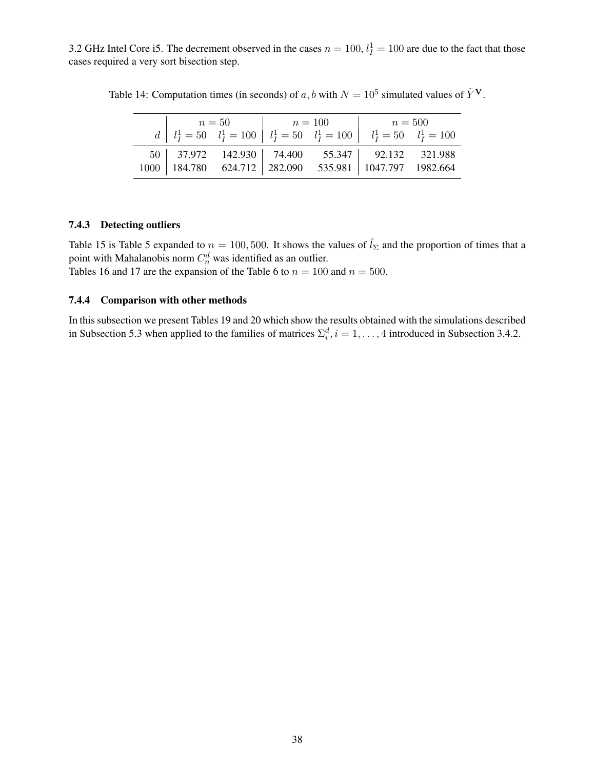3.2 GHz Intel Core i5. The decrement observed in the cases $n = 100, l_I^1 = 100$ are due to the fact that those cases required a very sort bisection step.

Table 14: Computation times (in seconds) of $a, b$ with $N = 10^5$ simulated values of $\tilde{Y}^{\mathbf{V}}$.

| | $n = 50$ | | $n = 100$ | | $n = 500$ | |
|---|---|---|---|---|---|---|
| $d$ | $l_I^1 = 50$ | $l_I^1 = 100$ | $l_I^1 = 50$ | $l_I^1 = 100$ | $l_I^1 = 50$ | $l_I^1 = 100$ |
| 50 | 37.972 | 142.930 | 74.400 | 55.347 | 92.132 | 321.988 |
| 1000 | 184.780 | 624.712 | 282.090 | 535.981 | 1047.797 | 1982.664 |

### 7.4.3 Detecting outliers

Table 15 is Table 5 expanded to $n = 100, 500$. It shows the values of $\hat{l}_\Sigma$ and the proportion of times that a point with Mahalanobis norm $C_n^d$ was identified as an outlier.
Tables 16 and 17 are the expansion of the Table 6 to $n = 100$ and $n = 500$.

### 7.4.4 Comparison with other methods

In this subsection we present Tables 19 and 20 which show the results obtained with the simulations described in Subsection 5.3 when applied to the families of matrices $\Sigma_i^d, i = 1, \ldots, 4$ introduced in Subsection 3.4.2.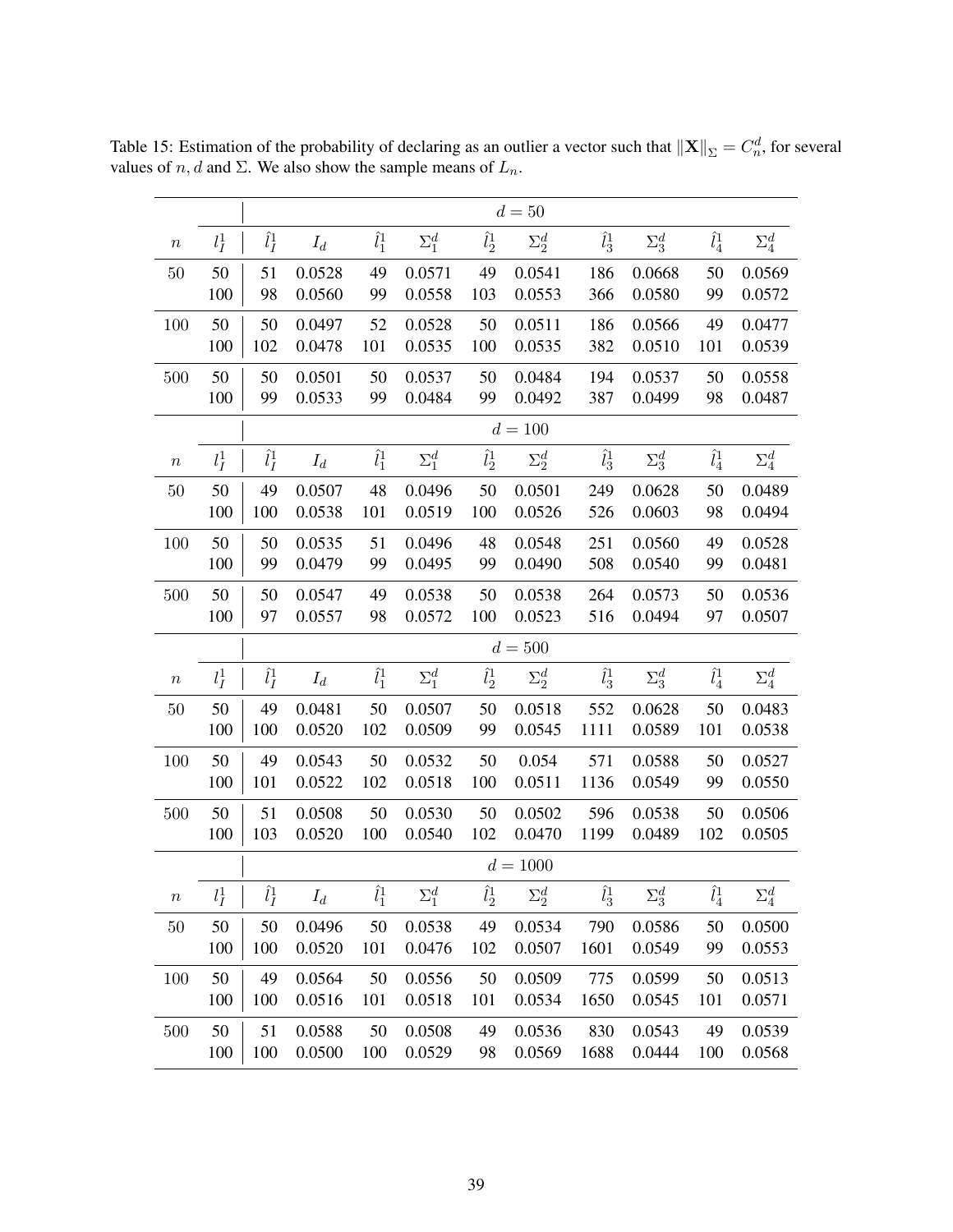Table 15: Estimation of the probability of declaring as an outlier a vector such that $\|\mathbf{X}\|_{\Sigma} = C_n^d$, for several values of $n, d$ and $\Sigma$. We also show the sample means of $L_n$.

| | | $d = 50$ | | | | | | | | | |
|---|---|---|---|---|---|---|---|---|---|---|---|
| $n$ | $l_I^1$ | $\hat{l}_I^1$ | $I_d$ | $\hat{l}_1^1$ | $\Sigma_1^d$ | $\hat{l}_2^1$ | $\Sigma_2^d$ | $\hat{l}_3^1$ | $\Sigma_3^d$ | $\hat{l}_4^1$ | $\Sigma_4^d$ |
| 50 | 50 | 51 | 0.0528 | 49 | 0.0571 | 49 | 0.0541 | 186 | 0.0668 | 50 | 0.0569 |
| | 100 | 98 | 0.0560 | 99 | 0.0558 | 103 | 0.0553 | 366 | 0.0580 | 99 | 0.0572 |
| 100 | 50 | 50 | 0.0497 | 52 | 0.0528 | 50 | 0.0511 | 186 | 0.0566 | 49 | 0.0477 |
| | 100 | 102 | 0.0478 | 101 | 0.0535 | 100 | 0.0535 | 382 | 0.0510 | 101 | 0.0539 |
| 500 | 50 | 50 | 0.0501 | 50 | 0.0537 | 50 | 0.0484 | 194 | 0.0537 | 50 | 0.0558 |
| | 100 | 99 | 0.0533 | 99 | 0.0484 | 99 | 0.0492 | 387 | 0.0499 | 98 | 0.0487 |
| | | $d = 100$ | | | | | | | | | |
| $n$ | $l_I^1$ | $\hat{l}_I^1$ | $I_d$ | $\hat{l}_1^1$ | $\Sigma_1^d$ | $\hat{l}_2^1$ | $\Sigma_2^d$ | $\hat{l}_3^1$ | $\Sigma_3^d$ | $\hat{l}_4^1$ | $\Sigma_4^d$ |
| 50 | 50 | 49 | 0.0507 | 48 | 0.0496 | 50 | 0.0501 | 249 | 0.0628 | 50 | 0.0489 |
| | 100 | 100 | 0.0538 | 101 | 0.0519 | 100 | 0.0526 | 526 | 0.0603 | 98 | 0.0494 |
| 100 | 50 | 50 | 0.0535 | 51 | 0.0496 | 48 | 0.0548 | 251 | 0.0560 | 49 | 0.0528 |
| | 100 | 99 | 0.0479 | 99 | 0.0495 | 99 | 0.0490 | 508 | 0.0540 | 99 | 0.0481 |
| 500 | 50 | 50 | 0.0547 | 49 | 0.0538 | 50 | 0.0538 | 264 | 0.0573 | 50 | 0.0536 |
| | 100 | 97 | 0.0557 | 98 | 0.0572 | 100 | 0.0523 | 516 | 0.0494 | 97 | 0.0507 |
| | | $d = 500$ | | | | | | | | | |
| $n$ | $l_I^1$ | $\hat{l}_I^1$ | $I_d$ | $\hat{l}_1^1$ | $\Sigma_1^d$ | $\hat{l}_2^1$ | $\Sigma_2^d$ | $\hat{l}_3^1$ | $\Sigma_3^d$ | $\hat{l}_4^1$ | $\Sigma_4^d$ |
| 50 | 50 | 49 | 0.0481 | 50 | 0.0507 | 50 | 0.0518 | 552 | 0.0628 | 50 | 0.0483 |
| | 100 | 100 | 0.0520 | 102 | 0.0509 | 99 | 0.0545 | 1111 | 0.0589 | 101 | 0.0538 |
| 100 | 50 | 49 | 0.0543 | 50 | 0.0532 | 50 | 0.054 | 571 | 0.0588 | 50 | 0.0527 |
| | 100 | 101 | 0.0522 | 102 | 0.0518 | 100 | 0.0511 | 1136 | 0.0549 | 99 | 0.0550 |
| 500 | 50 | 51 | 0.0508 | 50 | 0.0530 | 50 | 0.0502 | 596 | 0.0538 | 50 | 0.0506 |
| | 100 | 103 | 0.0520 | 100 | 0.0540 | 102 | 0.0470 | 1199 | 0.0489 | 102 | 0.0505 |
| | | $d = 1000$ | | | | | | | | | |
| $n$ | $l_I^1$ | $\hat{l}_I^1$ | $I_d$ | $\hat{l}_1^1$ | $\Sigma_1^d$ | $\hat{l}_2^1$ | $\Sigma_2^d$ | $\hat{l}_3^1$ | $\Sigma_3^d$ | $\hat{l}_4^1$ | $\Sigma_4^d$ |
| 50 | 50 | 50 | 0.0496 | 50 | 0.0538 | 49 | 0.0534 | 790 | 0.0586 | 50 | 0.0500 |
| | 100 | 100 | 0.0520 | 101 | 0.0476 | 102 | 0.0507 | 1601 | 0.0549 | 99 | 0.0553 |
| 100 | 50 | 49 | 0.0564 | 50 | 0.0556 | 50 | 0.0509 | 775 | 0.0599 | 50 | 0.0513 |
| | 100 | 100 | 0.0516 | 101 | 0.0518 | 101 | 0.0534 | 1650 | 0.0545 | 101 | 0.0571 |
| 500 | 50 | 51 | 0.0588 | 50 | 0.0508 | 49 | 0.0536 | 830 | 0.0543 | 49 | 0.0539 |
| | 100 | 100 | 0.0500 | 100 | 0.0529 | 98 | 0.0569 | 1688 | 0.0444 | 100 | 0.0568 |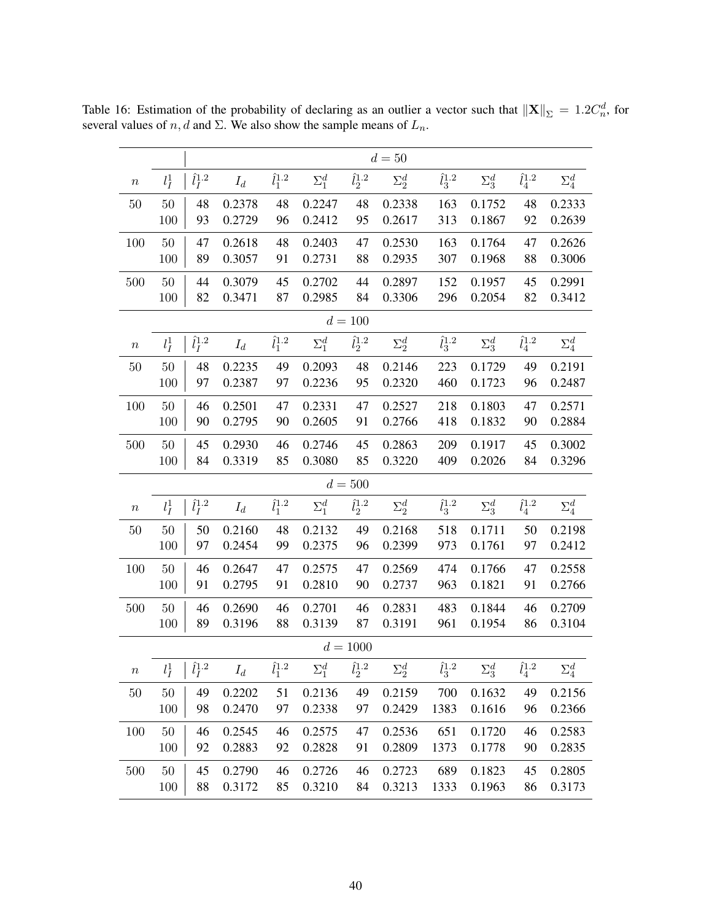Table 16: Estimation of the probability of declaring as an outlier a vector such that $\|\mathbf{X}\|_{\Sigma} = 1.2C_n^d$, for several values of $n, d$ and $\Sigma$. We also show the sample means of $L_n$.

| | | $d = 50$ | | | | | | | | | |
|---|---|---|---|---|---|---|---|---|---|---|---|
| $n$ | $l_I^1$ | $\hat{l}_I^{1.2}$ | $I_d$ | $\hat{l}_1^{1.2}$ | $\Sigma_1^d$ | $\hat{l}_2^{1.2}$ | $\Sigma_2^d$ | $\hat{l}_3^{1.2}$ | $\Sigma_3^d$ | $\hat{l}_4^{1.2}$ | $\Sigma_4^d$ |
| 50 | 50 | 48 | 0.2378 | 48 | 0.2247 | 48 | 0.2338 | 163 | 0.1752 | 48 | 0.2333 |
| | 100 | 93 | 0.2729 | 96 | 0.2412 | 95 | 0.2617 | 313 | 0.1867 | 92 | 0.2639 |
| 100 | 50 | 47 | 0.2618 | 48 | 0.2403 | 47 | 0.2530 | 163 | 0.1764 | 47 | 0.2626 |
| | 100 | 89 | 0.3057 | 91 | 0.2731 | 88 | 0.2935 | 307 | 0.1968 | 88 | 0.3006 |
| 500 | 50 | 44 | 0.3079 | 45 | 0.2702 | 44 | 0.2897 | 152 | 0.1957 | 45 | 0.2991 |
| | 100 | 82 | 0.3471 | 87 | 0.2985 | 84 | 0.3306 | 296 | 0.2054 | 82 | 0.3412 |
| | | $d = 100$ | | | | | | | | | |
| $n$ | $l_I^1$ | $\hat{l}_I^{1.2}$ | $I_d$ | $\hat{l}_1^{1.2}$ | $\Sigma_1^d$ | $\hat{l}_2^{1.2}$ | $\Sigma_2^d$ | $\hat{l}_3^{1.2}$ | $\Sigma_3^d$ | $\hat{l}_4^{1.2}$ | $\Sigma_4^d$ |
| 50 | 50 | 48 | 0.2235 | 49 | 0.2093 | 48 | 0.2146 | 223 | 0.1729 | 49 | 0.2191 |
| | 100 | 97 | 0.2387 | 97 | 0.2236 | 95 | 0.2320 | 460 | 0.1723 | 96 | 0.2487 |
| 100 | 50 | 46 | 0.2501 | 47 | 0.2331 | 47 | 0.2527 | 218 | 0.1803 | 47 | 0.2571 |
| | 100 | 90 | 0.2795 | 90 | 0.2605 | 91 | 0.2766 | 418 | 0.1832 | 90 | 0.2884 |
| 500 | 50 | 45 | 0.2930 | 46 | 0.2746 | 45 | 0.2863 | 209 | 0.1917 | 45 | 0.3002 |
| | 100 | 84 | 0.3319 | 85 | 0.3080 | 85 | 0.3220 | 409 | 0.2026 | 84 | 0.3296 |
| | | $d = 500$ | | | | | | | | | |
| $n$ | $l_I^1$ | $\hat{l}_I^{1.2}$ | $I_d$ | $\hat{l}_1^{1.2}$ | $\Sigma_1^d$ | $\hat{l}_2^{1.2}$ | $\Sigma_2^d$ | $\hat{l}_3^{1.2}$ | $\Sigma_3^d$ | $\hat{l}_4^{1.2}$ | $\Sigma_4^d$ |
| 50 | 50 | 50 | 0.2160 | 48 | 0.2132 | 49 | 0.2168 | 518 | 0.1711 | 50 | 0.2198 |
| | 100 | 97 | 0.2454 | 99 | 0.2375 | 96 | 0.2399 | 973 | 0.1761 | 97 | 0.2412 |
| 100 | 50 | 46 | 0.2647 | 47 | 0.2575 | 47 | 0.2569 | 474 | 0.1766 | 47 | 0.2558 |
| | 100 | 91 | 0.2795 | 91 | 0.2810 | 90 | 0.2737 | 963 | 0.1821 | 91 | 0.2766 |
| 500 | 50 | 46 | 0.2690 | 46 | 0.2701 | 46 | 0.2831 | 483 | 0.1844 | 46 | 0.2709 |
| | 100 | 89 | 0.3196 | 88 | 0.3139 | 87 | 0.3191 | 961 | 0.1954 | 86 | 0.3104 |
| | | $d = 1000$ | | | | | | | | | |
| $n$ | $l_I^1$ | $\hat{l}_I^{1.2}$ | $I_d$ | $\hat{l}_1^{1.2}$ | $\Sigma_1^d$ | $\hat{l}_2^{1.2}$ | $\Sigma_2^d$ | $\hat{l}_3^{1.2}$ | $\Sigma_3^d$ | $\hat{l}_4^{1.2}$ | $\Sigma_4^d$ |
| 50 | 50 | 49 | 0.2202 | 51 | 0.2136 | 49 | 0.2159 | 700 | 0.1632 | 49 | 0.2156 |
| | 100 | 98 | 0.2470 | 97 | 0.2338 | 97 | 0.2429 | 1383 | 0.1616 | 96 | 0.2366 |
| 100 | 50 | 46 | 0.2545 | 46 | 0.2575 | 47 | 0.2536 | 651 | 0.1720 | 46 | 0.2583 |
| | 100 | 92 | 0.2883 | 92 | 0.2828 | 91 | 0.2809 | 1373 | 0.1778 | 90 | 0.2835 |
| 500 | 50 | 45 | 0.2790 | 46 | 0.2726 | 46 | 0.2723 | 689 | 0.1823 | 45 | 0.2805 |
| | 100 | 88 | 0.3172 | 85 | 0.3210 | 84 | 0.3213 | 1333 | 0.1963 | 86 | 0.3173 |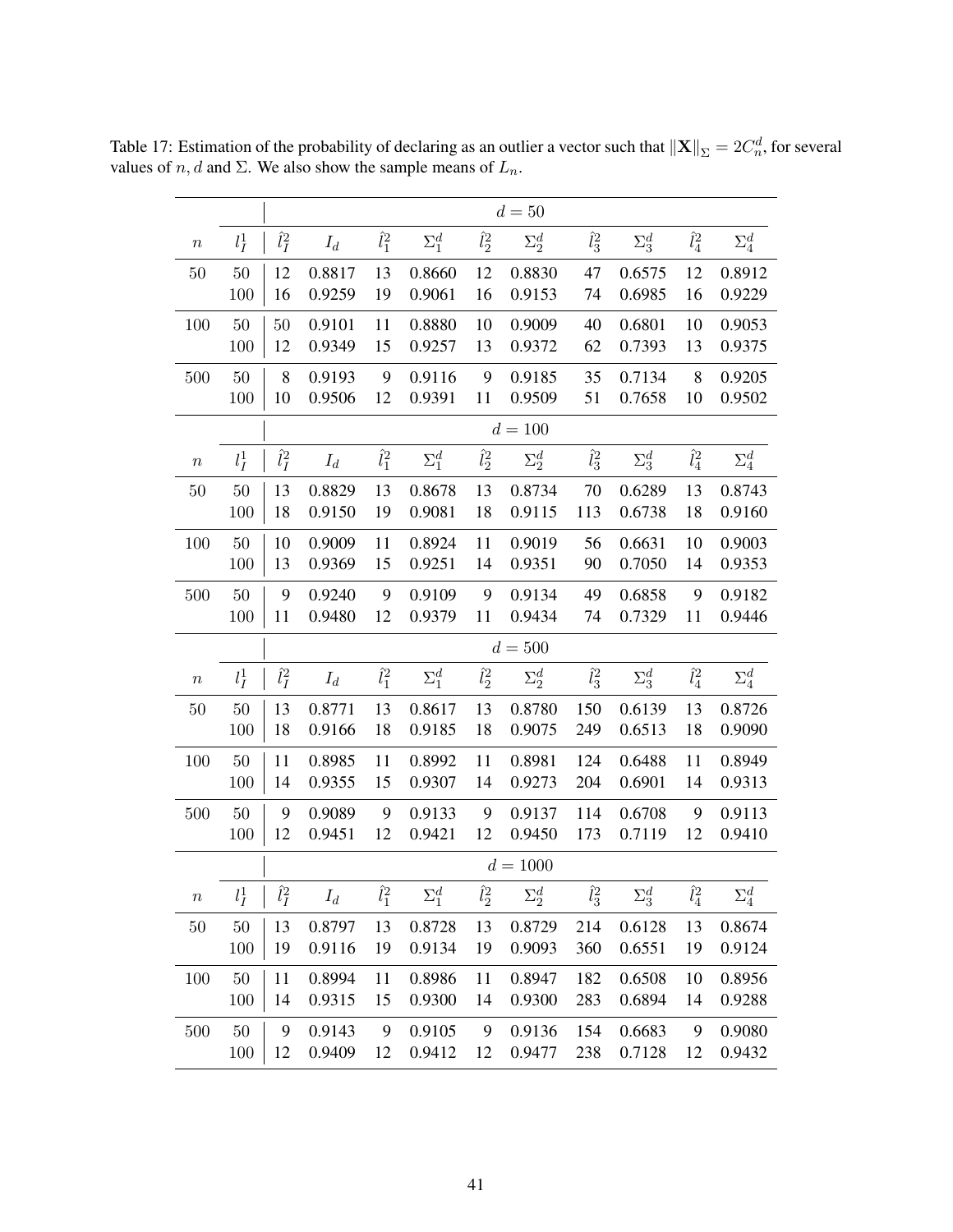Table 17: Estimation of the probability of declaring as an outlier a vector such that $\|\mathbf{X}\|_{\Sigma} = 2C_n^d$, for several values of $n, d$ and $\Sigma$. We also show the sample means of $L_n$.

| | | $d = 50$ | | | | | | | | | |
|---|---|---|---|---|---|---|---|---|---|---|---|
| $n$ | $l_I^1$ | $\hat{l}_I^2$ | $I_d$ | $\hat{l}_1^2$ | $\Sigma_1^d$ | $\hat{l}_2^2$ | $\Sigma_2^d$ | $\hat{l}_3^2$ | $\Sigma_3^d$ | $\hat{l}_4^2$ | $\Sigma_4^d$ |
| 50 | 50 | 12 | 0.8817 | 13 | 0.8660 | 12 | 0.8830 | 47 | 0.6575 | 12 | 0.8912 |
| | 100 | 16 | 0.9259 | 19 | 0.9061 | 16 | 0.9153 | 74 | 0.6985 | 16 | 0.9229 |
| 100 | 50 | 50 | 0.9101 | 11 | 0.8880 | 10 | 0.9009 | 40 | 0.6801 | 10 | 0.9053 |
| | 100 | 12 | 0.9349 | 15 | 0.9257 | 13 | 0.9372 | 62 | 0.7393 | 13 | 0.9375 |
| 500 | 50 | 8 | 0.9193 | 9 | 0.9116 | 9 | 0.9185 | 35 | 0.7134 | 8 | 0.9205 |
| | 100 | 10 | 0.9506 | 12 | 0.9391 | 11 | 0.9509 | 51 | 0.7658 | 10 | 0.9502 |
| | | $d = 100$ | | | | | | | | | |
| $n$ | $l_I^1$ | $\hat{l}_I^2$ | $I_d$ | $\hat{l}_1^2$ | $\Sigma_1^d$ | $\hat{l}_2^2$ | $\Sigma_2^d$ | $\hat{l}_3^2$ | $\Sigma_3^d$ | $\hat{l}_4^2$ | $\Sigma_4^d$ |
| 50 | 50 | 13 | 0.8829 | 13 | 0.8678 | 13 | 0.8734 | 70 | 0.6289 | 13 | 0.8743 |
| | 100 | 18 | 0.9150 | 19 | 0.9081 | 18 | 0.9115 | 113 | 0.6738 | 18 | 0.9160 |
| 100 | 50 | 10 | 0.9009 | 11 | 0.8924 | 11 | 0.9019 | 56 | 0.6631 | 10 | 0.9003 |
| | 100 | 13 | 0.9369 | 15 | 0.9251 | 14 | 0.9351 | 90 | 0.7050 | 14 | 0.9353 |
| 500 | 50 | 9 | 0.9240 | 9 | 0.9109 | 9 | 0.9134 | 49 | 0.6858 | 9 | 0.9182 |
| | 100 | 11 | 0.9480 | 12 | 0.9379 | 11 | 0.9434 | 74 | 0.7329 | 11 | 0.9446 |
| | | $d = 500$ | | | | | | | | | |
| $n$ | $l_I^1$ | $\hat{l}_I^2$ | $I_d$ | $\hat{l}_1^2$ | $\Sigma_1^d$ | $\hat{l}_2^2$ | $\Sigma_2^d$ | $\hat{l}_3^2$ | $\Sigma_3^d$ | $\hat{l}_4^2$ | $\Sigma_4^d$ |
| 50 | 50 | 13 | 0.8771 | 13 | 0.8617 | 13 | 0.8780 | 150 | 0.6139 | 13 | 0.8726 |
| | 100 | 18 | 0.9166 | 18 | 0.9185 | 18 | 0.9075 | 249 | 0.6513 | 18 | 0.9090 |
| 100 | 50 | 11 | 0.8985 | 11 | 0.8992 | 11 | 0.8981 | 124 | 0.6488 | 11 | 0.8949 |
| | 100 | 14 | 0.9355 | 15 | 0.9307 | 14 | 0.9273 | 204 | 0.6901 | 14 | 0.9313 |
| 500 | 50 | 9 | 0.9089 | 9 | 0.9133 | 9 | 0.9137 | 114 | 0.6708 | 9 | 0.9113 |
| | 100 | 12 | 0.9451 | 12 | 0.9421 | 12 | 0.9450 | 173 | 0.7119 | 12 | 0.9410 |
| | | $d = 1000$ | | | | | | | | | |
| $n$ | $l_I^1$ | $\hat{l}_I^2$ | $I_d$ | $\hat{l}_1^2$ | $\Sigma_1^d$ | $\hat{l}_2^2$ | $\Sigma_2^d$ | $\hat{l}_3^2$ | $\Sigma_3^d$ | $\hat{l}_4^2$ | $\Sigma_4^d$ |
| 50 | 50 | 13 | 0.8797 | 13 | 0.8728 | 13 | 0.8729 | 214 | 0.6128 | 13 | 0.8674 |
| | 100 | 19 | 0.9116 | 19 | 0.9134 | 19 | 0.9093 | 360 | 0.6551 | 19 | 0.9124 |
| 100 | 50 | 11 | 0.8994 | 11 | 0.8986 | 11 | 0.8947 | 182 | 0.6508 | 10 | 0.8956 |
| | 100 | 14 | 0.9315 | 15 | 0.9300 | 14 | 0.9300 | 283 | 0.6894 | 14 | 0.9288 |
| 500 | 50 | 9 | 0.9143 | 9 | 0.9105 | 9 | 0.9136 | 154 | 0.6683 | 9 | 0.9080 |
| | 100 | 12 | 0.9409 | 12 | 0.9412 | 12 | 0.9477 | 238 | 0.7128 | 12 | 0.9432 |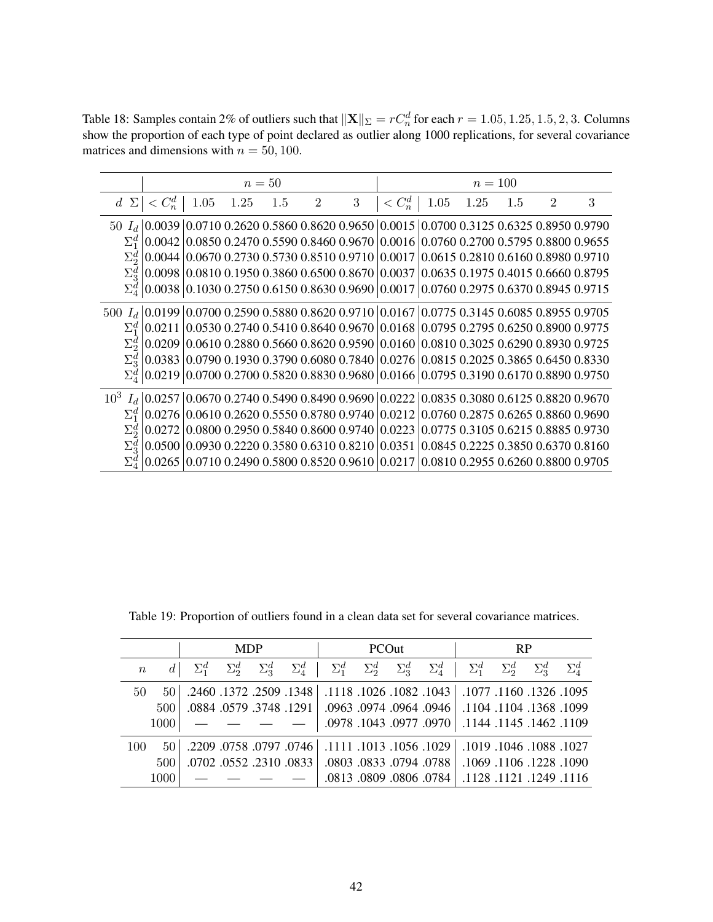Table 18: Samples contain 2% of outliers such that $\|\mathbf{X}\|_\Sigma = rC_n^d$ for each $r = 1.05, 1.25, 1.5, 2, 3$. Columns show the proportion of each type of point declared as outlier along 1000 replications, for several covariance matrices and dimensions with $n = 50, 100$.

| | | $n = 50$ | | | | | | $n = 100$ | | | | | |
|---|---|---|---|---|---|---|---|---|---|---|---|---|---|
| $d$ | $\Sigma$ | $< C_n^d$ | 1.05 | 1.25 | 1.5 | 2 | 3 | $< C_n^d$ | 1.05 | 1.25 | 1.5 | 2 | 3 |
| 50 | $I_d$ | 0.0039 | 0.0710 | 0.2620 | 0.5860 | 0.8620 | 0.9650 | 0.0015 | 0.0700 | 0.3125 | 0.6325 | 0.8950 | 0.9790 |
| | $\Sigma_1^d$ | 0.0042 | 0.0850 | 0.2470 | 0.5590 | 0.8460 | 0.9670 | 0.0016 | 0.0760 | 0.2700 | 0.5795 | 0.8800 | 0.9655 |
| | $\Sigma_2^d$ | 0.0044 | 0.0670 | 0.2730 | 0.5730 | 0.8510 | 0.9710 | 0.0017 | 0.0615 | 0.2810 | 0.6160 | 0.8980 | 0.9710 |
| | $\Sigma_3^d$ | 0.0098 | 0.0810 | 0.1950 | 0.3860 | 0.6500 | 0.8670 | 0.0037 | 0.0635 | 0.1975 | 0.4015 | 0.6660 | 0.8795 |
| | $\Sigma_4^d$ | 0.0038 | 0.1030 | 0.2750 | 0.6150 | 0.8630 | 0.9690 | 0.0017 | 0.0760 | 0.2975 | 0.6370 | 0.8945 | 0.9715 |
| 500 | $I_d$ | 0.0199 | 0.0700 | 0.2590 | 0.5880 | 0.8620 | 0.9710 | 0.0167 | 0.0775 | 0.3145 | 0.6085 | 0.8955 | 0.9705 |
| | $\Sigma_1^d$ | 0.0211 | 0.0530 | 0.2740 | 0.5410 | 0.8640 | 0.9670 | 0.0168 | 0.0795 | 0.2795 | 0.6250 | 0.8900 | 0.9775 |
| | $\Sigma_2^d$ | 0.0209 | 0.0610 | 0.2880 | 0.5660 | 0.8620 | 0.9590 | 0.0160 | 0.0810 | 0.3025 | 0.6290 | 0.8930 | 0.9725 |
| | $\Sigma_3^d$ | 0.0383 | 0.0790 | 0.1930 | 0.3790 | 0.6080 | 0.7840 | 0.0276 | 0.0815 | 0.2025 | 0.3865 | 0.6450 | 0.8330 |
| | $\Sigma_4^d$ | 0.0219 | 0.0700 | 0.2700 | 0.5820 | 0.8830 | 0.9680 | 0.0166 | 0.0795 | 0.3190 | 0.6170 | 0.8890 | 0.9750 |
| $10^3$ | $I_d$ | 0.0257 | 0.0670 | 0.2740 | 0.5490 | 0.8490 | 0.9690 | 0.0222 | 0.0835 | 0.3080 | 0.6125 | 0.8820 | 0.9670 |
| | $\Sigma_1^d$ | 0.0276 | 0.0610 | 0.2620 | 0.5550 | 0.8780 | 0.9740 | 0.0212 | 0.0760 | 0.2875 | 0.6265 | 0.8860 | 0.9690 |
| | $\Sigma_2^d$ | 0.0272 | 0.0800 | 0.2950 | 0.5840 | 0.8600 | 0.9740 | 0.0223 | 0.0775 | 0.3105 | 0.6215 | 0.8885 | 0.9730 |
| | $\Sigma_3^d$ | 0.0500 | 0.0930 | 0.2220 | 0.3580 | 0.6310 | 0.8210 | 0.0351 | 0.0845 | 0.2225 | 0.3850 | 0.6370 | 0.8160 |
| | $\Sigma_4^d$ | 0.0265 | 0.0710 | 0.2490 | 0.5800 | 0.8520 | 0.9610 | 0.0217 | 0.0810 | 0.2955 | 0.6260 | 0.8800 | 0.9705 |

Table 19: Proportion of outliers found in a clean data set for several covariance matrices.

| | | MDP | | | | PCOut | | | | RP | | | |
|---|---|---|---|---|---|---|---|---|---|---|---|---|---|
| $n$ | $d$ | $\Sigma_1^d$ | $\Sigma_2^d$ | $\Sigma_3^d$ | $\Sigma_4^d$ | $\Sigma_1^d$ | $\Sigma_2^d$ | $\Sigma_3^d$ | $\Sigma_4^d$ | $\Sigma_1^d$ | $\Sigma_2^d$ | $\Sigma_3^d$ | $\Sigma_4^d$ |
| 50 | 50 | .2460 | .1372 | .2509 | .1348 | .1118 | .1026 | .1082 | .1043 | .1077 | .1160 | .1326 | .1095 |
| | 500 | .0884 | .0579 | .3748 | .1291 | .0963 | .0974 | .0964 | .0946 | .1104 | .1104 | .1368 | .1099 |
| | 1000 | — | — | — | — | .0978 | .1043 | .0977 | .0970 | .1144 | .1145 | .1462 | .1109 |
| 100 | 50 | .2209 | .0758 | .0797 | .0746 | .1111 | .1013 | .1056 | .1029 | .1019 | .1046 | .1088 | .1027 |
| | 500 | .0702 | .0552 | .2310 | .0833 | .0803 | .0833 | .0794 | .0788 | .1069 | .1106 | .1228 | .1090 |
| | 1000 | — | — | — | — | .0813 | .0809 | .0806 | .0784 | .1128 | .1121 | .1249 | .1116 |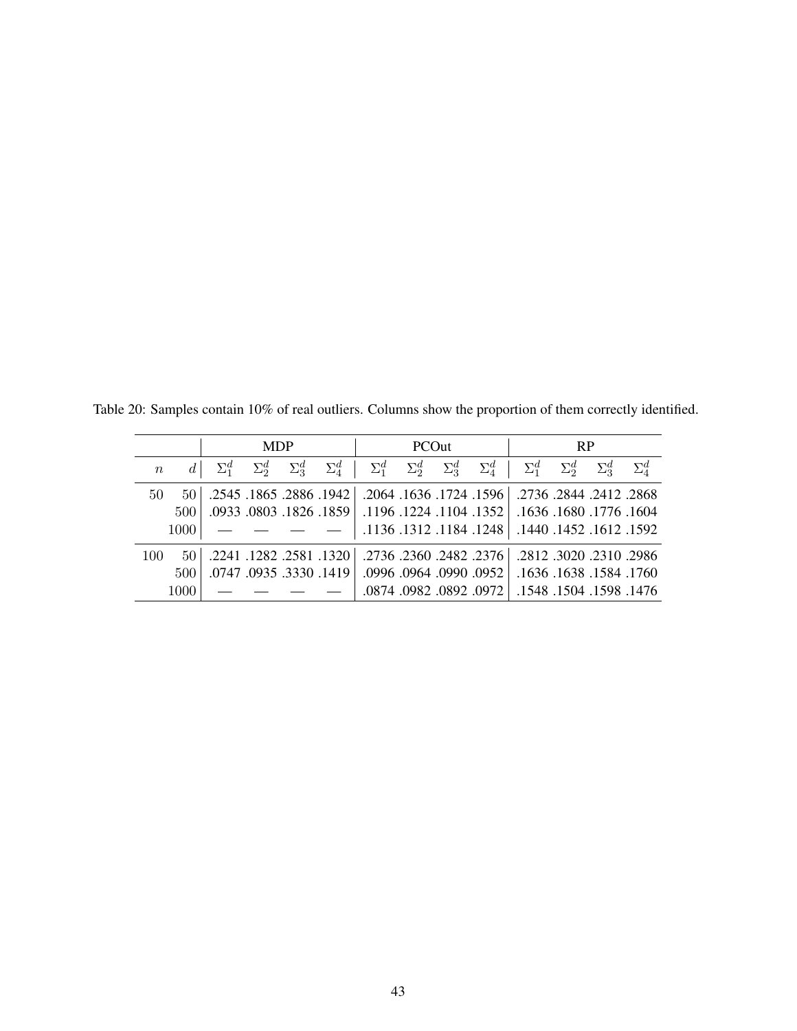Table 20: Samples contain 10% of real outliers. Columns show the proportion of them correctly identified.

| | | MDP | | | | PCOut | | | | RP | | | |
|---|---|---|---|---|---|---|---|---|---|---|---|---|---|
| $n$ | $d$ | $\Sigma_1^d$ | $\Sigma_2^d$ | $\Sigma_3^d$ | $\Sigma_4^d$ | $\Sigma_1^d$ | $\Sigma_2^d$ | $\Sigma_3^d$ | $\Sigma_4^d$ | $\Sigma_1^d$ | $\Sigma_2^d$ | $\Sigma_3^d$ | $\Sigma_4^d$ |
| 50 | 50 | .2545 | .1865 | .2886 | .1942 | .2064 | .1636 | .1724 | .1596 | .2736 | .2844 | .2412 | .2868 |
| | 500 | .0933 | .0803 | .1826 | .1859 | .1196 | .1224 | .1104 | .1352 | .1636 | .1680 | .1776 | .1604 |
| | 1000 | — | — | — | — | .1136 | .1312 | .1184 | .1248 | .1440 | .1452 | .1612 | .1592 |
| 100 | 50 | .2241 | .1282 | .2581 | .1320 | .2736 | .2360 | .2482 | .2376 | .2812 | .3020 | .2310 | .2986 |
| | 500 | .0747 | .0935 | .3330 | .1419 | .0996 | .0964 | .0990 | .0952 | .1636 | .1638 | .1584 | .1760 |
| | 1000 | — | — | — | — | .0874 | .0982 | .0892 | .0972 | .1548 | .1504 | .1598 | .1476 |